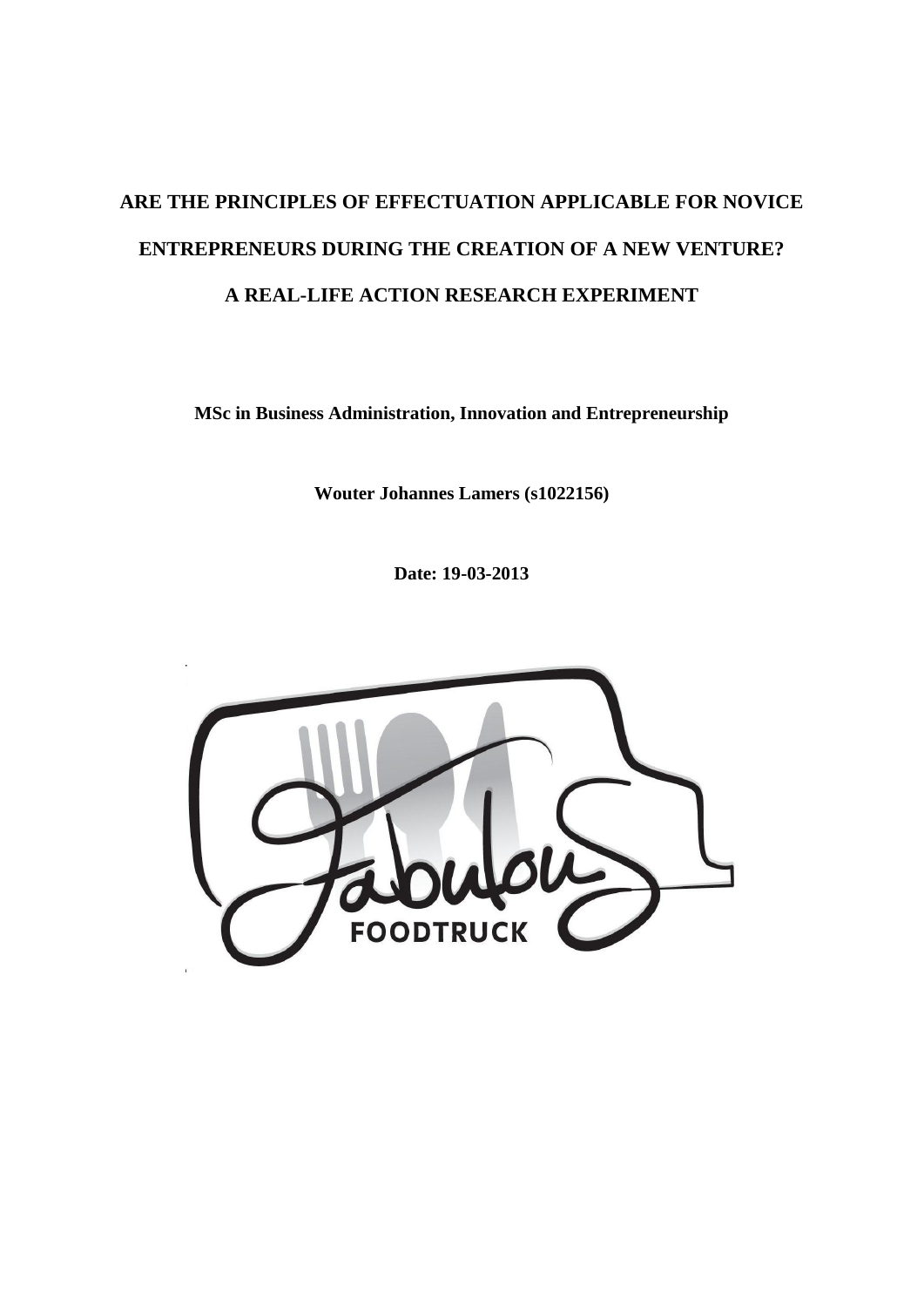# ARE THE PRINCIPLES OF EFFECTUATION APPLICABLE FOR NOVICE ENTREPRENEURS DURING THE CREATION OF A NEW VENTURE? A REAL-LIFE ACTION RESEARCH EXPERIMENT

**MSc in Business Administration, Innovation and Entrepreneurship**

**Wouter Johannes Lamers (s1022156)**

**Date: 19-03-2013**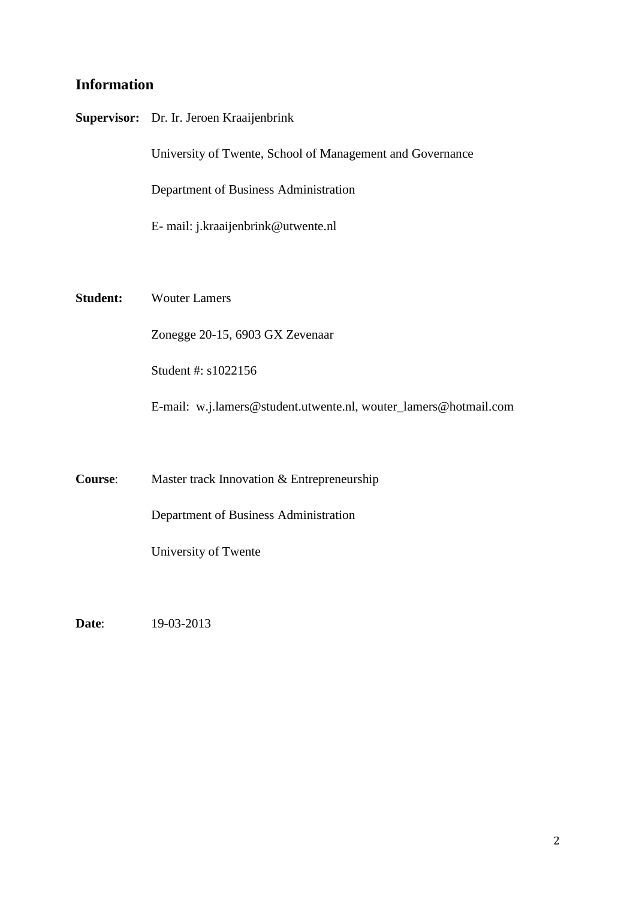## Information

**Supervisor:** Dr. Ir. Jeroen Kraaijenbrink

University of Twente, School of Management and Governance

Department of Business Administration

E- mail: j.kraaijenbrink@utwente.nl

**Student:** Wouter Lamers

Zonegge 20-15, 6903 GX Zevenaar

Student #: s1022156

E-mail: w.j.lamers@student.utwente.nl, wouter_lamers@hotmail.com

**Course**: Master track Innovation & Entrepreneurship

Department of Business Administration

University of Twente

**Date**: 19-03-2013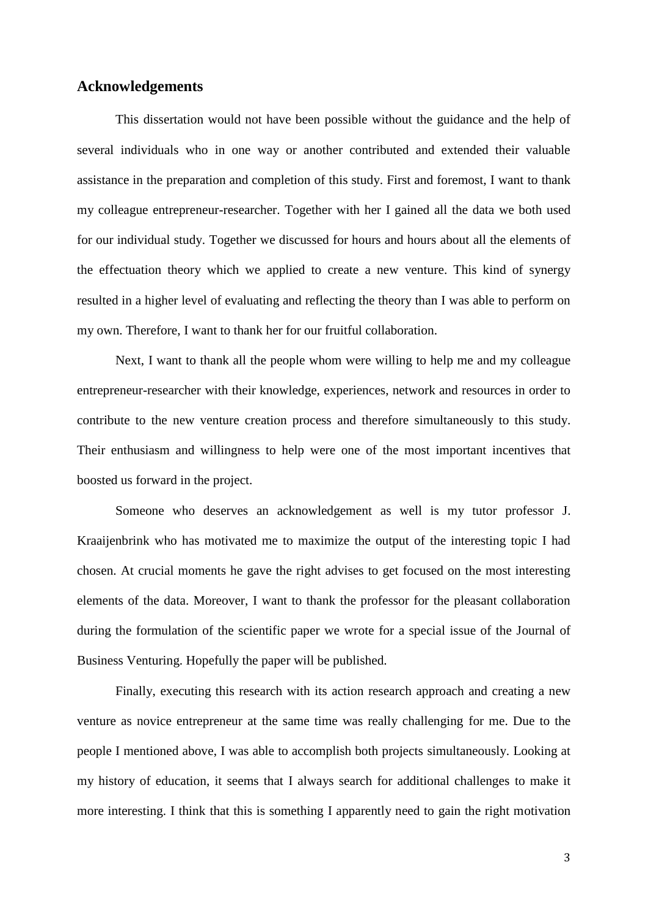## Acknowledgements

This dissertation would not have been possible without the guidance and the help of several individuals who in one way or another contributed and extended their valuable assistance in the preparation and completion of this study. First and foremost, I want to thank my colleague entrepreneur-researcher. Together with her I gained all the data we both used for our individual study. Together we discussed for hours and hours about all the elements of the effectuation theory which we applied to create a new venture. This kind of synergy resulted in a higher level of evaluating and reflecting the theory than I was able to perform on my own. Therefore, I want to thank her for our fruitful collaboration.

Next, I want to thank all the people whom were willing to help me and my colleague entrepreneur-researcher with their knowledge, experiences, network and resources in order to contribute to the new venture creation process and therefore simultaneously to this study. Their enthusiasm and willingness to help were one of the most important incentives that boosted us forward in the project.

Someone who deserves an acknowledgement as well is my tutor professor J. Kraaijenbrink who has motivated me to maximize the output of the interesting topic I had chosen. At crucial moments he gave the right advises to get focused on the most interesting elements of the data. Moreover, I want to thank the professor for the pleasant collaboration during the formulation of the scientific paper we wrote for a special issue of the Journal of Business Venturing. Hopefully the paper will be published.

Finally, executing this research with its action research approach and creating a new venture as novice entrepreneur at the same time was really challenging for me. Due to the people I mentioned above, I was able to accomplish both projects simultaneously. Looking at my history of education, it seems that I always search for additional challenges to make it more interesting. I think that this is something I apparently need to gain the right motivation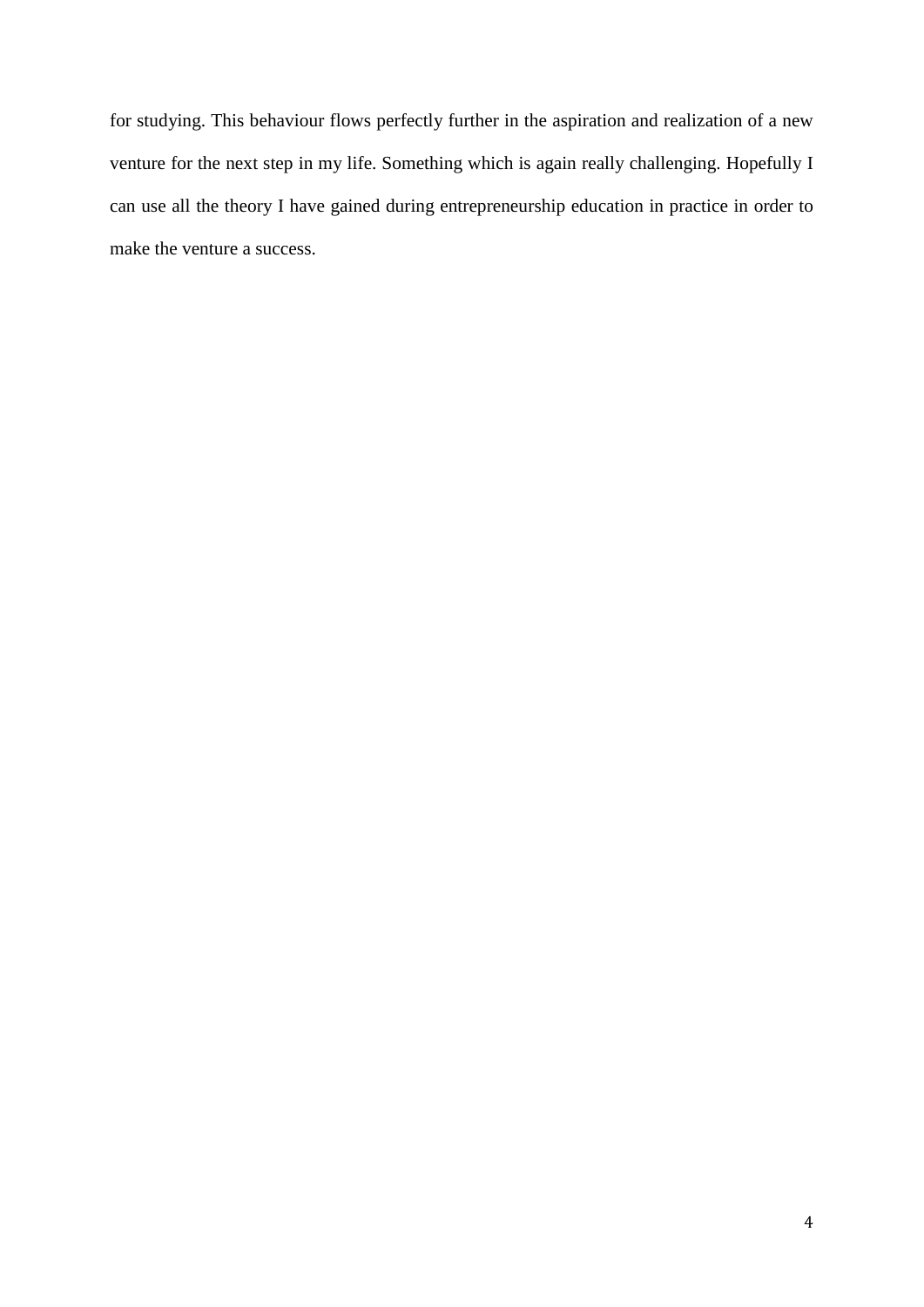for studying. This behaviour flows perfectly further in the aspiration and realization of a new venture for the next step in my life. Something which is again really challenging. Hopefully I can use all the theory I have gained during entrepreneurship education in practice in order to make the venture a success.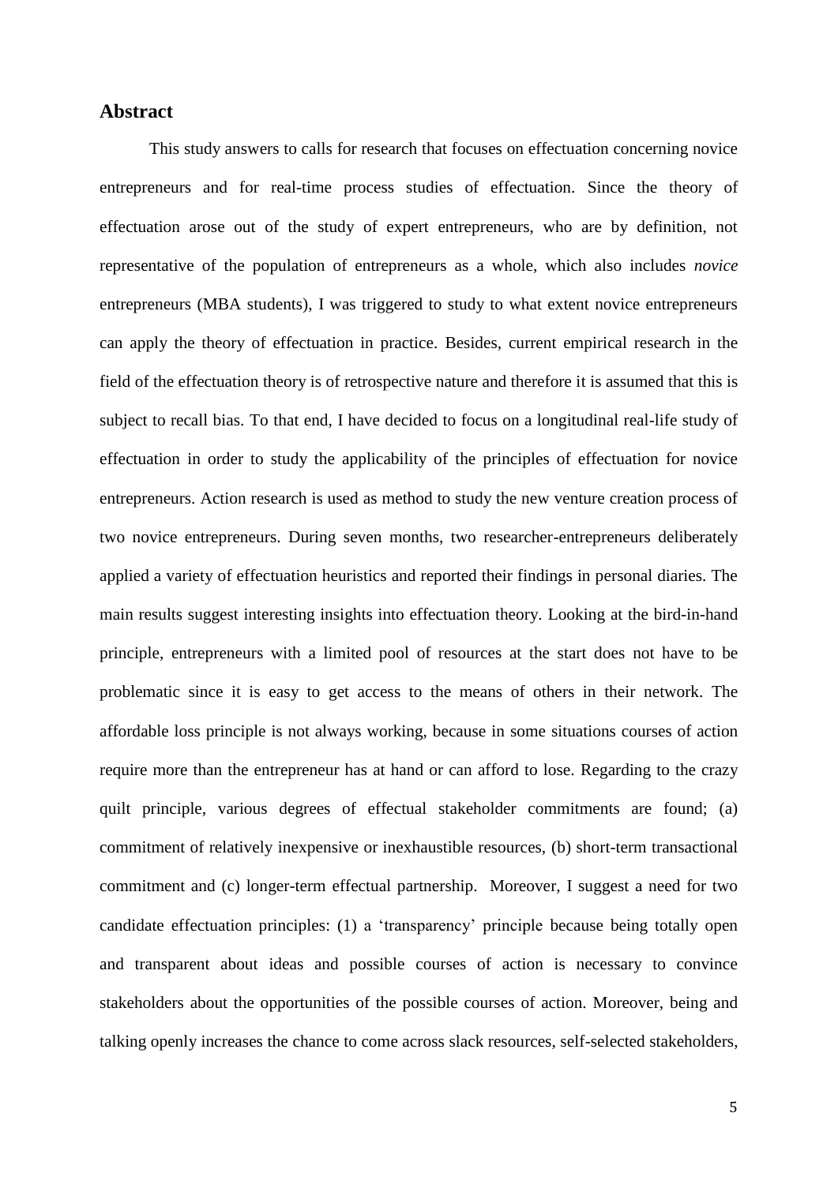## Abstract

This study answers to calls for research that focuses on effectuation concerning novice entrepreneurs and for real-time process studies of effectuation. Since the theory of effectuation arose out of the study of expert entrepreneurs, who are by definition, not representative of the population of entrepreneurs as a whole, which also includes *novice* entrepreneurs (MBA students), I was triggered to study to what extent novice entrepreneurs can apply the theory of effectuation in practice. Besides, current empirical research in the field of the effectuation theory is of retrospective nature and therefore it is assumed that this is subject to recall bias. To that end, I have decided to focus on a longitudinal real-life study of effectuation in order to study the applicability of the principles of effectuation for novice entrepreneurs. Action research is used as method to study the new venture creation process of two novice entrepreneurs. During seven months, two researcher-entrepreneurs deliberately applied a variety of effectuation heuristics and reported their findings in personal diaries. The main results suggest interesting insights into effectuation theory. Looking at the bird-in-hand principle, entrepreneurs with a limited pool of resources at the start does not have to be problematic since it is easy to get access to the means of others in their network. The affordable loss principle is not always working, because in some situations courses of action require more than the entrepreneur has at hand or can afford to lose. Regarding to the crazy quilt principle, various degrees of effectual stakeholder commitments are found; (a) commitment of relatively inexpensive or inexhaustible resources, (b) short-term transactional commitment and (c) longer-term effectual partnership. Moreover, I suggest a need for two candidate effectuation principles: (1) a 'transparency' principle because being totally open and transparent about ideas and possible courses of action is necessary to convince stakeholders about the opportunities of the possible courses of action. Moreover, being and talking openly increases the chance to come across slack resources, self-selected stakeholders,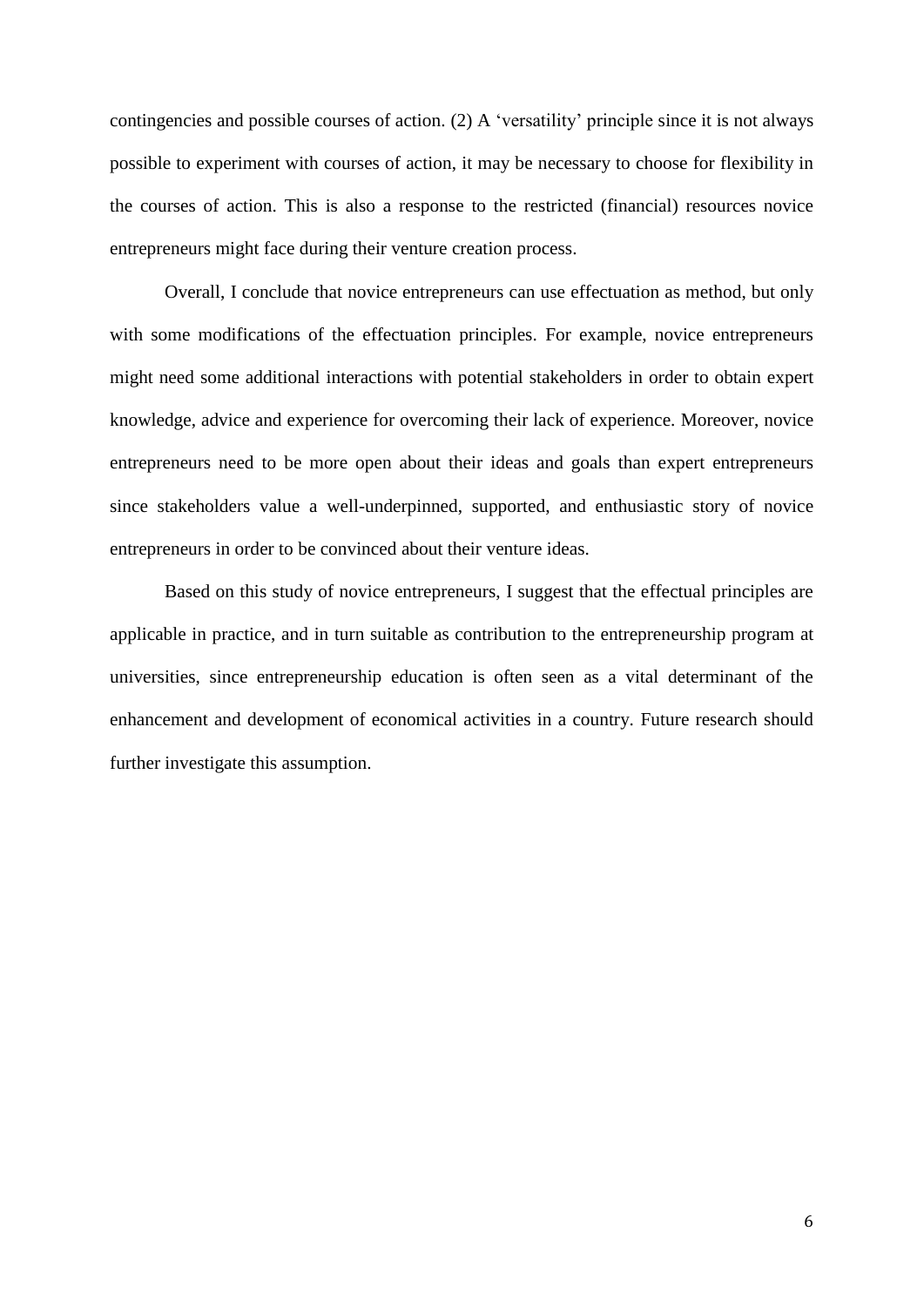contingencies and possible courses of action. (2) A ‘versatility’ principle since it is not always possible to experiment with courses of action, it may be necessary to choose for flexibility in the courses of action. This is also a response to the restricted (financial) resources novice entrepreneurs might face during their venture creation process.

Overall, I conclude that novice entrepreneurs can use effectuation as method, but only with some modifications of the effectuation principles. For example, novice entrepreneurs might need some additional interactions with potential stakeholders in order to obtain expert knowledge, advice and experience for overcoming their lack of experience. Moreover, novice entrepreneurs need to be more open about their ideas and goals than expert entrepreneurs since stakeholders value a well-underpinned, supported, and enthusiastic story of novice entrepreneurs in order to be convinced about their venture ideas.

Based on this study of novice entrepreneurs, I suggest that the effectual principles are applicable in practice, and in turn suitable as contribution to the entrepreneurship program at universities, since entrepreneurship education is often seen as a vital determinant of the enhancement and development of economical activities in a country. Future research should further investigate this assumption.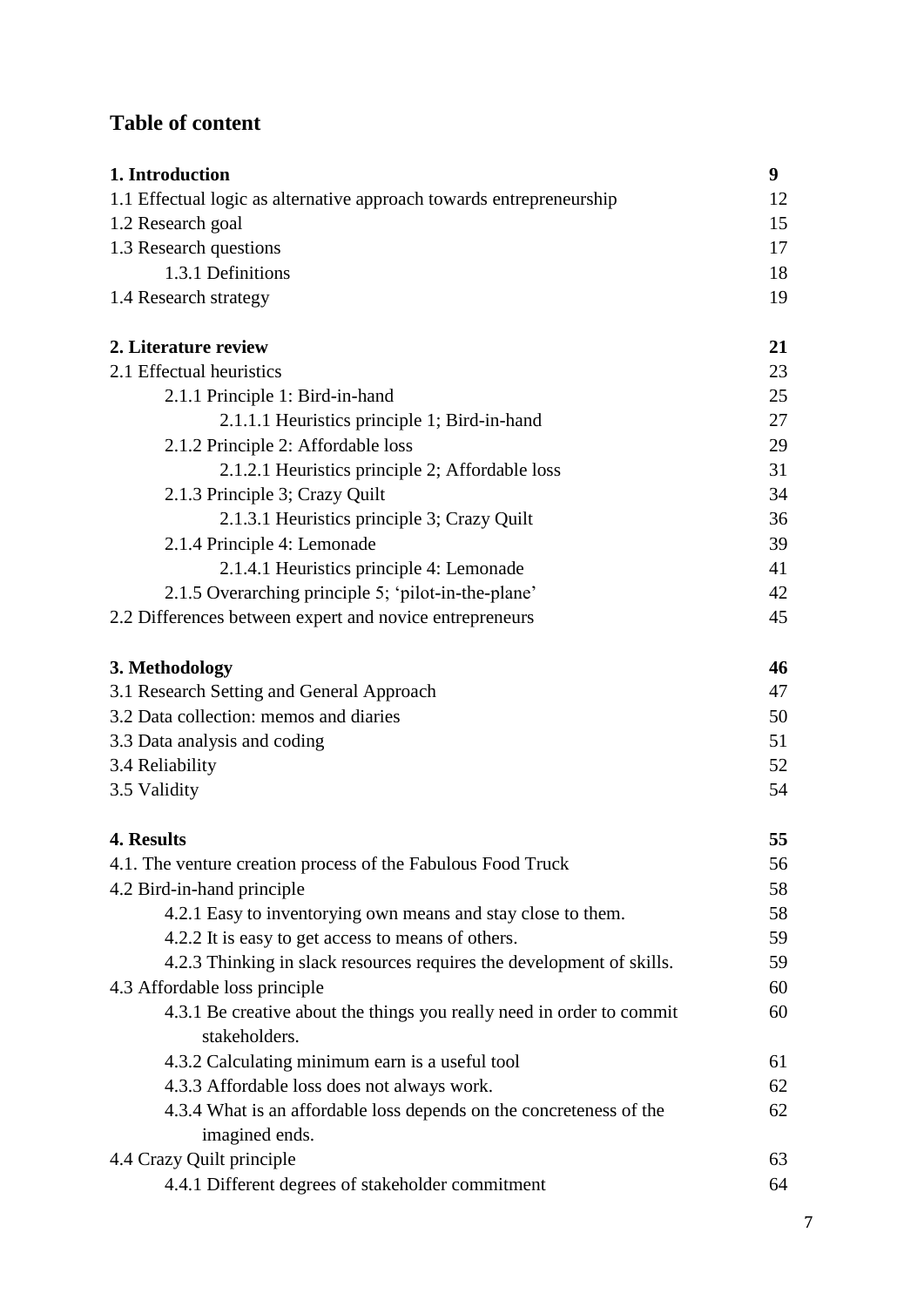# Table of content

| | |
|---|---|
| **1. Introduction** | **9** |
| 1.1 Effectual logic as alternative approach towards entrepreneurship | 12 |
| 1.2 Research goal | 15 |
| 1.3 Research questions | 17 |
| &nbsp;&nbsp;&nbsp;&nbsp;1.3.1 Definitions | 18 |
| 1.4 Research strategy | 19 |
| **2. Literature review** | **21** |
| 2.1 Effectual heuristics | 23 |
| &nbsp;&nbsp;&nbsp;&nbsp;2.1.1 Principle 1: Bird-in-hand | 25 |
| &nbsp;&nbsp;&nbsp;&nbsp;&nbsp;&nbsp;&nbsp;&nbsp;2.1.1.1 Heuristics principle 1; Bird-in-hand | 27 |
| &nbsp;&nbsp;&nbsp;&nbsp;2.1.2 Principle 2: Affordable loss | 29 |
| &nbsp;&nbsp;&nbsp;&nbsp;&nbsp;&nbsp;&nbsp;&nbsp;2.1.2.1 Heuristics principle 2; Affordable loss | 31 |
| &nbsp;&nbsp;&nbsp;&nbsp;2.1.3 Principle 3; Crazy Quilt | 34 |
| &nbsp;&nbsp;&nbsp;&nbsp;&nbsp;&nbsp;&nbsp;&nbsp;2.1.3.1 Heuristics principle 3; Crazy Quilt | 36 |
| &nbsp;&nbsp;&nbsp;&nbsp;2.1.4 Principle 4: Lemonade | 39 |
| &nbsp;&nbsp;&nbsp;&nbsp;&nbsp;&nbsp;&nbsp;&nbsp;2.1.4.1 Heuristics principle 4: Lemonade | 41 |
| &nbsp;&nbsp;&nbsp;&nbsp;2.1.5 Overarching principle 5; 'pilot-in-the-plane' | 42 |
| 2.2 Differences between expert and novice entrepreneurs | 45 |
| **3. Methodology** | **46** |
| 3.1 Research Setting and General Approach | 47 |
| 3.2 Data collection: memos and diaries | 50 |
| 3.3 Data analysis and coding | 51 |
| 3.4 Reliability | 52 |
| 3.5 Validity | 54 |
| **4. Results** | **55** |
| 4.1. The venture creation process of the Fabulous Food Truck | 56 |
| 4.2 Bird-in-hand principle | 58 |
| &nbsp;&nbsp;&nbsp;&nbsp;4.2.1 Easy to inventorying own means and stay close to them. | 58 |
| &nbsp;&nbsp;&nbsp;&nbsp;4.2.2 It is easy to get access to means of others. | 59 |
| &nbsp;&nbsp;&nbsp;&nbsp;4.2.3 Thinking in slack resources requires the development of skills. | 59 |
| 4.3 Affordable loss principle | 60 |
| &nbsp;&nbsp;&nbsp;&nbsp;4.3.1 Be creative about the things you really need in order to commit stakeholders. | 60 |
| &nbsp;&nbsp;&nbsp;&nbsp;4.3.2 Calculating minimum earn is a useful tool | 61 |
| &nbsp;&nbsp;&nbsp;&nbsp;4.3.3 Affordable loss does not always work. | 62 |
| &nbsp;&nbsp;&nbsp;&nbsp;4.3.4 What is an affordable loss depends on the concreteness of the imagined ends. | 62 |
| 4.4 Crazy Quilt principle | 63 |
| &nbsp;&nbsp;&nbsp;&nbsp;4.4.1 Different degrees of stakeholder commitment | 64 |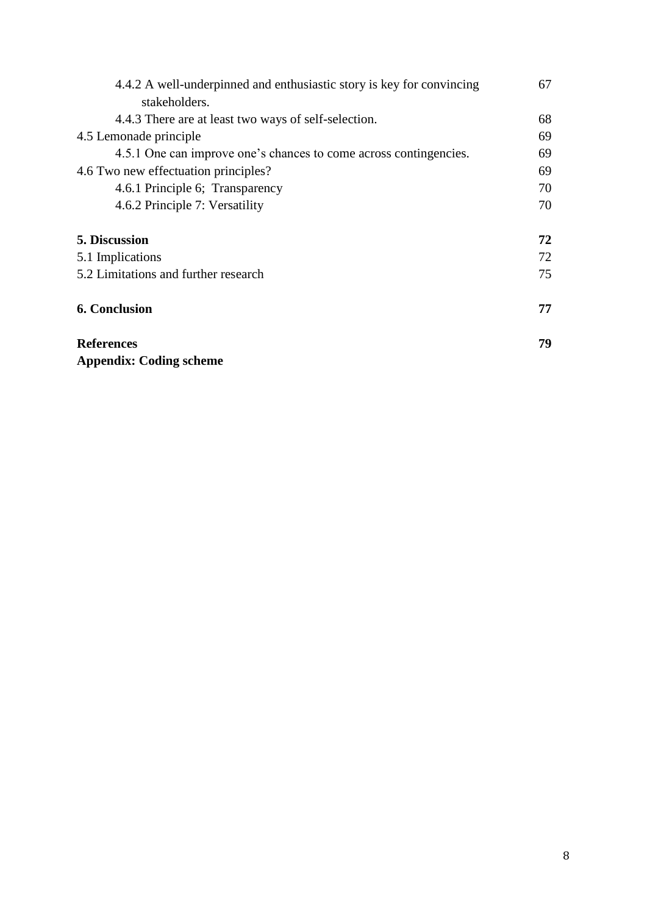| | |
|---|---|
| 4.4.2 A well-underpinned and enthusiastic story is key for convincing stakeholders. | 67 |
| 4.4.3 There are at least two ways of self-selection. | 68 |
| 4.5 Lemonade principle | 69 |
| 4.5.1 One can improve one's chances to come across contingencies. | 69 |
| 4.6 Two new effectuation principles? | 69 |
| 4.6.1 Principle 6;  Transparency | 70 |
| 4.6.2 Principle 7: Versatility | 70 |
| **5. Discussion** | **72** |
| 5.1 Implications | 72 |
| 5.2 Limitations and further research | 75 |
| **6. Conclusion** | **77** |
| **References** | **79** |
| **Appendix: Coding scheme** | |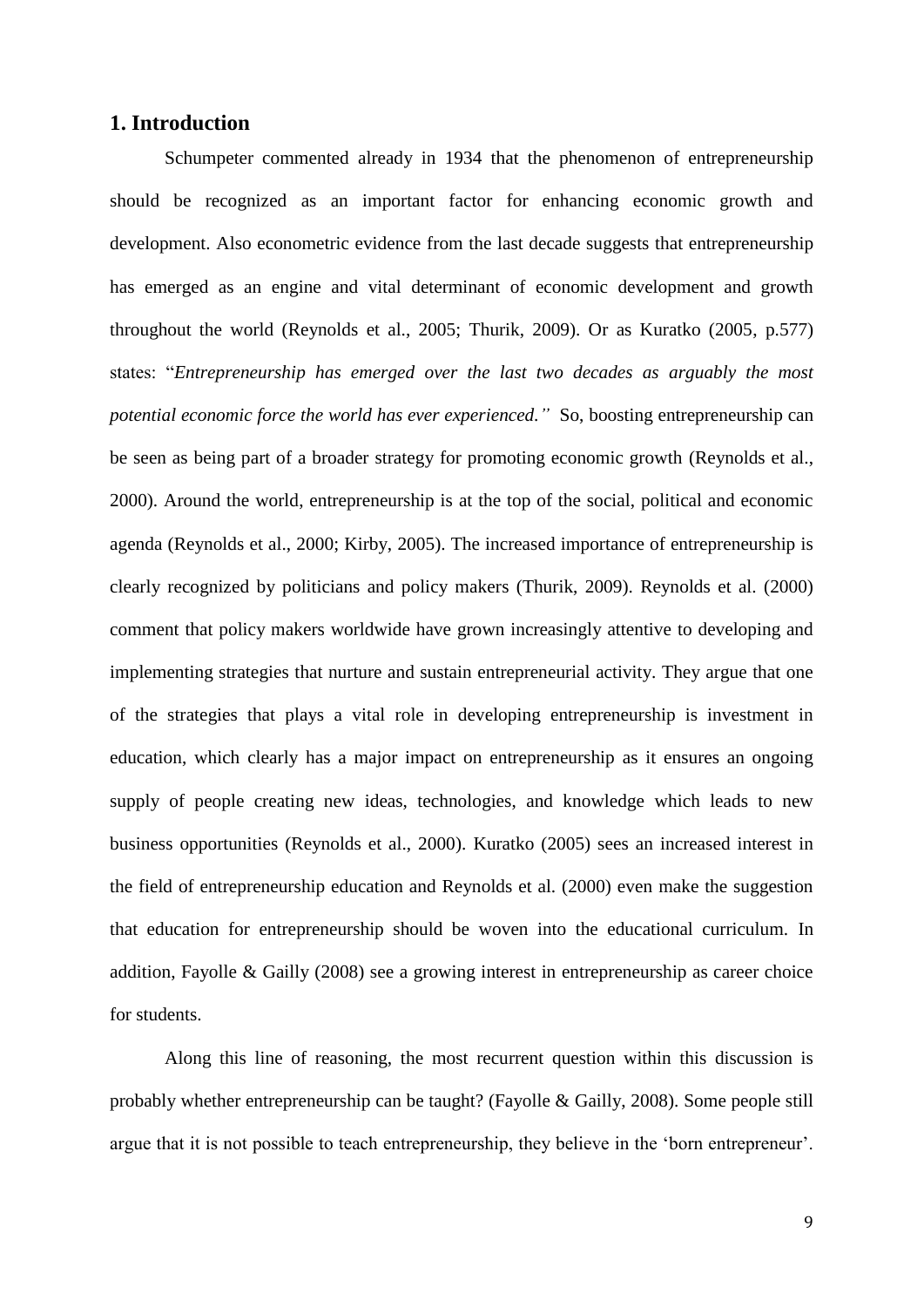## 1. Introduction

Schumpeter commented already in 1934 that the phenomenon of entrepreneurship should be recognized as an important factor for enhancing economic growth and development. Also econometric evidence from the last decade suggests that entrepreneurship has emerged as an engine and vital determinant of economic development and growth throughout the world (Reynolds et al., 2005; Thurik, 2009). Or as Kuratko (2005, p.577) states: "*Entrepreneurship has emerged over the last two decades as arguably the most potential economic force the world has ever experienced.*" So, boosting entrepreneurship can be seen as being part of a broader strategy for promoting economic growth (Reynolds et al., 2000). Around the world, entrepreneurship is at the top of the social, political and economic agenda (Reynolds et al., 2000; Kirby, 2005). The increased importance of entrepreneurship is clearly recognized by politicians and policy makers (Thurik, 2009). Reynolds et al. (2000) comment that policy makers worldwide have grown increasingly attentive to developing and implementing strategies that nurture and sustain entrepreneurial activity. They argue that one of the strategies that plays a vital role in developing entrepreneurship is investment in education, which clearly has a major impact on entrepreneurship as it ensures an ongoing supply of people creating new ideas, technologies, and knowledge which leads to new business opportunities (Reynolds et al., 2000). Kuratko (2005) sees an increased interest in the field of entrepreneurship education and Reynolds et al. (2000) even make the suggestion that education for entrepreneurship should be woven into the educational curriculum. In addition, Fayolle & Gailly (2008) see a growing interest in entrepreneurship as career choice for students.

Along this line of reasoning, the most recurrent question within this discussion is probably whether entrepreneurship can be taught? (Fayolle & Gailly, 2008). Some people still argue that it is not possible to teach entrepreneurship, they believe in the 'born entrepreneur'.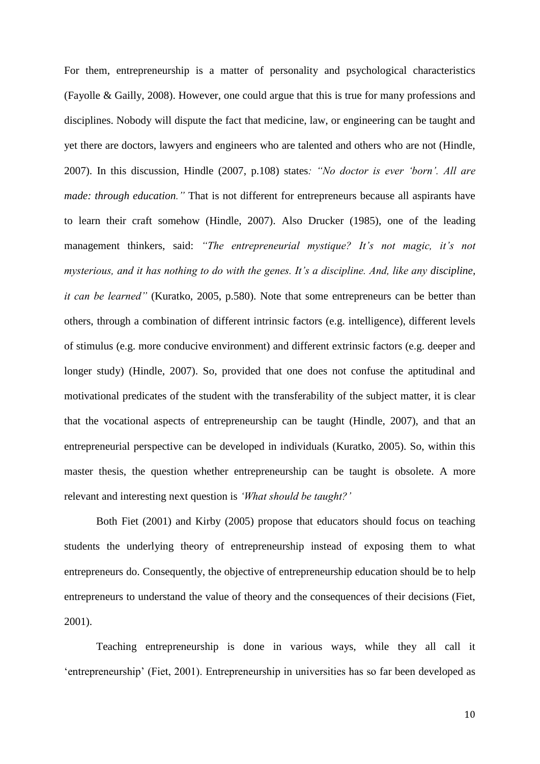For them, entrepreneurship is a matter of personality and psychological characteristics (Fayolle & Gailly, 2008). However, one could argue that this is true for many professions and disciplines. Nobody will dispute the fact that medicine, law, or engineering can be taught and yet there are doctors, lawyers and engineers who are talented and others who are not (Hindle, 2007). In this discussion, Hindle (2007, p.108) states*: "No doctor is ever 'born'. All are made: through education."* That is not different for entrepreneurs because all aspirants have to learn their craft somehow (Hindle, 2007). Also Drucker (1985), one of the leading management thinkers, said: *"The entrepreneurial mystique? It's not magic, it's not mysterious, and it has nothing to do with the genes. It's a discipline. And, like any discipline, it can be learned"* (Kuratko, 2005, p.580). Note that some entrepreneurs can be better than others, through a combination of different intrinsic factors (e.g. intelligence), different levels of stimulus (e.g. more conducive environment) and different extrinsic factors (e.g. deeper and longer study) (Hindle, 2007). So, provided that one does not confuse the aptitudinal and motivational predicates of the student with the transferability of the subject matter, it is clear that the vocational aspects of entrepreneurship can be taught (Hindle, 2007), and that an entrepreneurial perspective can be developed in individuals (Kuratko, 2005). So, within this master thesis, the question whether entrepreneurship can be taught is obsolete. A more relevant and interesting next question is *'What should be taught?'*

Both Fiet (2001) and Kirby (2005) propose that educators should focus on teaching students the underlying theory of entrepreneurship instead of exposing them to what entrepreneurs do. Consequently, the objective of entrepreneurship education should be to help entrepreneurs to understand the value of theory and the consequences of their decisions (Fiet, 2001).

Teaching entrepreneurship is done in various ways, while they all call it 'entrepreneurship' (Fiet, 2001). Entrepreneurship in universities has so far been developed as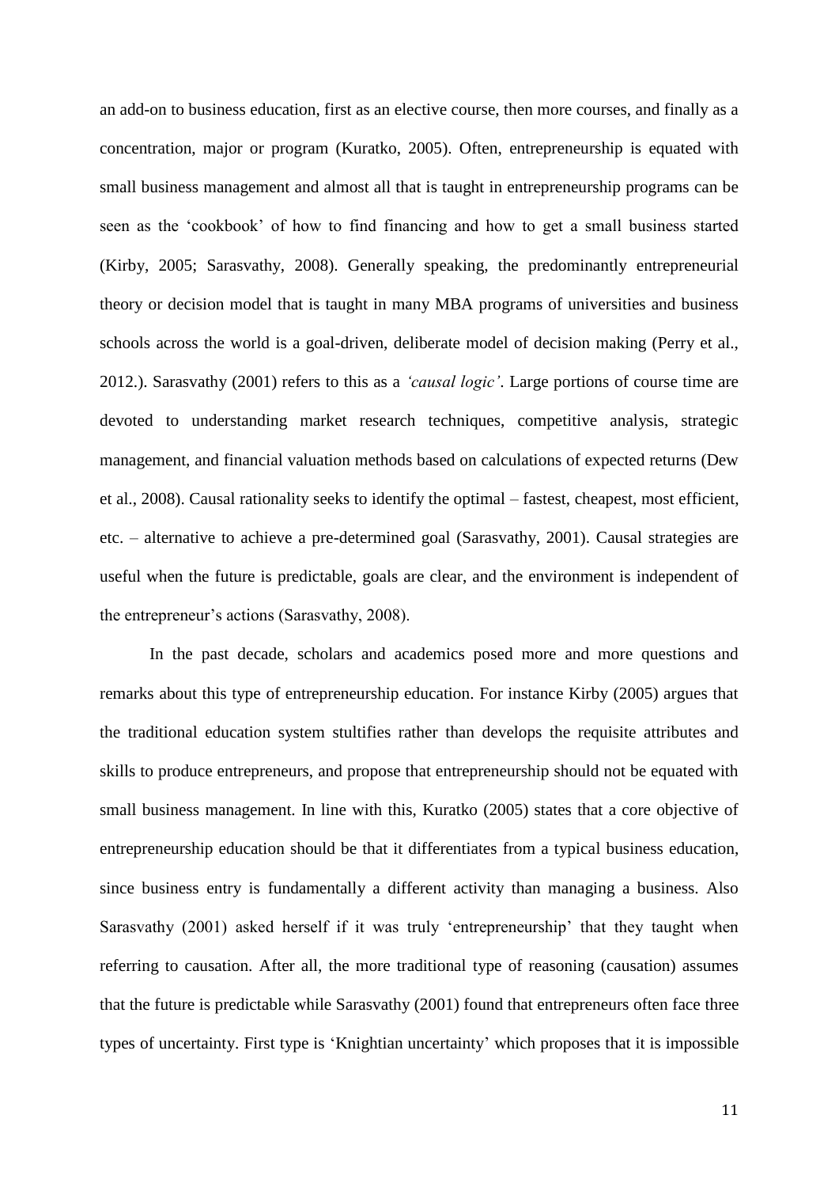an add-on to business education, first as an elective course, then more courses, and finally as a concentration, major or program (Kuratko, 2005). Often, entrepreneurship is equated with small business management and almost all that is taught in entrepreneurship programs can be seen as the 'cookbook' of how to find financing and how to get a small business started (Kirby, 2005; Sarasvathy, 2008). Generally speaking, the predominantly entrepreneurial theory or decision model that is taught in many MBA programs of universities and business schools across the world is a goal-driven, deliberate model of decision making (Perry et al., 2012.). Sarasvathy (2001) refers to this as a *'causal logic'*. Large portions of course time are devoted to understanding market research techniques, competitive analysis, strategic management, and financial valuation methods based on calculations of expected returns (Dew et al., 2008). Causal rationality seeks to identify the optimal – fastest, cheapest, most efficient, etc. – alternative to achieve a pre-determined goal (Sarasvathy, 2001). Causal strategies are useful when the future is predictable, goals are clear, and the environment is independent of the entrepreneur's actions (Sarasvathy, 2008).

In the past decade, scholars and academics posed more and more questions and remarks about this type of entrepreneurship education. For instance Kirby (2005) argues that the traditional education system stultifies rather than develops the requisite attributes and skills to produce entrepreneurs, and propose that entrepreneurship should not be equated with small business management. In line with this, Kuratko (2005) states that a core objective of entrepreneurship education should be that it differentiates from a typical business education, since business entry is fundamentally a different activity than managing a business. Also Sarasvathy (2001) asked herself if it was truly 'entrepreneurship' that they taught when referring to causation. After all, the more traditional type of reasoning (causation) assumes that the future is predictable while Sarasvathy (2001) found that entrepreneurs often face three types of uncertainty. First type is 'Knightian uncertainty' which proposes that it is impossible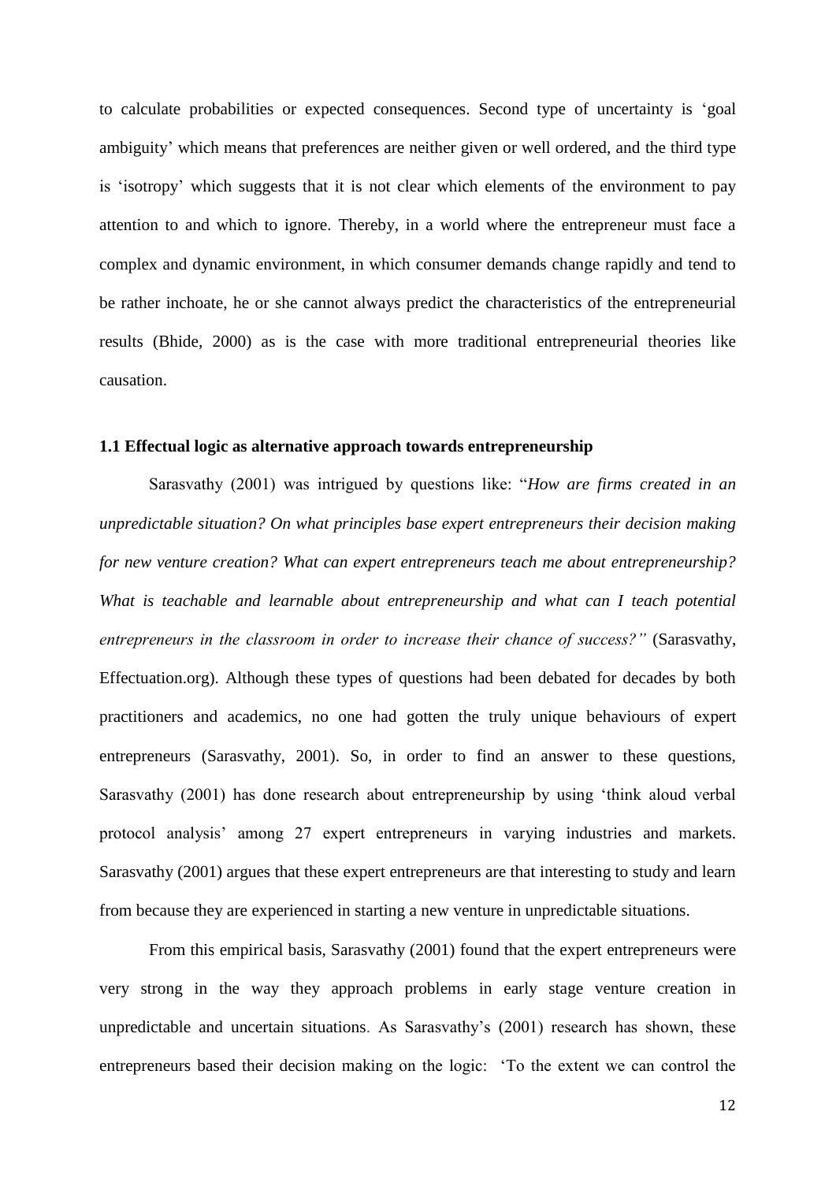to calculate probabilities or expected consequences. Second type of uncertainty is 'goal ambiguity' which means that preferences are neither given or well ordered, and the third type is 'isotropy' which suggests that it is not clear which elements of the environment to pay attention to and which to ignore. Thereby, in a world where the entrepreneur must face a complex and dynamic environment, in which consumer demands change rapidly and tend to be rather inchoate, he or she cannot always predict the characteristics of the entrepreneurial results (Bhide, 2000) as is the case with more traditional entrepreneurial theories like causation.

### 1.1 Effectual logic as alternative approach towards entrepreneurship

Sarasvathy (2001) was intrigued by questions like: "*How are firms created in an unpredictable situation? On what principles base expert entrepreneurs their decision making for new venture creation? What can expert entrepreneurs teach me about entrepreneurship? What is teachable and learnable about entrepreneurship and what can I teach potential entrepreneurs in the classroom in order to increase their chance of success?"* (Sarasvathy, Effectuation.org). Although these types of questions had been debated for decades by both practitioners and academics, no one had gotten the truly unique behaviours of expert entrepreneurs (Sarasvathy, 2001). So, in order to find an answer to these questions, Sarasvathy (2001) has done research about entrepreneurship by using 'think aloud verbal protocol analysis' among 27 expert entrepreneurs in varying industries and markets. Sarasvathy (2001) argues that these expert entrepreneurs are that interesting to study and learn from because they are experienced in starting a new venture in unpredictable situations.

From this empirical basis, Sarasvathy (2001) found that the expert entrepreneurs were very strong in the way they approach problems in early stage venture creation in unpredictable and uncertain situations. As Sarasvathy's (2001) research has shown, these entrepreneurs based their decision making on the logic: 'To the extent we can control the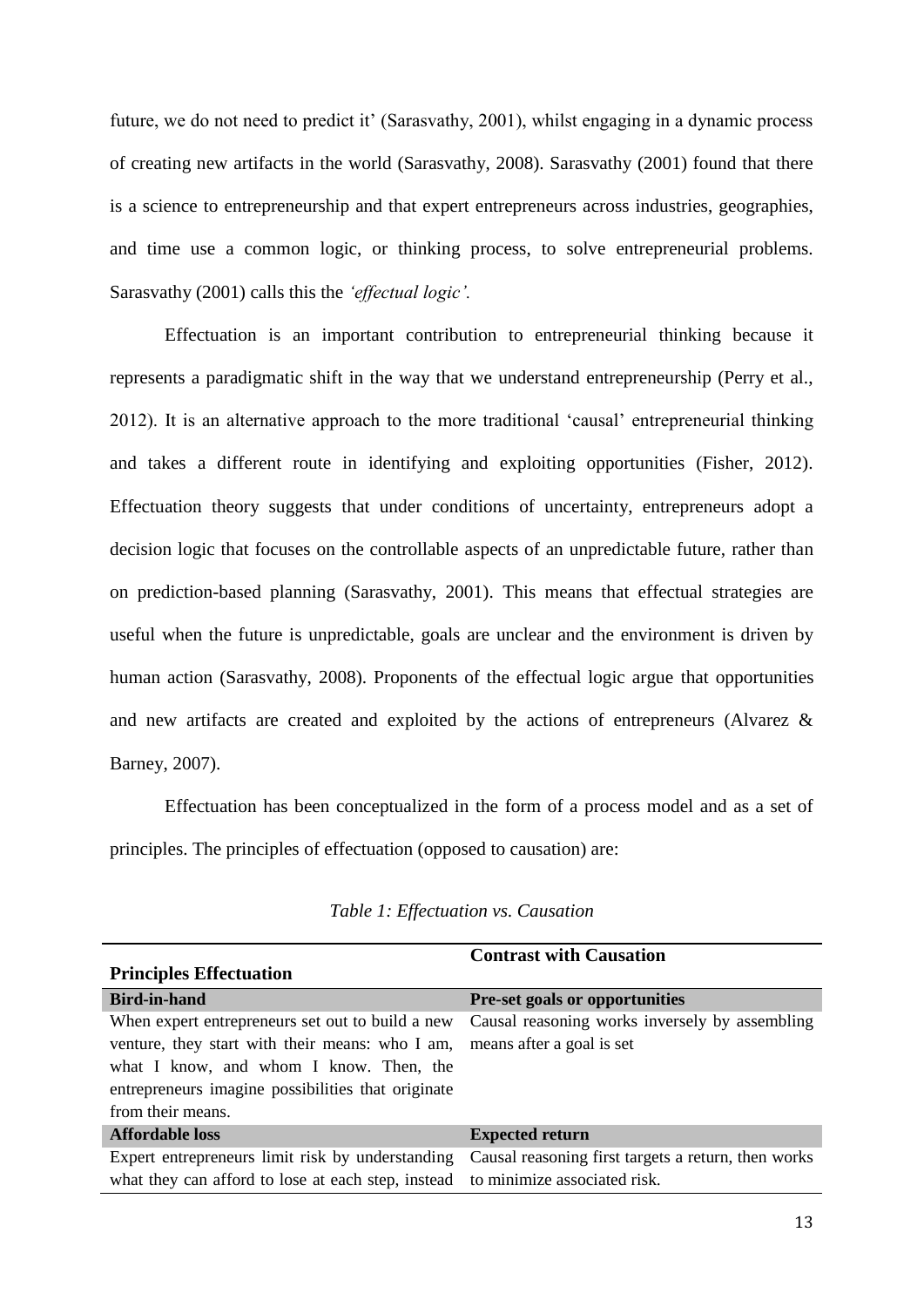future, we do not need to predict it' (Sarasvathy, 2001), whilst engaging in a dynamic process of creating new artifacts in the world (Sarasvathy, 2008). Sarasvathy (2001) found that there is a science to entrepreneurship and that expert entrepreneurs across industries, geographies, and time use a common logic, or thinking process, to solve entrepreneurial problems. Sarasvathy (2001) calls this the *'effectual logic'.*

Effectuation is an important contribution to entrepreneurial thinking because it represents a paradigmatic shift in the way that we understand entrepreneurship (Perry et al., 2012). It is an alternative approach to the more traditional 'causal' entrepreneurial thinking and takes a different route in identifying and exploiting opportunities (Fisher, 2012). Effectuation theory suggests that under conditions of uncertainty, entrepreneurs adopt a decision logic that focuses on the controllable aspects of an unpredictable future, rather than on prediction-based planning (Sarasvathy, 2001). This means that effectual strategies are useful when the future is unpredictable, goals are unclear and the environment is driven by human action (Sarasvathy, 2008). Proponents of the effectual logic argue that opportunities and new artifacts are created and exploited by the actions of entrepreneurs (Alvarez & Barney, 2007).

Effectuation has been conceptualized in the form of a process model and as a set of principles. The principles of effectuation (opposed to causation) are:

*Table 1: Effectuation vs. Causation*

| **Principles Effectuation** | **Contrast with Causation** |
|---|---|
| **Bird-in-hand** | **Pre-set goals or opportunities** |
| When expert entrepreneurs set out to build a new venture, they start with their means: who I am, what I know, and whom I know. Then, the entrepreneurs imagine possibilities that originate from their means. | Causal reasoning works inversely by assembling means after a goal is set |
| **Affordable loss** | **Expected return** |
| Expert entrepreneurs limit risk by understanding what they can afford to lose at each step, instead | Causal reasoning first targets a return, then works to minimize associated risk. |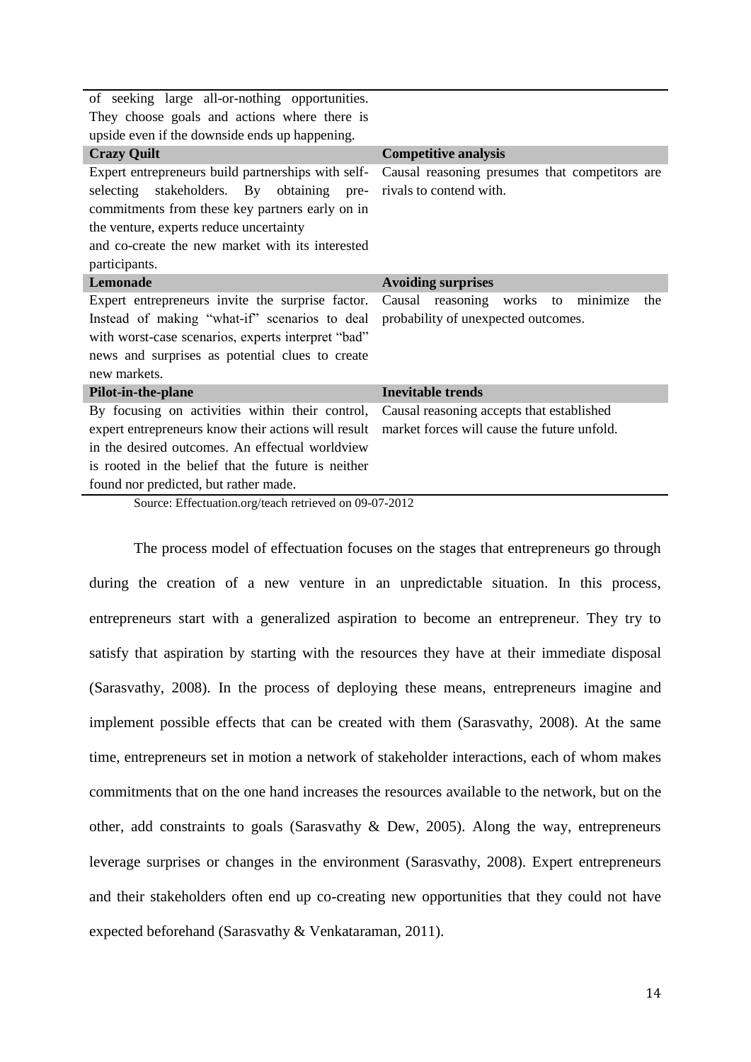| | |
|---|---|
| of seeking large all-or-nothing opportunities. They choose goals and actions where there is upside even if the downside ends up happening. | |
| **Crazy Quilt** | **Competitive analysis** |
| Expert entrepreneurs build partnerships with self-selecting stakeholders. By obtaining pre-commitments from these key partners early on in the venture, experts reduce uncertainty and co-create the new market with its interested participants. | Causal reasoning presumes that competitors are rivals to contend with. |
| **Lemonade** | **Avoiding surprises** |
| Expert entrepreneurs invite the surprise factor. Instead of making "what-if" scenarios to deal with worst-case scenarios, experts interpret "bad" news and surprises as potential clues to create new markets. | Causal reasoning works to minimize the probability of unexpected outcomes. |
| **Pilot-in-the-plane** | **Inevitable trends** |
| By focusing on activities within their control, expert entrepreneurs know their actions will result in the desired outcomes. An effectual worldview is rooted in the belief that the future is neither found nor predicted, but rather made. | Causal reasoning accepts that established market forces will cause the future unfold. |

Source: Effectuation.org/teach retrieved on 09-07-2012

The process model of effectuation focuses on the stages that entrepreneurs go through during the creation of a new venture in an unpredictable situation. In this process, entrepreneurs start with a generalized aspiration to become an entrepreneur. They try to satisfy that aspiration by starting with the resources they have at their immediate disposal (Sarasvathy, 2008). In the process of deploying these means, entrepreneurs imagine and implement possible effects that can be created with them (Sarasvathy, 2008). At the same time, entrepreneurs set in motion a network of stakeholder interactions, each of whom makes commitments that on the one hand increases the resources available to the network, but on the other, add constraints to goals (Sarasvathy & Dew, 2005). Along the way, entrepreneurs leverage surprises or changes in the environment (Sarasvathy, 2008). Expert entrepreneurs and their stakeholders often end up co-creating new opportunities that they could not have expected beforehand (Sarasvathy & Venkataraman, 2011).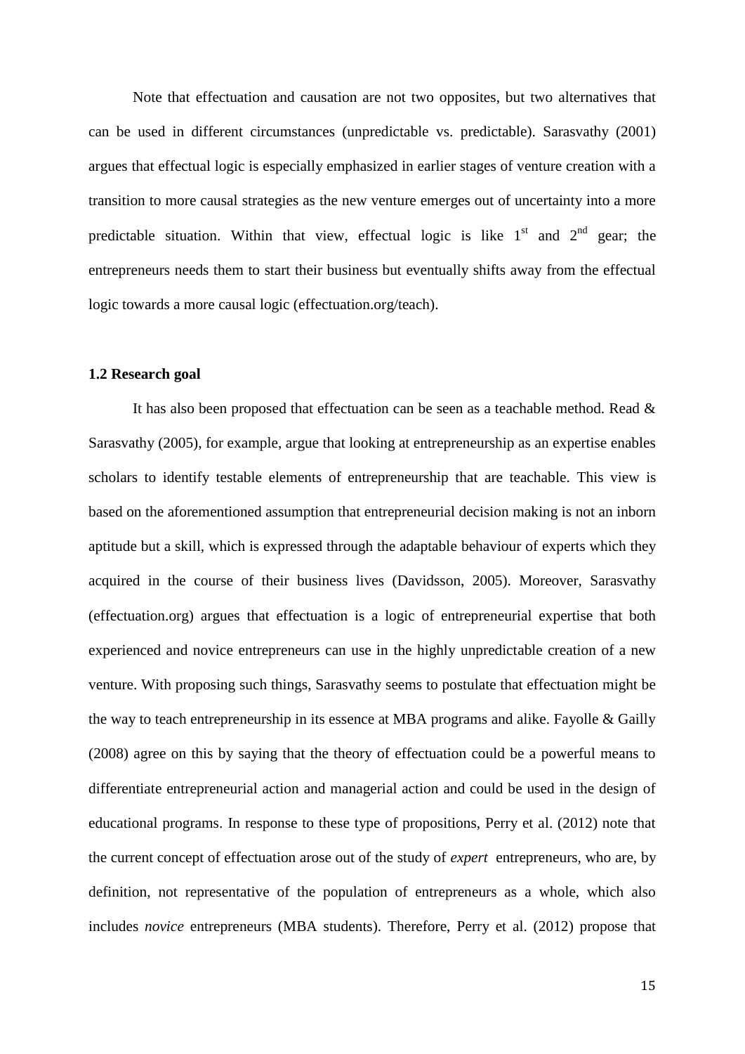Note that effectuation and causation are not two opposites, but two alternatives that can be used in different circumstances (unpredictable vs. predictable). Sarasvathy (2001) argues that effectual logic is especially emphasized in earlier stages of venture creation with a transition to more causal strategies as the new venture emerges out of uncertainty into a more predictable situation. Within that view, effectual logic is like 1st and 2nd gear; the entrepreneurs needs them to start their business but eventually shifts away from the effectual logic towards a more causal logic (effectuation.org/teach).

### 1.2 Research goal

It has also been proposed that effectuation can be seen as a teachable method. Read & Sarasvathy (2005), for example, argue that looking at entrepreneurship as an expertise enables scholars to identify testable elements of entrepreneurship that are teachable. This view is based on the aforementioned assumption that entrepreneurial decision making is not an inborn aptitude but a skill, which is expressed through the adaptable behaviour of experts which they acquired in the course of their business lives (Davidsson, 2005). Moreover, Sarasvathy (effectuation.org) argues that effectuation is a logic of entrepreneurial expertise that both experienced and novice entrepreneurs can use in the highly unpredictable creation of a new venture. With proposing such things, Sarasvathy seems to postulate that effectuation might be the way to teach entrepreneurship in its essence at MBA programs and alike. Fayolle & Gailly (2008) agree on this by saying that the theory of effectuation could be a powerful means to differentiate entrepreneurial action and managerial action and could be used in the design of educational programs. In response to these type of propositions, Perry et al. (2012) note that the current concept of effectuation arose out of the study of *expert* entrepreneurs, who are, by definition, not representative of the population of entrepreneurs as a whole, which also includes *novice* entrepreneurs (MBA students). Therefore, Perry et al. (2012) propose that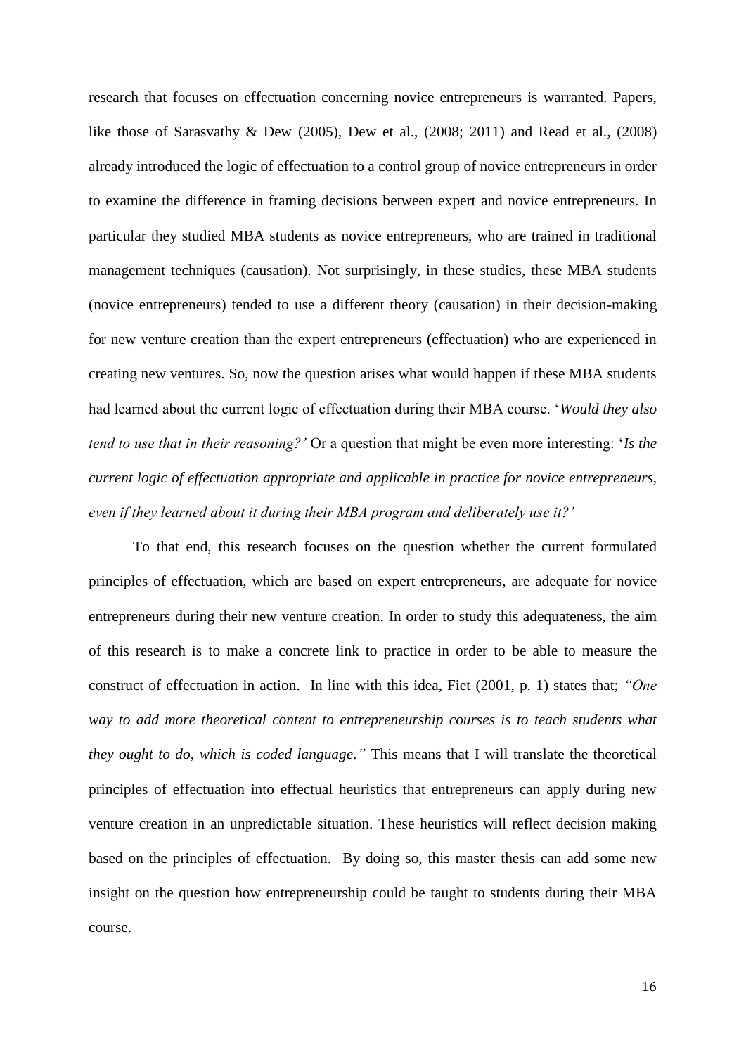research that focuses on effectuation concerning novice entrepreneurs is warranted. Papers, like those of Sarasvathy & Dew (2005), Dew et al., (2008; 2011) and Read et al., (2008) already introduced the logic of effectuation to a control group of novice entrepreneurs in order to examine the difference in framing decisions between expert and novice entrepreneurs. In particular they studied MBA students as novice entrepreneurs, who are trained in traditional management techniques (causation). Not surprisingly, in these studies, these MBA students (novice entrepreneurs) tended to use a different theory (causation) in their decision-making for new venture creation than the expert entrepreneurs (effectuation) who are experienced in creating new ventures. So, now the question arises what would happen if these MBA students had learned about the current logic of effectuation during their MBA course. '*Would they also tend to use that in their reasoning?'* Or a question that might be even more interesting: '*Is the current logic of effectuation appropriate and applicable in practice for novice entrepreneurs, even if they learned about it during their MBA program and deliberately use it?'*

To that end, this research focuses on the question whether the current formulated principles of effectuation, which are based on expert entrepreneurs, are adequate for novice entrepreneurs during their new venture creation. In order to study this adequateness, the aim of this research is to make a concrete link to practice in order to be able to measure the construct of effectuation in action. In line with this idea, Fiet (2001, p. 1) states that; *"One way to add more theoretical content to entrepreneurship courses is to teach students what they ought to do, which is coded language."* This means that I will translate the theoretical principles of effectuation into effectual heuristics that entrepreneurs can apply during new venture creation in an unpredictable situation. These heuristics will reflect decision making based on the principles of effectuation. By doing so, this master thesis can add some new insight on the question how entrepreneurship could be taught to students during their MBA course.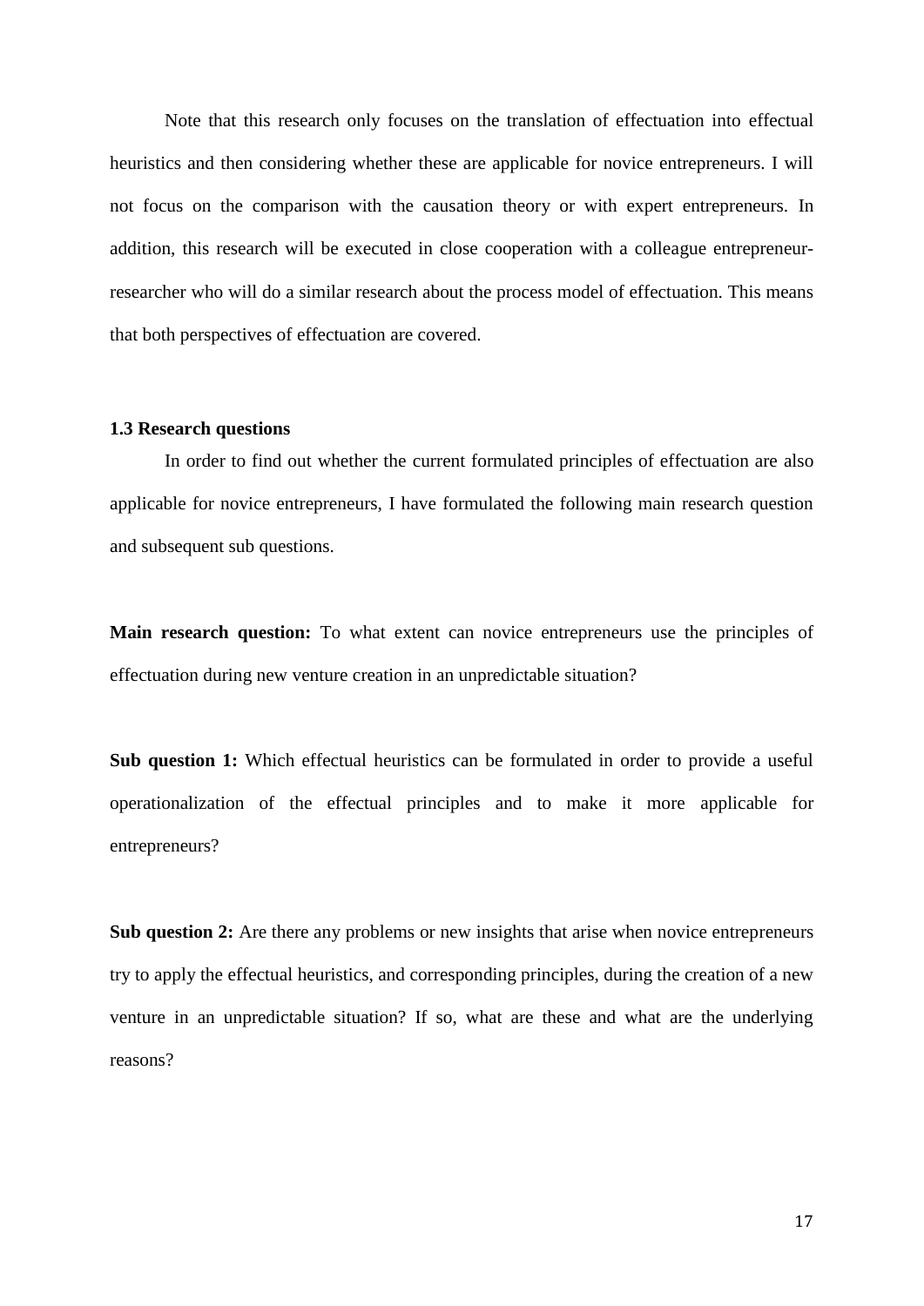Note that this research only focuses on the translation of effectuation into effectual heuristics and then considering whether these are applicable for novice entrepreneurs. I will not focus on the comparison with the causation theory or with expert entrepreneurs. In addition, this research will be executed in close cooperation with a colleague entrepreneur-researcher who will do a similar research about the process model of effectuation. This means that both perspectives of effectuation are covered.

### 1.3 Research questions

In order to find out whether the current formulated principles of effectuation are also applicable for novice entrepreneurs, I have formulated the following main research question and subsequent sub questions.

**Main research question:** To what extent can novice entrepreneurs use the principles of effectuation during new venture creation in an unpredictable situation?

**Sub question 1:** Which effectual heuristics can be formulated in order to provide a useful operationalization of the effectual principles and to make it more applicable for entrepreneurs?

**Sub question 2:** Are there any problems or new insights that arise when novice entrepreneurs try to apply the effectual heuristics, and corresponding principles, during the creation of a new venture in an unpredictable situation? If so, what are these and what are the underlying reasons?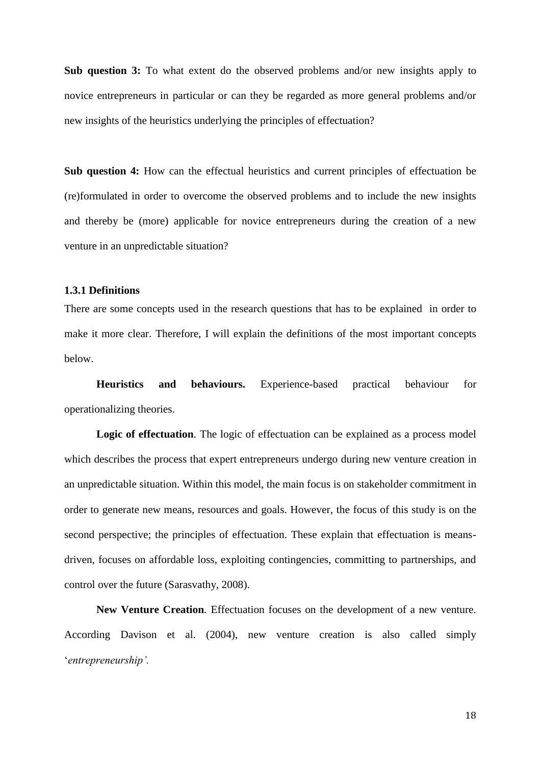**Sub question 3:** To what extent do the observed problems and/or new insights apply to novice entrepreneurs in particular or can they be regarded as more general problems and/or new insights of the heuristics underlying the principles of effectuation?

**Sub question 4:** How can the effectual heuristics and current principles of effectuation be (re)formulated in order to overcome the observed problems and to include the new insights and thereby be (more) applicable for novice entrepreneurs during the creation of a new venture in an unpredictable situation?

### 1.3.1 Definitions

There are some concepts used in the research questions that has to be explained in order to make it more clear. Therefore, I will explain the definitions of the most important concepts below.

**Heuristics and behaviours.** Experience-based practical behaviour for operationalizing theories.

**Logic of effectuation**. The logic of effectuation can be explained as a process model which describes the process that expert entrepreneurs undergo during new venture creation in an unpredictable situation. Within this model, the main focus is on stakeholder commitment in order to generate new means, resources and goals. However, the focus of this study is on the second perspective; the principles of effectuation. These explain that effectuation is means-driven, focuses on affordable loss, exploiting contingencies, committing to partnerships, and control over the future (Sarasvathy, 2008).

**New Venture Creation**. Effectuation focuses on the development of a new venture. According Davison et al. (2004), new venture creation is also called simply '*entrepreneurship'.*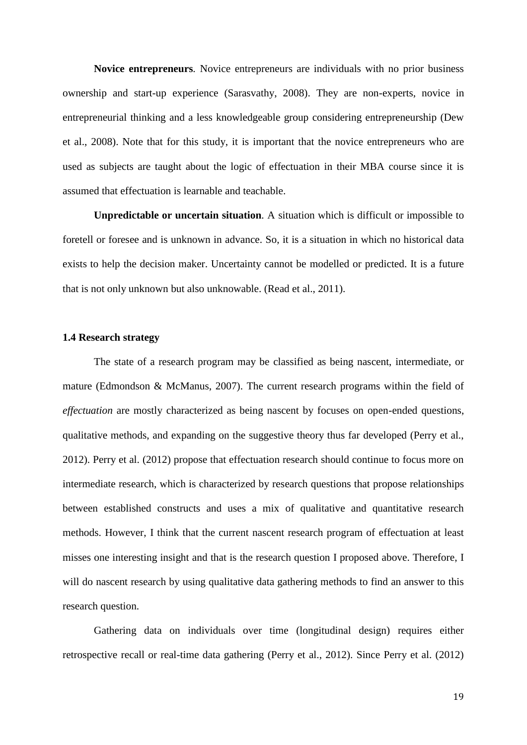**Novice entrepreneurs**. Novice entrepreneurs are individuals with no prior business ownership and start-up experience (Sarasvathy, 2008). They are non-experts, novice in entrepreneurial thinking and a less knowledgeable group considering entrepreneurship (Dew et al., 2008). Note that for this study, it is important that the novice entrepreneurs who are used as subjects are taught about the logic of effectuation in their MBA course since it is assumed that effectuation is learnable and teachable.

**Unpredictable or uncertain situation**. A situation which is difficult or impossible to foretell or foresee and is unknown in advance. So, it is a situation in which no historical data exists to help the decision maker. Uncertainty cannot be modelled or predicted. It is a future that is not only unknown but also unknowable. (Read et al., 2011).

### 1.4 Research strategy

The state of a research program may be classified as being nascent, intermediate, or mature (Edmondson & McManus, 2007). The current research programs within the field of *effectuation* are mostly characterized as being nascent by focuses on open-ended questions, qualitative methods, and expanding on the suggestive theory thus far developed (Perry et al., 2012). Perry et al. (2012) propose that effectuation research should continue to focus more on intermediate research, which is characterized by research questions that propose relationships between established constructs and uses a mix of qualitative and quantitative research methods. However, I think that the current nascent research program of effectuation at least misses one interesting insight and that is the research question I proposed above. Therefore, I will do nascent research by using qualitative data gathering methods to find an answer to this research question.

Gathering data on individuals over time (longitudinal design) requires either retrospective recall or real-time data gathering (Perry et al., 2012). Since Perry et al. (2012)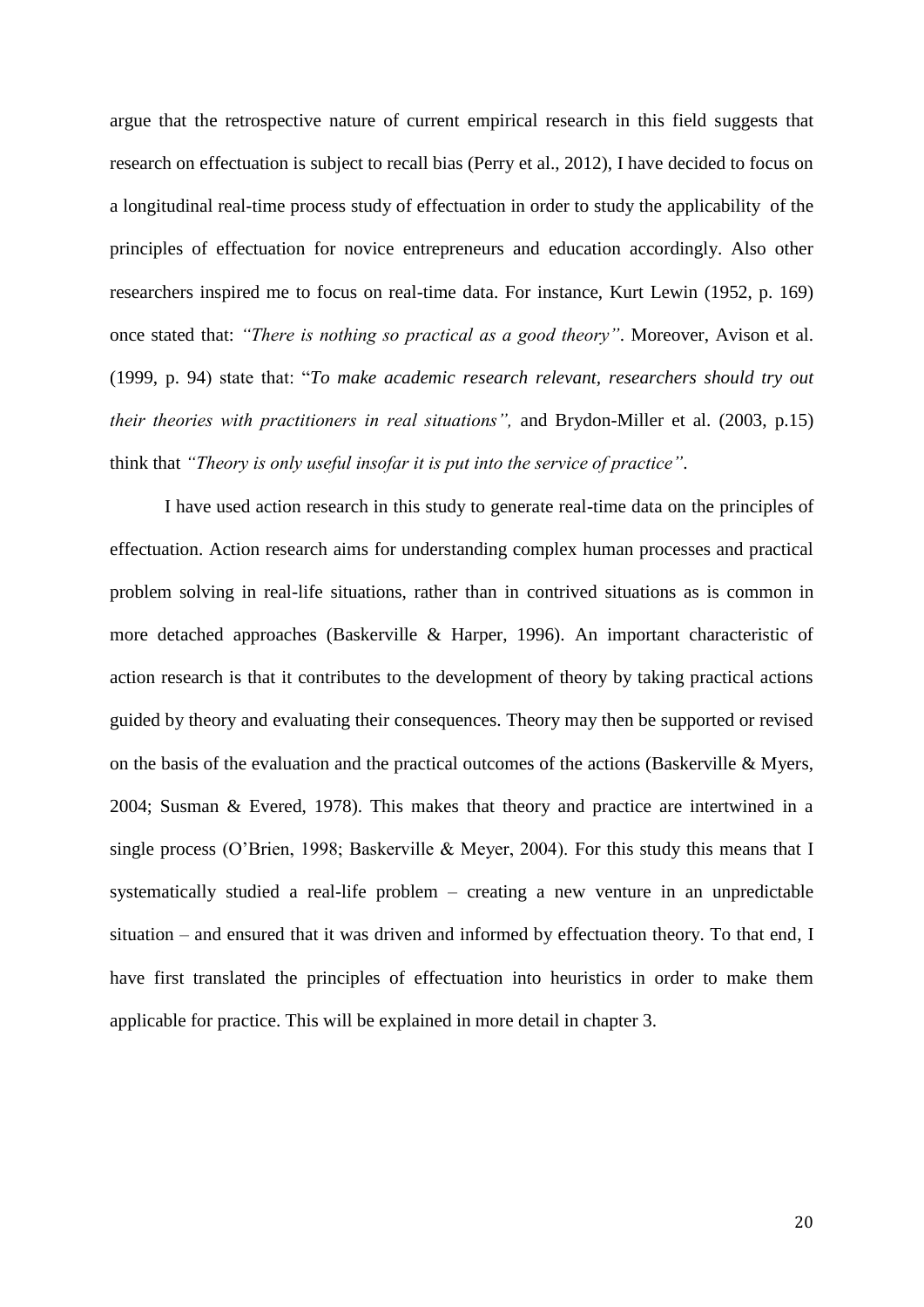argue that the retrospective nature of current empirical research in this field suggests that research on effectuation is subject to recall bias (Perry et al., 2012), I have decided to focus on a longitudinal real-time process study of effectuation in order to study the applicability of the principles of effectuation for novice entrepreneurs and education accordingly. Also other researchers inspired me to focus on real-time data. For instance, Kurt Lewin (1952, p. 169) once stated that: *"There is nothing so practical as a good theory"*. Moreover, Avison et al. (1999, p. 94) state that: "*To make academic research relevant, researchers should try out their theories with practitioners in real situations",* and Brydon-Miller et al. (2003, p.15) think that *"Theory is only useful insofar it is put into the service of practice"*.

I have used action research in this study to generate real-time data on the principles of effectuation. Action research aims for understanding complex human processes and practical problem solving in real-life situations, rather than in contrived situations as is common in more detached approaches (Baskerville & Harper, 1996). An important characteristic of action research is that it contributes to the development of theory by taking practical actions guided by theory and evaluating their consequences. Theory may then be supported or revised on the basis of the evaluation and the practical outcomes of the actions (Baskerville & Myers, 2004; Susman & Evered, 1978). This makes that theory and practice are intertwined in a single process (O'Brien, 1998; Baskerville & Meyer, 2004). For this study this means that I systematically studied a real-life problem – creating a new venture in an unpredictable situation – and ensured that it was driven and informed by effectuation theory. To that end, I have first translated the principles of effectuation into heuristics in order to make them applicable for practice. This will be explained in more detail in chapter 3.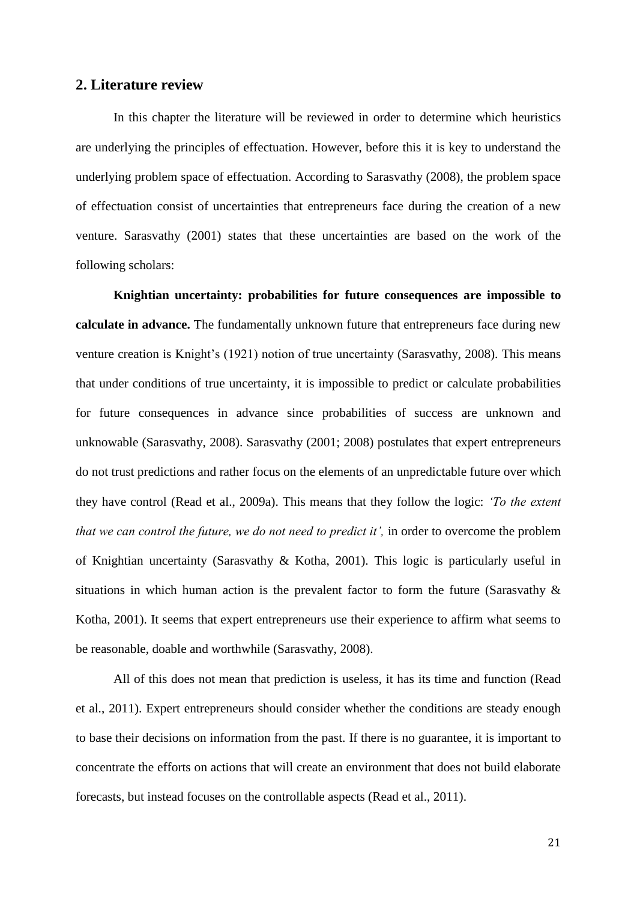## 2. Literature review

In this chapter the literature will be reviewed in order to determine which heuristics are underlying the principles of effectuation. However, before this it is key to understand the underlying problem space of effectuation. According to Sarasvathy (2008), the problem space of effectuation consist of uncertainties that entrepreneurs face during the creation of a new venture. Sarasvathy (2001) states that these uncertainties are based on the work of the following scholars:

**Knightian uncertainty: probabilities for future consequences are impossible to calculate in advance.** The fundamentally unknown future that entrepreneurs face during new venture creation is Knight's (1921) notion of true uncertainty (Sarasvathy, 2008). This means that under conditions of true uncertainty, it is impossible to predict or calculate probabilities for future consequences in advance since probabilities of success are unknown and unknowable (Sarasvathy, 2008). Sarasvathy (2001; 2008) postulates that expert entrepreneurs do not trust predictions and rather focus on the elements of an unpredictable future over which they have control (Read et al., 2009a). This means that they follow the logic: *'To the extent that we can control the future, we do not need to predict it',* in order to overcome the problem of Knightian uncertainty (Sarasvathy & Kotha, 2001). This logic is particularly useful in situations in which human action is the prevalent factor to form the future (Sarasvathy & Kotha, 2001). It seems that expert entrepreneurs use their experience to affirm what seems to be reasonable, doable and worthwhile (Sarasvathy, 2008).

All of this does not mean that prediction is useless, it has its time and function (Read et al., 2011). Expert entrepreneurs should consider whether the conditions are steady enough to base their decisions on information from the past. If there is no guarantee, it is important to concentrate the efforts on actions that will create an environment that does not build elaborate forecasts, but instead focuses on the controllable aspects (Read et al., 2011).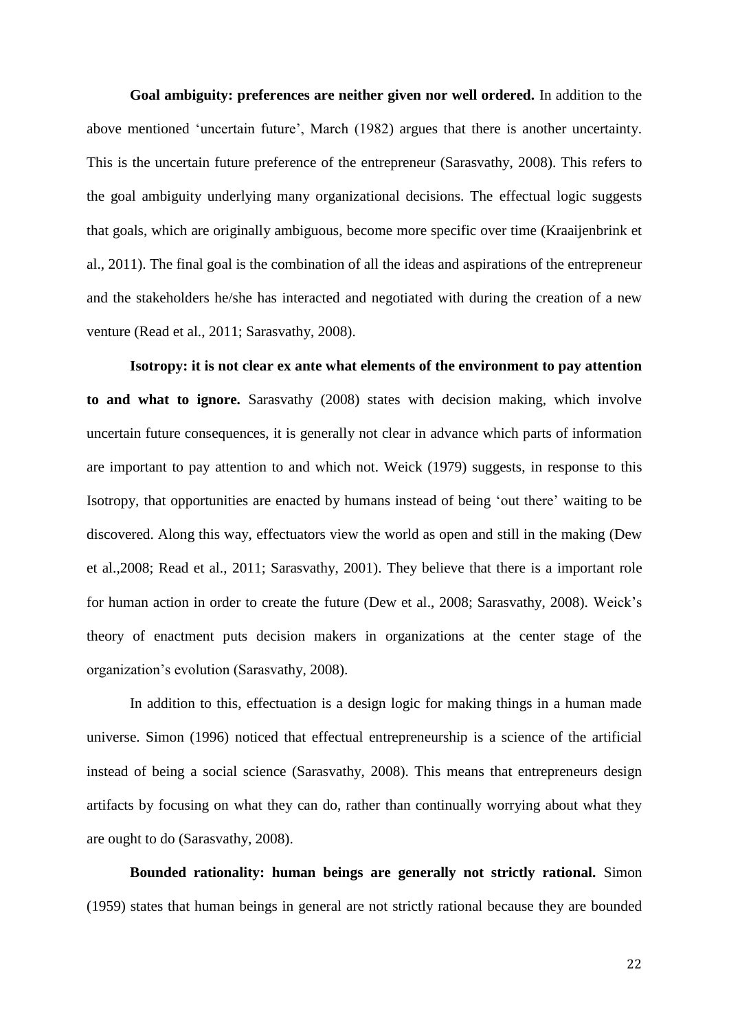**Goal ambiguity: preferences are neither given nor well ordered.** In addition to the above mentioned 'uncertain future', March (1982) argues that there is another uncertainty. This is the uncertain future preference of the entrepreneur (Sarasvathy, 2008). This refers to the goal ambiguity underlying many organizational decisions. The effectual logic suggests that goals, which are originally ambiguous, become more specific over time (Kraaijenbrink et al., 2011). The final goal is the combination of all the ideas and aspirations of the entrepreneur and the stakeholders he/she has interacted and negotiated with during the creation of a new venture (Read et al., 2011; Sarasvathy, 2008).

**Isotropy: it is not clear ex ante what elements of the environment to pay attention to and what to ignore.** Sarasvathy (2008) states with decision making, which involve uncertain future consequences, it is generally not clear in advance which parts of information are important to pay attention to and which not. Weick (1979) suggests, in response to this Isotropy, that opportunities are enacted by humans instead of being 'out there' waiting to be discovered. Along this way, effectuators view the world as open and still in the making (Dew et al.,2008; Read et al., 2011; Sarasvathy, 2001). They believe that there is a important role for human action in order to create the future (Dew et al., 2008; Sarasvathy, 2008). Weick's theory of enactment puts decision makers in organizations at the center stage of the organization's evolution (Sarasvathy, 2008).

In addition to this, effectuation is a design logic for making things in a human made universe. Simon (1996) noticed that effectual entrepreneurship is a science of the artificial instead of being a social science (Sarasvathy, 2008). This means that entrepreneurs design artifacts by focusing on what they can do, rather than continually worrying about what they are ought to do (Sarasvathy, 2008).

**Bounded rationality: human beings are generally not strictly rational.** Simon (1959) states that human beings in general are not strictly rational because they are bounded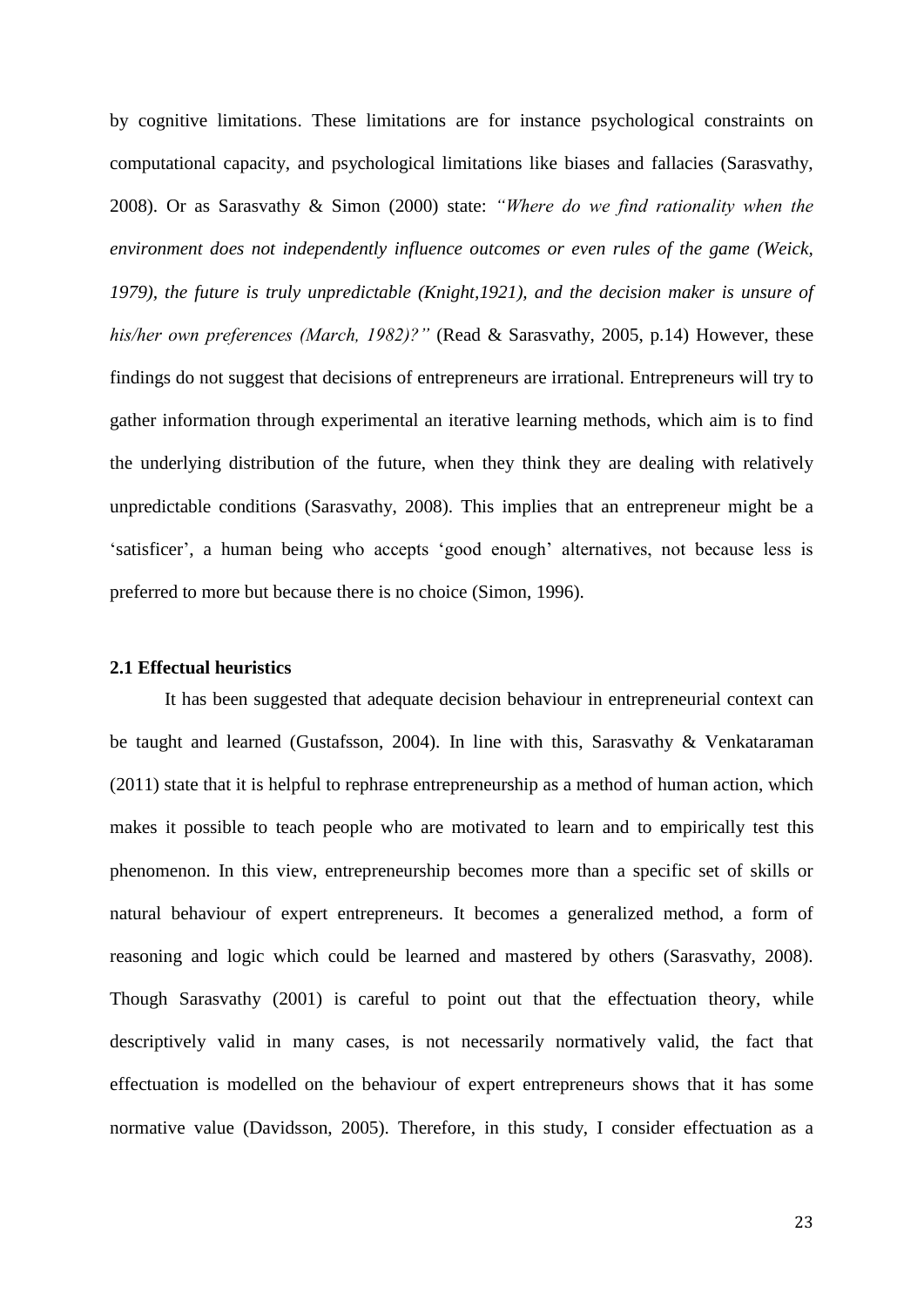by cognitive limitations. These limitations are for instance psychological constraints on computational capacity, and psychological limitations like biases and fallacies (Sarasvathy, 2008). Or as Sarasvathy & Simon (2000) state: *"Where do we find rationality when the environment does not independently influence outcomes or even rules of the game (Weick, 1979), the future is truly unpredictable (Knight,1921), and the decision maker is unsure of his/her own preferences (March, 1982)?"* (Read & Sarasvathy, 2005, p.14) However, these findings do not suggest that decisions of entrepreneurs are irrational. Entrepreneurs will try to gather information through experimental an iterative learning methods, which aim is to find the underlying distribution of the future, when they think they are dealing with relatively unpredictable conditions (Sarasvathy, 2008). This implies that an entrepreneur might be a 'satisficer', a human being who accepts 'good enough' alternatives, not because less is preferred to more but because there is no choice (Simon, 1996).

### 2.1 Effectual heuristics

It has been suggested that adequate decision behaviour in entrepreneurial context can be taught and learned (Gustafsson, 2004). In line with this, Sarasvathy & Venkataraman (2011) state that it is helpful to rephrase entrepreneurship as a method of human action, which makes it possible to teach people who are motivated to learn and to empirically test this phenomenon. In this view, entrepreneurship becomes more than a specific set of skills or natural behaviour of expert entrepreneurs. It becomes a generalized method, a form of reasoning and logic which could be learned and mastered by others (Sarasvathy, 2008). Though Sarasvathy (2001) is careful to point out that the effectuation theory, while descriptively valid in many cases, is not necessarily normatively valid, the fact that effectuation is modelled on the behaviour of expert entrepreneurs shows that it has some normative value (Davidsson, 2005). Therefore, in this study, I consider effectuation as a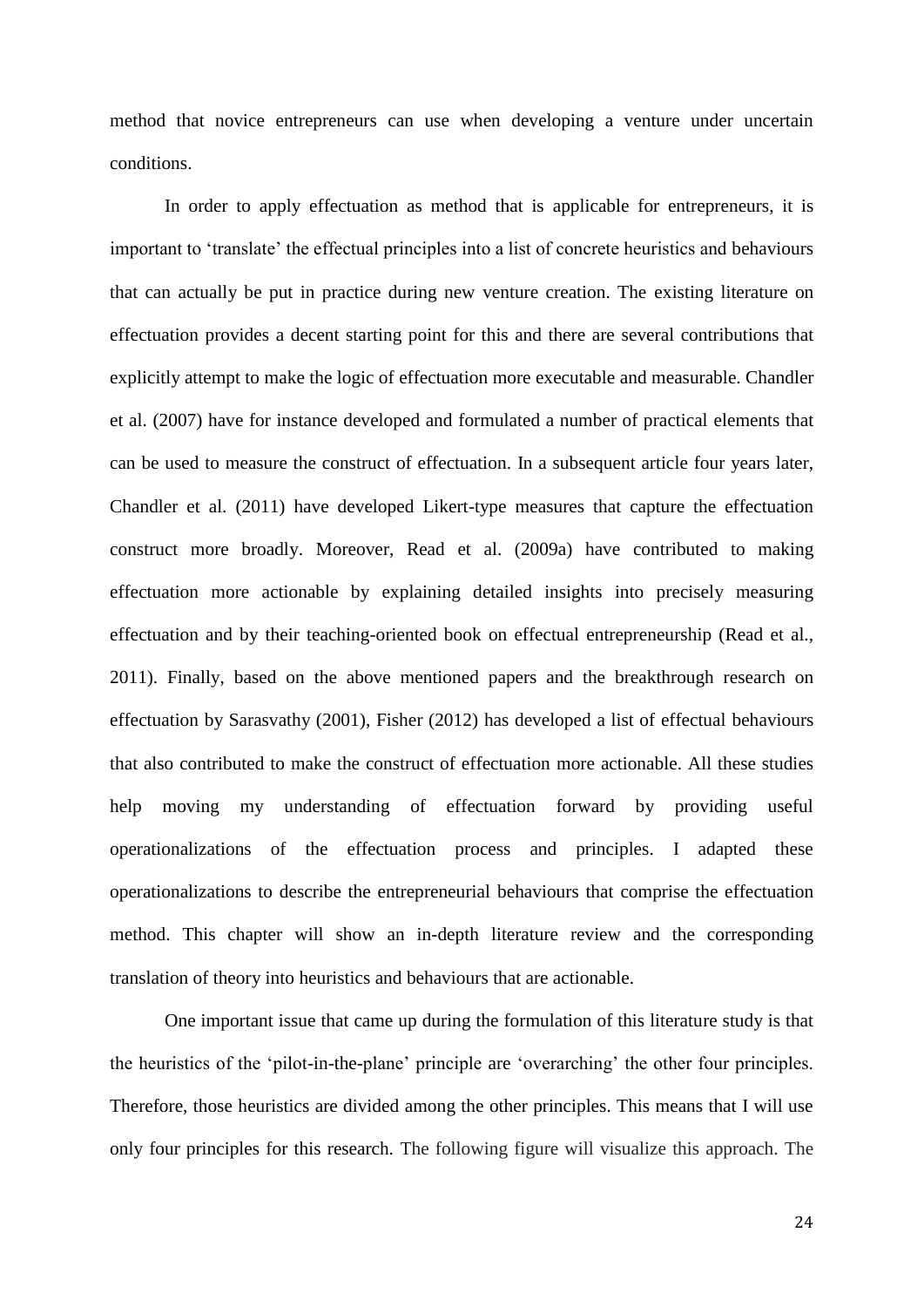method that novice entrepreneurs can use when developing a venture under uncertain conditions.

In order to apply effectuation as method that is applicable for entrepreneurs, it is important to 'translate' the effectual principles into a list of concrete heuristics and behaviours that can actually be put in practice during new venture creation. The existing literature on effectuation provides a decent starting point for this and there are several contributions that explicitly attempt to make the logic of effectuation more executable and measurable. Chandler et al. (2007) have for instance developed and formulated a number of practical elements that can be used to measure the construct of effectuation. In a subsequent article four years later, Chandler et al. (2011) have developed Likert-type measures that capture the effectuation construct more broadly. Moreover, Read et al. (2009a) have contributed to making effectuation more actionable by explaining detailed insights into precisely measuring effectuation and by their teaching-oriented book on effectual entrepreneurship (Read et al., 2011). Finally, based on the above mentioned papers and the breakthrough research on effectuation by Sarasvathy (2001), Fisher (2012) has developed a list of effectual behaviours that also contributed to make the construct of effectuation more actionable. All these studies help moving my understanding of effectuation forward by providing useful operationalizations of the effectuation process and principles. I adapted these operationalizations to describe the entrepreneurial behaviours that comprise the effectuation method. This chapter will show an in-depth literature review and the corresponding translation of theory into heuristics and behaviours that are actionable.

One important issue that came up during the formulation of this literature study is that the heuristics of the 'pilot-in-the-plane' principle are 'overarching' the other four principles. Therefore, those heuristics are divided among the other principles. This means that I will use only four principles for this research. The following figure will visualize this approach. The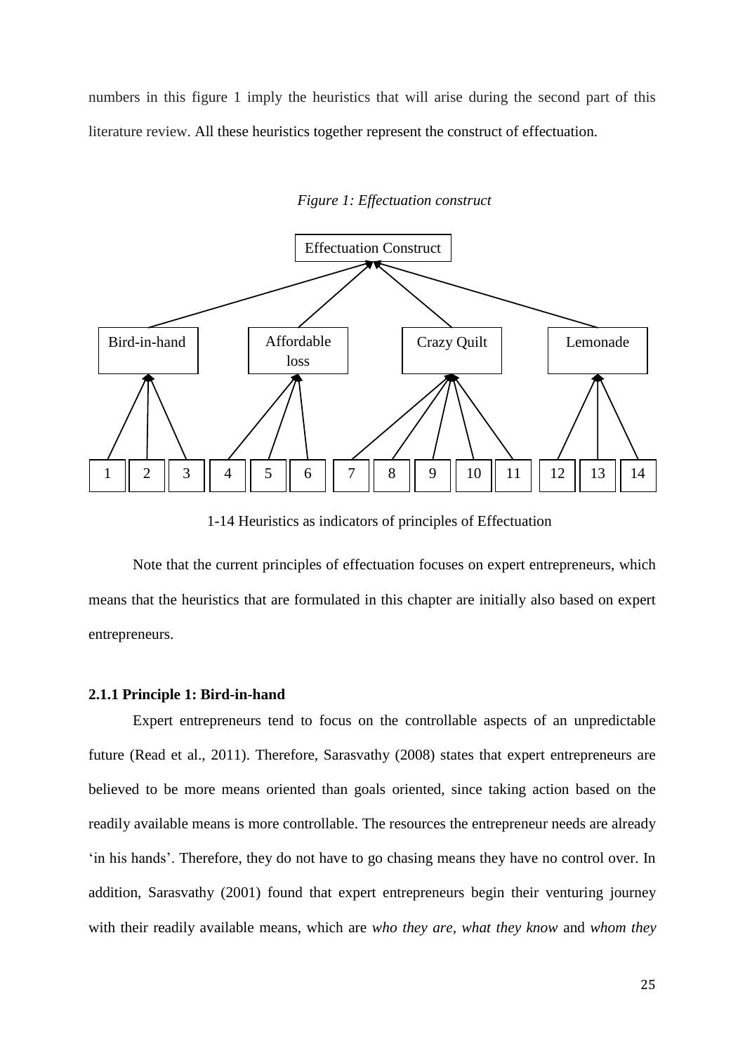numbers in this figure 1 imply the heuristics that will arise during the second part of this literature review. All these heuristics together represent the construct of effectuation.

*Figure 1: Effectuation construct*

Effectuation Construct

Bird-in-hand | Affordable loss | Crazy Quilt | Lemonade

1 | 2 | 3 | 4 | 5 | 6 | 7 | 8 | 9 | 10 | 11 | 12 | 13 | 14

1-14 Heuristics as indicators of principles of Effectuation

Note that the current principles of effectuation focuses on expert entrepreneurs, which means that the heuristics that are formulated in this chapter are initially also based on expert entrepreneurs.

### 2.1.1 Principle 1: Bird-in-hand

Expert entrepreneurs tend to focus on the controllable aspects of an unpredictable future (Read et al., 2011). Therefore, Sarasvathy (2008) states that expert entrepreneurs are believed to be more means oriented than goals oriented, since taking action based on the readily available means is more controllable. The resources the entrepreneur needs are already 'in his hands'. Therefore, they do not have to go chasing means they have no control over. In addition, Sarasvathy (2001) found that expert entrepreneurs begin their venturing journey with their readily available means, which are *who they are*, *what they know* and *whom they*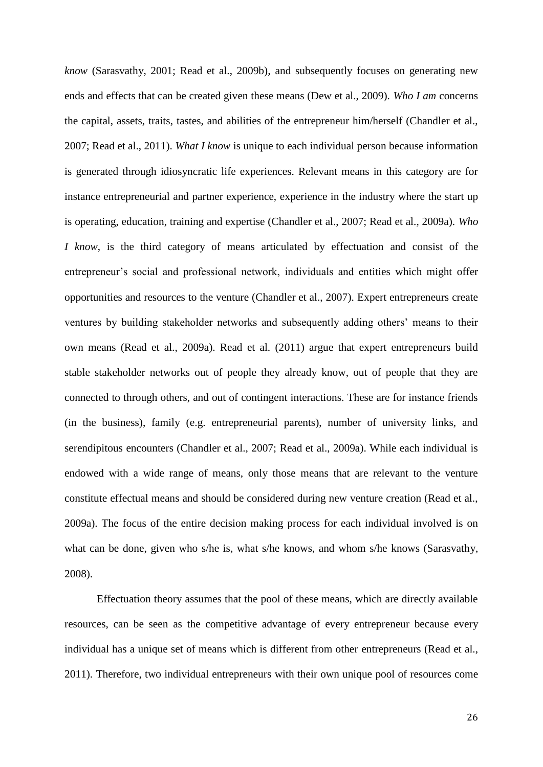*know* (Sarasvathy, 2001; Read et al., 2009b), and subsequently focuses on generating new ends and effects that can be created given these means (Dew et al., 2009). *Who I am* concerns the capital, assets, traits, tastes, and abilities of the entrepreneur him/herself (Chandler et al., 2007; Read et al., 2011). *What I know* is unique to each individual person because information is generated through idiosyncratic life experiences. Relevant means in this category are for instance entrepreneurial and partner experience, experience in the industry where the start up is operating, education, training and expertise (Chandler et al., 2007; Read et al., 2009a). *Who I know*, is the third category of means articulated by effectuation and consist of the entrepreneur's social and professional network, individuals and entities which might offer opportunities and resources to the venture (Chandler et al., 2007). Expert entrepreneurs create ventures by building stakeholder networks and subsequently adding others' means to their own means (Read et al., 2009a). Read et al. (2011) argue that expert entrepreneurs build stable stakeholder networks out of people they already know, out of people that they are connected to through others, and out of contingent interactions. These are for instance friends (in the business), family (e.g. entrepreneurial parents), number of university links, and serendipitous encounters (Chandler et al., 2007; Read et al., 2009a). While each individual is endowed with a wide range of means, only those means that are relevant to the venture constitute effectual means and should be considered during new venture creation (Read et al., 2009a). The focus of the entire decision making process for each individual involved is on what can be done, given who s/he is, what s/he knows, and whom s/he knows (Sarasvathy, 2008).

Effectuation theory assumes that the pool of these means, which are directly available resources, can be seen as the competitive advantage of every entrepreneur because every individual has a unique set of means which is different from other entrepreneurs (Read et al., 2011). Therefore, two individual entrepreneurs with their own unique pool of resources come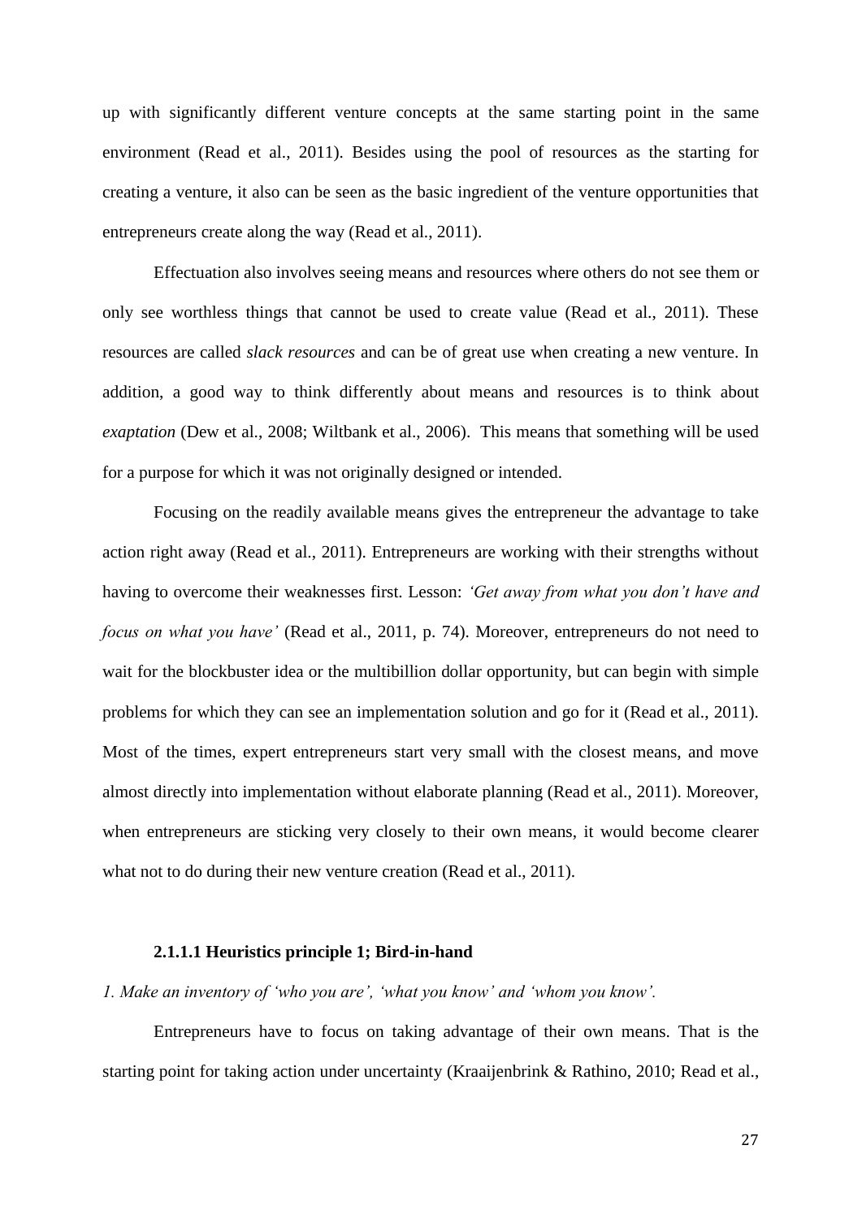up with significantly different venture concepts at the same starting point in the same environment (Read et al., 2011). Besides using the pool of resources as the starting for creating a venture, it also can be seen as the basic ingredient of the venture opportunities that entrepreneurs create along the way (Read et al., 2011).

Effectuation also involves seeing means and resources where others do not see them or only see worthless things that cannot be used to create value (Read et al., 2011). These resources are called *slack resources* and can be of great use when creating a new venture. In addition, a good way to think differently about means and resources is to think about *exaptation* (Dew et al., 2008; Wiltbank et al., 2006). This means that something will be used for a purpose for which it was not originally designed or intended.

Focusing on the readily available means gives the entrepreneur the advantage to take action right away (Read et al., 2011). Entrepreneurs are working with their strengths without having to overcome their weaknesses first. Lesson: *'Get away from what you don't have and focus on what you have'* (Read et al., 2011, p. 74). Moreover, entrepreneurs do not need to wait for the blockbuster idea or the multibillion dollar opportunity, but can begin with simple problems for which they can see an implementation solution and go for it (Read et al., 2011). Most of the times, expert entrepreneurs start very small with the closest means, and move almost directly into implementation without elaborate planning (Read et al., 2011). Moreover, when entrepreneurs are sticking very closely to their own means, it would become clearer what not to do during their new venture creation (Read et al., 2011).

#### 2.1.1.1 Heuristics principle 1; Bird-in-hand

*1. Make an inventory of 'who you are', 'what you know' and 'whom you know'.*

Entrepreneurs have to focus on taking advantage of their own means. That is the starting point for taking action under uncertainty (Kraaijenbrink & Rathino, 2010; Read et al.,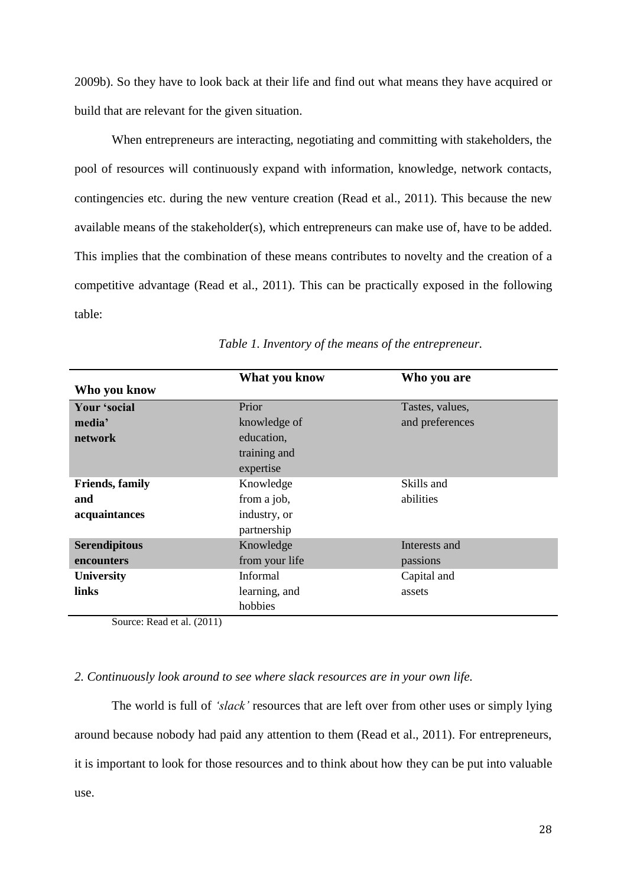2009b). So they have to look back at their life and find out what means they have acquired or build that are relevant for the given situation.

When entrepreneurs are interacting, negotiating and committing with stakeholders, the pool of resources will continuously expand with information, knowledge, network contacts, contingencies etc. during the new venture creation (Read et al., 2011). This because the new available means of the stakeholder(s), which entrepreneurs can make use of, have to be added. This implies that the combination of these means contributes to novelty and the creation of a competitive advantage (Read et al., 2011). This can be practically exposed in the following table:

*Table 1. Inventory of the means of the entrepreneur.*

| Who you know | What you know | Who you are |
|---|---|---|
| **Your 'social media' network** | Prior knowledge of education, training and expertise | Tastes, values, and preferences |
| **Friends, family and acquaintances** | Knowledge from a job, industry, or partnership | Skills and abilities |
| **Serendipitous encounters** | Knowledge from your life | Interests and passions |
| **University links** | Informal learning, and hobbies | Capital and assets |

Source: Read et al. (2011)

*2. Continuously look around to see where slack resources are in your own life.*

The world is full of *'slack'* resources that are left over from other uses or simply lying around because nobody had paid any attention to them (Read et al., 2011). For entrepreneurs, it is important to look for those resources and to think about how they can be put into valuable use.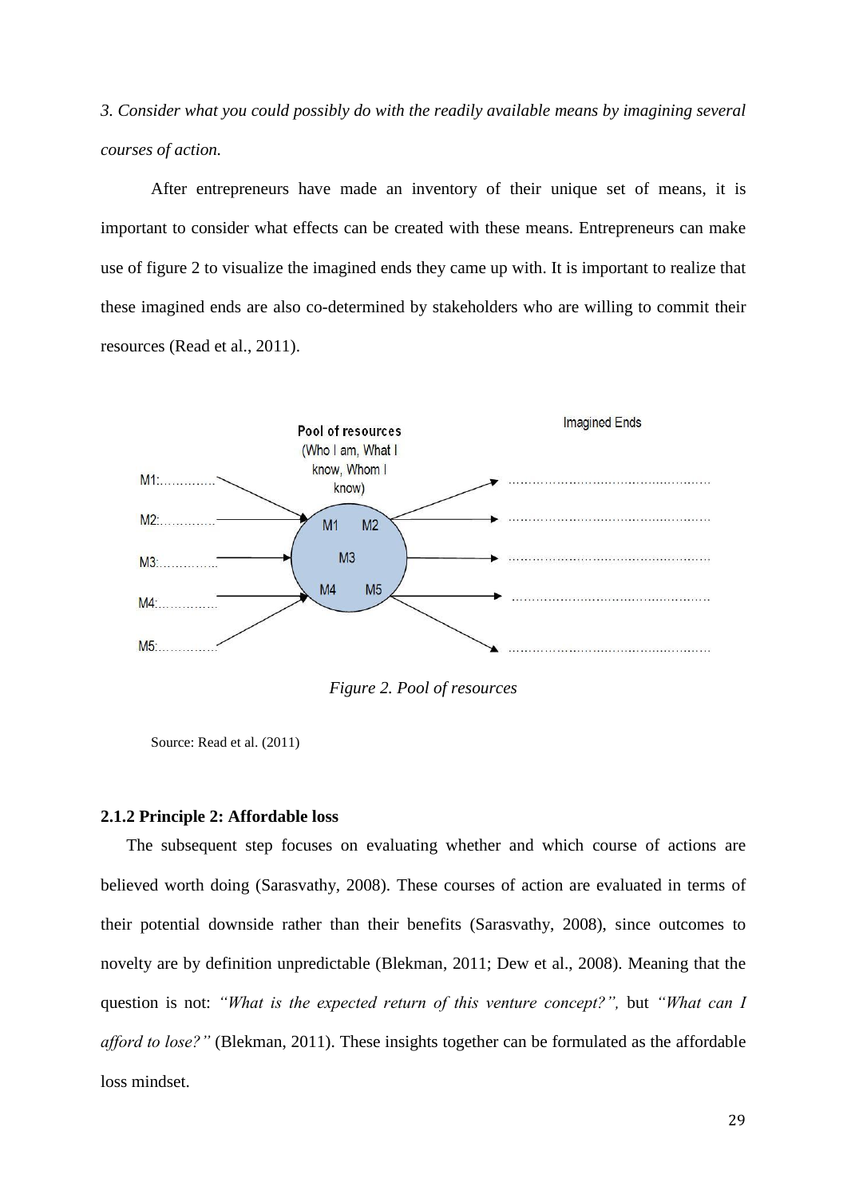*3. Consider what you could possibly do with the readily available means by imagining several courses of action.*

After entrepreneurs have made an inventory of their unique set of means, it is important to consider what effects can be created with these means. Entrepreneurs can make use of figure 2 to visualize the imagined ends they came up with. It is important to realize that these imagined ends are also co-determined by stakeholders who are willing to commit their resources (Read et al., 2011).

*Figure 2. Pool of resources*

Source: Read et al. (2011)

### 2.1.2 Principle 2: Affordable loss

The subsequent step focuses on evaluating whether and which course of actions are believed worth doing (Sarasvathy, 2008). These courses of action are evaluated in terms of their potential downside rather than their benefits (Sarasvathy, 2008), since outcomes to novelty are by definition unpredictable (Blekman, 2011; Dew et al., 2008). Meaning that the question is not: *"What is the expected return of this venture concept?",* but *"What can I afford to lose?"* (Blekman, 2011). These insights together can be formulated as the affordable loss mindset.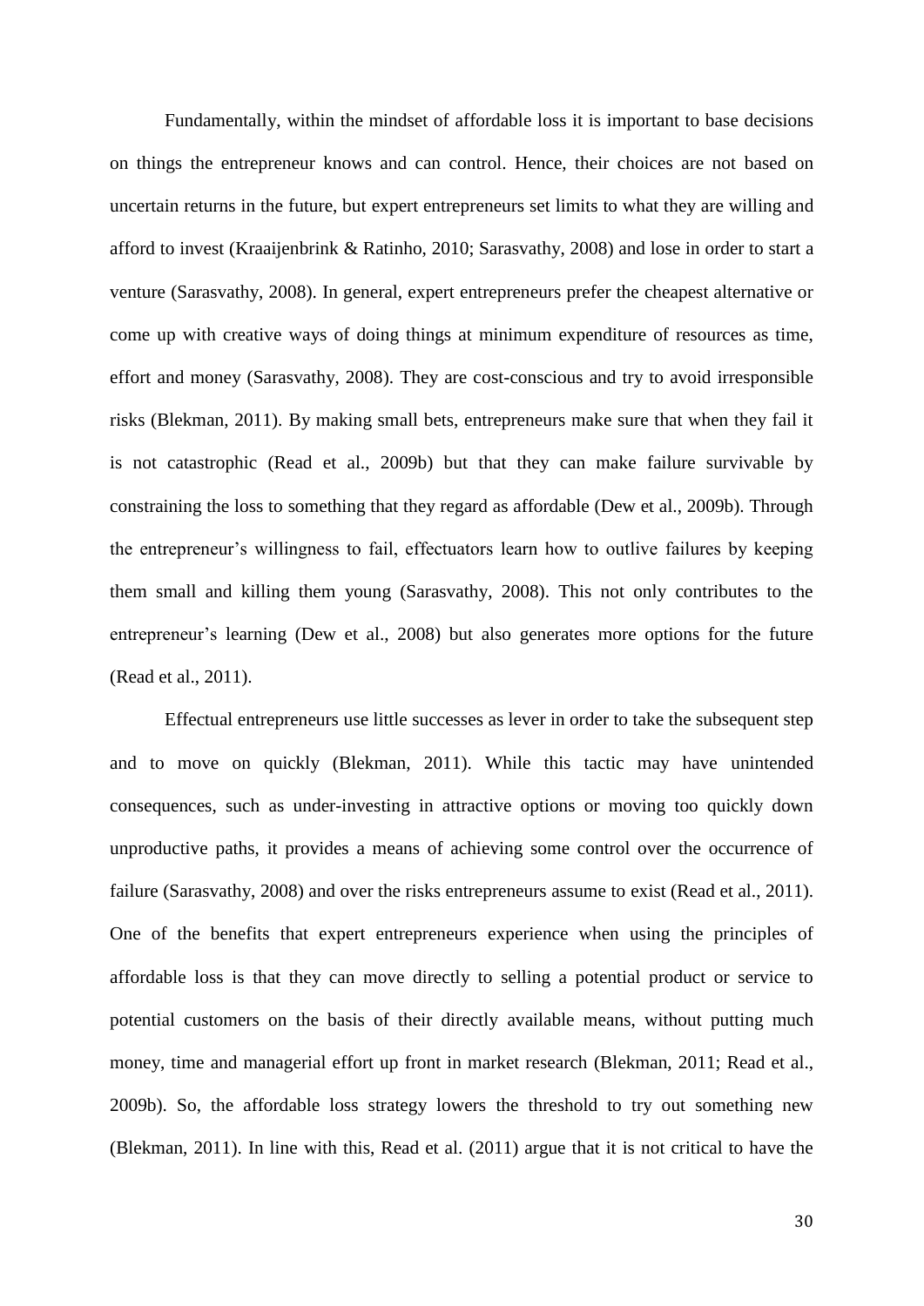Fundamentally, within the mindset of affordable loss it is important to base decisions on things the entrepreneur knows and can control. Hence, their choices are not based on uncertain returns in the future, but expert entrepreneurs set limits to what they are willing and afford to invest (Kraaijenbrink & Ratinho, 2010; Sarasvathy, 2008) and lose in order to start a venture (Sarasvathy, 2008). In general, expert entrepreneurs prefer the cheapest alternative or come up with creative ways of doing things at minimum expenditure of resources as time, effort and money (Sarasvathy, 2008). They are cost-conscious and try to avoid irresponsible risks (Blekman, 2011). By making small bets, entrepreneurs make sure that when they fail it is not catastrophic (Read et al., 2009b) but that they can make failure survivable by constraining the loss to something that they regard as affordable (Dew et al., 2009b). Through the entrepreneur's willingness to fail, effectuators learn how to outlive failures by keeping them small and killing them young (Sarasvathy, 2008). This not only contributes to the entrepreneur's learning (Dew et al., 2008) but also generates more options for the future (Read et al., 2011).

Effectual entrepreneurs use little successes as lever in order to take the subsequent step and to move on quickly (Blekman, 2011). While this tactic may have unintended consequences, such as under-investing in attractive options or moving too quickly down unproductive paths, it provides a means of achieving some control over the occurrence of failure (Sarasvathy, 2008) and over the risks entrepreneurs assume to exist (Read et al., 2011). One of the benefits that expert entrepreneurs experience when using the principles of affordable loss is that they can move directly to selling a potential product or service to potential customers on the basis of their directly available means, without putting much money, time and managerial effort up front in market research (Blekman, 2011; Read et al., 2009b). So, the affordable loss strategy lowers the threshold to try out something new (Blekman, 2011). In line with this, Read et al. (2011) argue that it is not critical to have the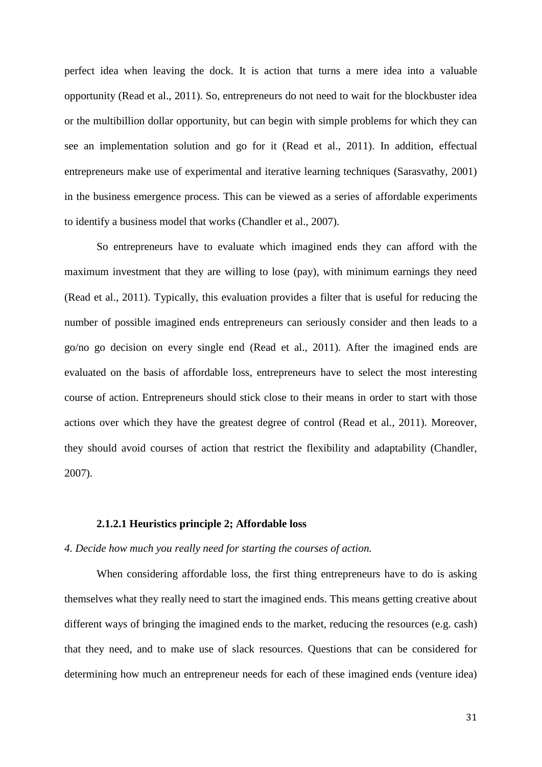perfect idea when leaving the dock. It is action that turns a mere idea into a valuable opportunity (Read et al., 2011). So, entrepreneurs do not need to wait for the blockbuster idea or the multibillion dollar opportunity, but can begin with simple problems for which they can see an implementation solution and go for it (Read et al., 2011). In addition, effectual entrepreneurs make use of experimental and iterative learning techniques (Sarasvathy, 2001) in the business emergence process. This can be viewed as a series of affordable experiments to identify a business model that works (Chandler et al., 2007).

So entrepreneurs have to evaluate which imagined ends they can afford with the maximum investment that they are willing to lose (pay), with minimum earnings they need (Read et al., 2011). Typically, this evaluation provides a filter that is useful for reducing the number of possible imagined ends entrepreneurs can seriously consider and then leads to a go/no go decision on every single end (Read et al., 2011). After the imagined ends are evaluated on the basis of affordable loss, entrepreneurs have to select the most interesting course of action. Entrepreneurs should stick close to their means in order to start with those actions over which they have the greatest degree of control (Read et al., 2011). Moreover, they should avoid courses of action that restrict the flexibility and adaptability (Chandler, 2007).

#### 2.1.2.1 Heuristics principle 2; Affordable loss

*4. Decide how much you really need for starting the courses of action.*

When considering affordable loss, the first thing entrepreneurs have to do is asking themselves what they really need to start the imagined ends. This means getting creative about different ways of bringing the imagined ends to the market, reducing the resources (e.g. cash) that they need, and to make use of slack resources. Questions that can be considered for determining how much an entrepreneur needs for each of these imagined ends (venture idea)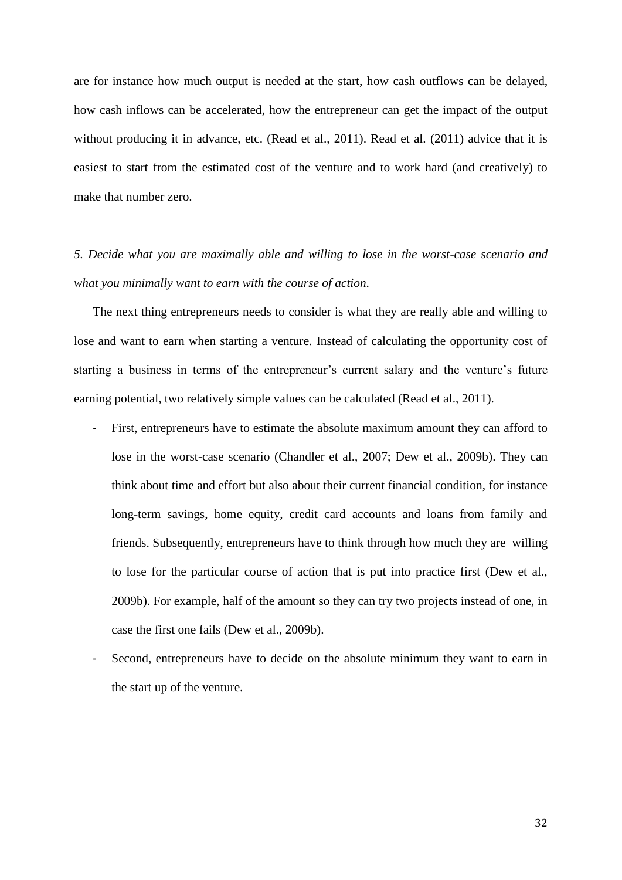are for instance how much output is needed at the start, how cash outflows can be delayed, how cash inflows can be accelerated, how the entrepreneur can get the impact of the output without producing it in advance, etc. (Read et al., 2011). Read et al. (2011) advice that it is easiest to start from the estimated cost of the venture and to work hard (and creatively) to make that number zero.

*5. Decide what you are maximally able and willing to lose in the worst-case scenario and what you minimally want to earn with the course of action.*

The next thing entrepreneurs needs to consider is what they are really able and willing to lose and want to earn when starting a venture. Instead of calculating the opportunity cost of starting a business in terms of the entrepreneur's current salary and the venture's future earning potential, two relatively simple values can be calculated (Read et al., 2011).

- First, entrepreneurs have to estimate the absolute maximum amount they can afford to lose in the worst-case scenario (Chandler et al., 2007; Dew et al., 2009b). They can think about time and effort but also about their current financial condition, for instance long-term savings, home equity, credit card accounts and loans from family and friends. Subsequently, entrepreneurs have to think through how much they are willing to lose for the particular course of action that is put into practice first (Dew et al., 2009b). For example, half of the amount so they can try two projects instead of one, in case the first one fails (Dew et al., 2009b).
- Second, entrepreneurs have to decide on the absolute minimum they want to earn in the start up of the venture.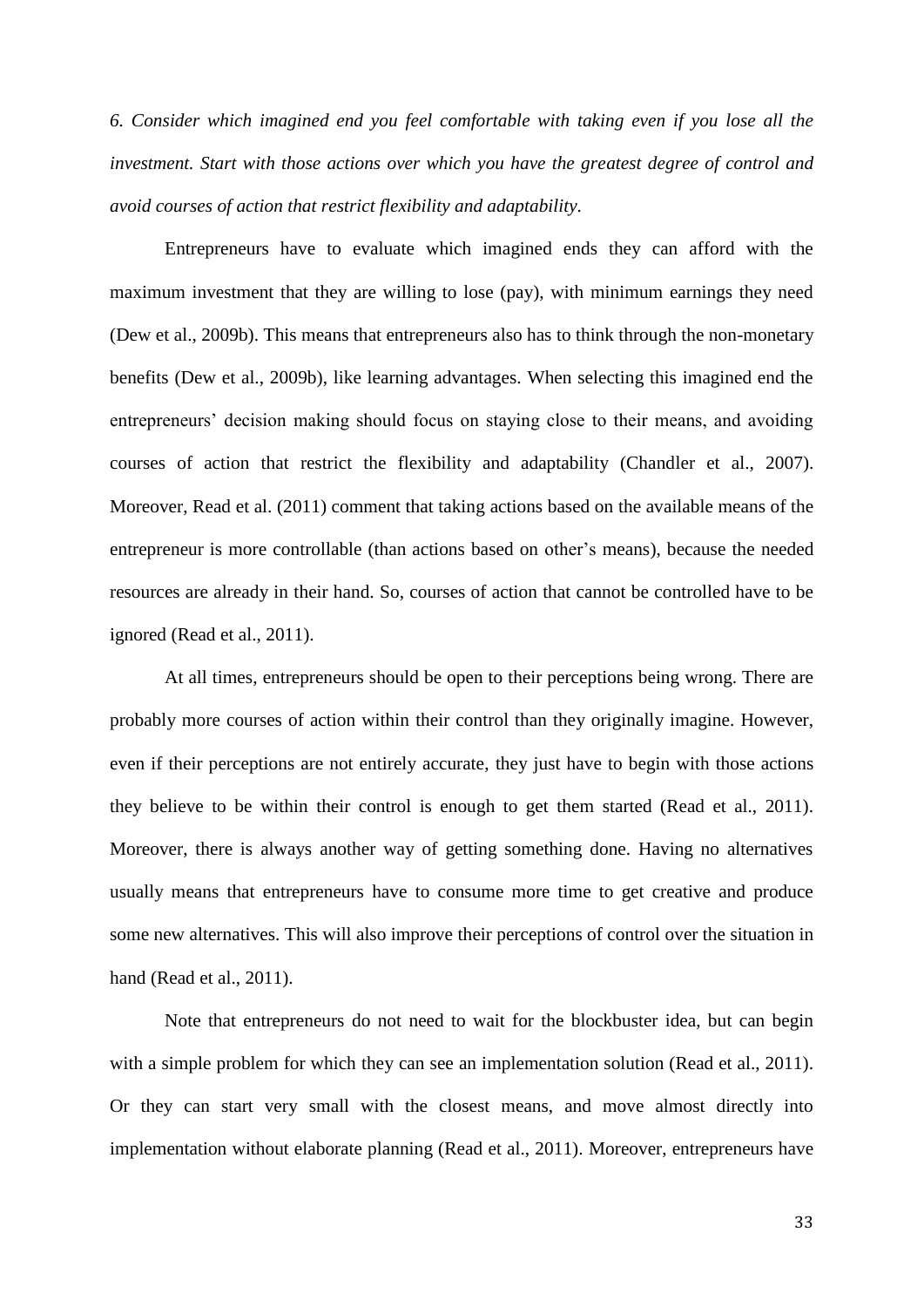*6. Consider which imagined end you feel comfortable with taking even if you lose all the investment. Start with those actions over which you have the greatest degree of control and avoid courses of action that restrict flexibility and adaptability.*

Entrepreneurs have to evaluate which imagined ends they can afford with the maximum investment that they are willing to lose (pay), with minimum earnings they need (Dew et al., 2009b). This means that entrepreneurs also has to think through the non-monetary benefits (Dew et al., 2009b), like learning advantages. When selecting this imagined end the entrepreneurs' decision making should focus on staying close to their means, and avoiding courses of action that restrict the flexibility and adaptability (Chandler et al., 2007). Moreover, Read et al. (2011) comment that taking actions based on the available means of the entrepreneur is more controllable (than actions based on other's means), because the needed resources are already in their hand. So, courses of action that cannot be controlled have to be ignored (Read et al., 2011).

At all times, entrepreneurs should be open to their perceptions being wrong. There are probably more courses of action within their control than they originally imagine. However, even if their perceptions are not entirely accurate, they just have to begin with those actions they believe to be within their control is enough to get them started (Read et al., 2011). Moreover, there is always another way of getting something done. Having no alternatives usually means that entrepreneurs have to consume more time to get creative and produce some new alternatives. This will also improve their perceptions of control over the situation in hand (Read et al., 2011).

Note that entrepreneurs do not need to wait for the blockbuster idea, but can begin with a simple problem for which they can see an implementation solution (Read et al., 2011). Or they can start very small with the closest means, and move almost directly into implementation without elaborate planning (Read et al., 2011). Moreover, entrepreneurs have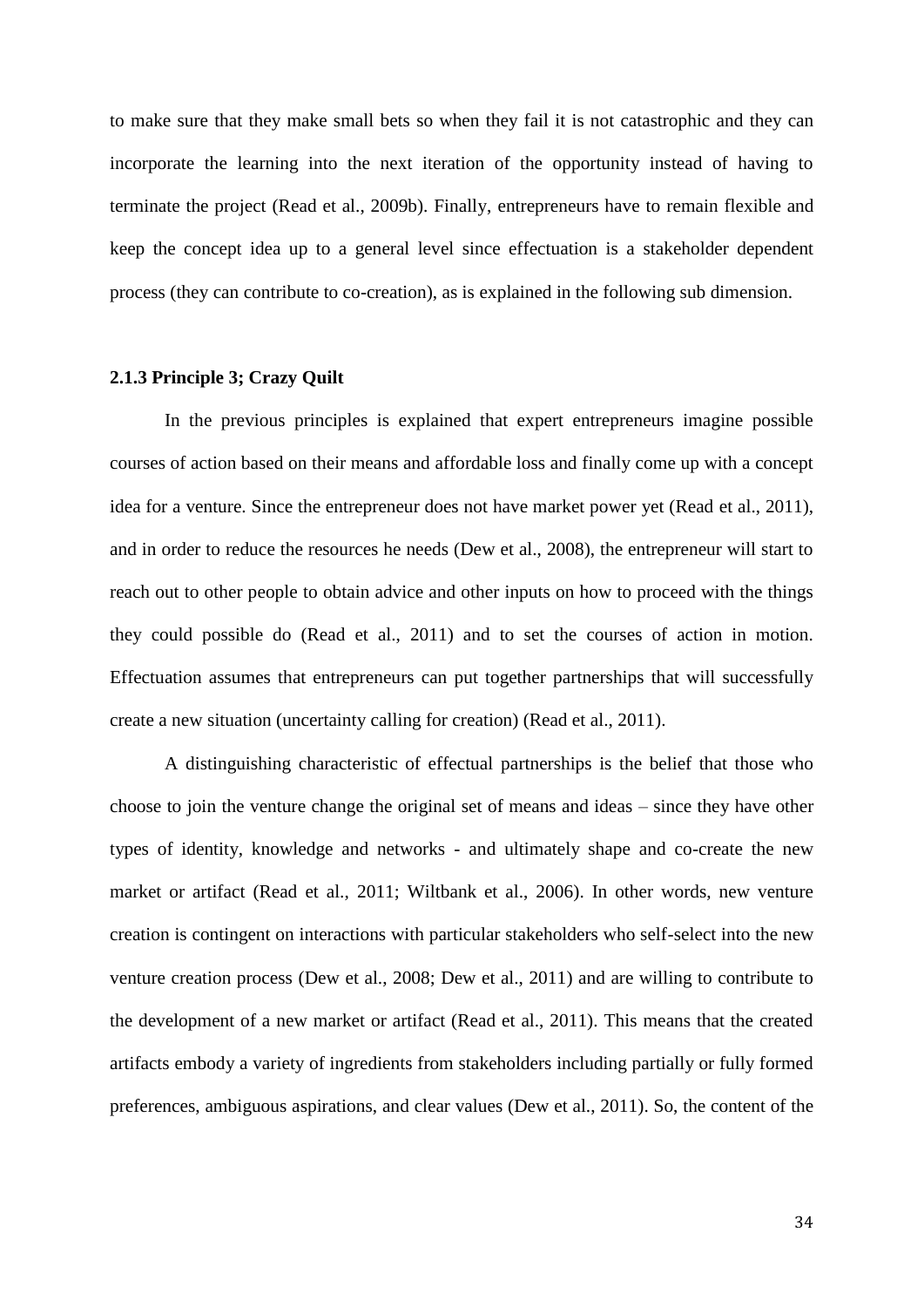to make sure that they make small bets so when they fail it is not catastrophic and they can incorporate the learning into the next iteration of the opportunity instead of having to terminate the project (Read et al., 2009b). Finally, entrepreneurs have to remain flexible and keep the concept idea up to a general level since effectuation is a stakeholder dependent process (they can contribute to co-creation), as is explained in the following sub dimension.

### 2.1.3 Principle 3; Crazy Quilt

In the previous principles is explained that expert entrepreneurs imagine possible courses of action based on their means and affordable loss and finally come up with a concept idea for a venture. Since the entrepreneur does not have market power yet (Read et al., 2011), and in order to reduce the resources he needs (Dew et al., 2008), the entrepreneur will start to reach out to other people to obtain advice and other inputs on how to proceed with the things they could possible do (Read et al., 2011) and to set the courses of action in motion. Effectuation assumes that entrepreneurs can put together partnerships that will successfully create a new situation (uncertainty calling for creation) (Read et al., 2011).

A distinguishing characteristic of effectual partnerships is the belief that those who choose to join the venture change the original set of means and ideas – since they have other types of identity, knowledge and networks - and ultimately shape and co-create the new market or artifact (Read et al., 2011; Wiltbank et al., 2006). In other words, new venture creation is contingent on interactions with particular stakeholders who self-select into the new venture creation process (Dew et al., 2008; Dew et al., 2011) and are willing to contribute to the development of a new market or artifact (Read et al., 2011). This means that the created artifacts embody a variety of ingredients from stakeholders including partially or fully formed preferences, ambiguous aspirations, and clear values (Dew et al., 2011). So, the content of the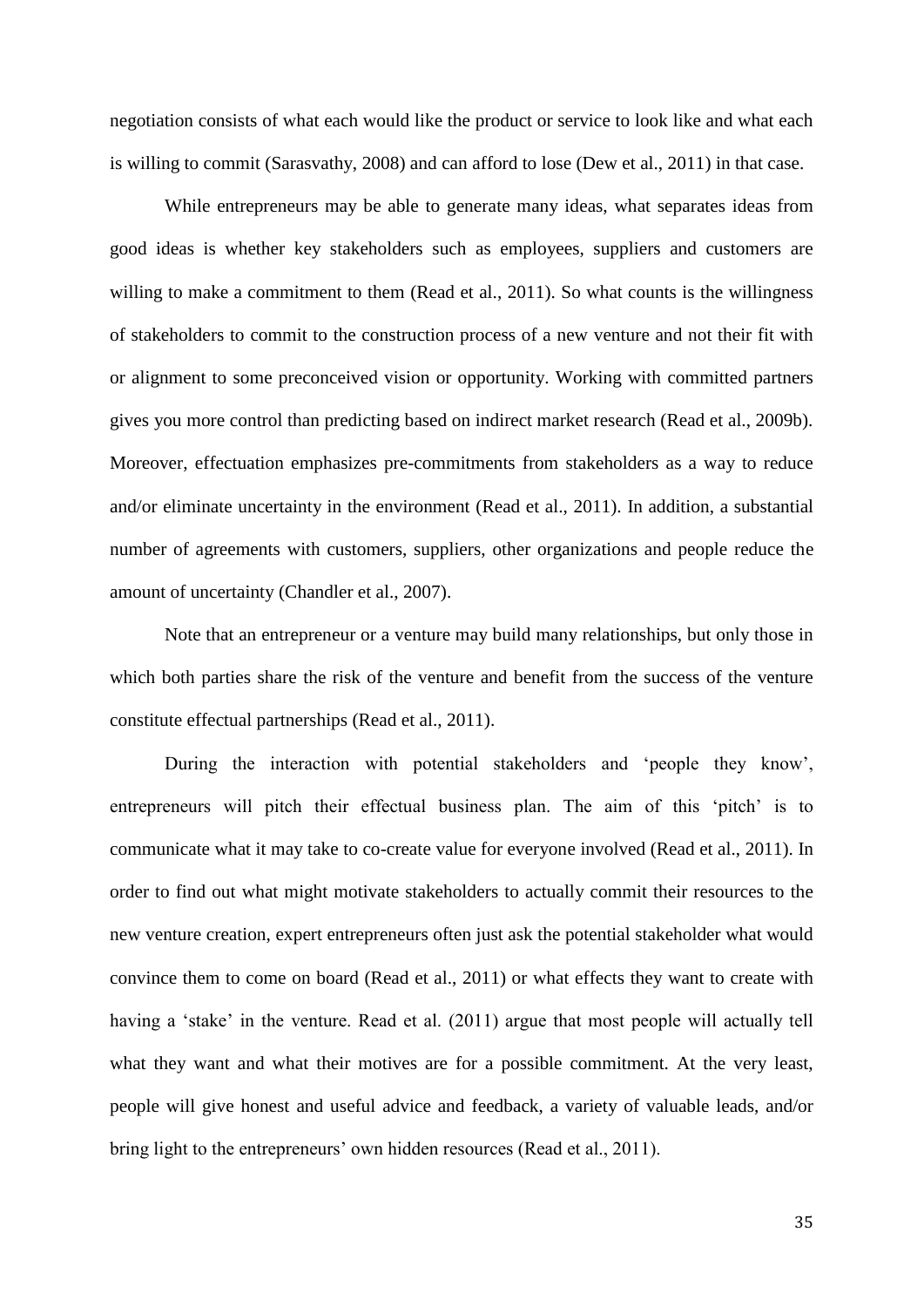negotiation consists of what each would like the product or service to look like and what each is willing to commit (Sarasvathy, 2008) and can afford to lose (Dew et al., 2011) in that case.

While entrepreneurs may be able to generate many ideas, what separates ideas from good ideas is whether key stakeholders such as employees, suppliers and customers are willing to make a commitment to them (Read et al., 2011). So what counts is the willingness of stakeholders to commit to the construction process of a new venture and not their fit with or alignment to some preconceived vision or opportunity. Working with committed partners gives you more control than predicting based on indirect market research (Read et al., 2009b). Moreover, effectuation emphasizes pre-commitments from stakeholders as a way to reduce and/or eliminate uncertainty in the environment (Read et al., 2011). In addition, a substantial number of agreements with customers, suppliers, other organizations and people reduce the amount of uncertainty (Chandler et al., 2007).

Note that an entrepreneur or a venture may build many relationships, but only those in which both parties share the risk of the venture and benefit from the success of the venture constitute effectual partnerships (Read et al., 2011).

During the interaction with potential stakeholders and 'people they know', entrepreneurs will pitch their effectual business plan. The aim of this 'pitch' is to communicate what it may take to co-create value for everyone involved (Read et al., 2011). In order to find out what might motivate stakeholders to actually commit their resources to the new venture creation, expert entrepreneurs often just ask the potential stakeholder what would convince them to come on board (Read et al., 2011) or what effects they want to create with having a 'stake' in the venture. Read et al. (2011) argue that most people will actually tell what they want and what their motives are for a possible commitment. At the very least, people will give honest and useful advice and feedback, a variety of valuable leads, and/or bring light to the entrepreneurs' own hidden resources (Read et al., 2011).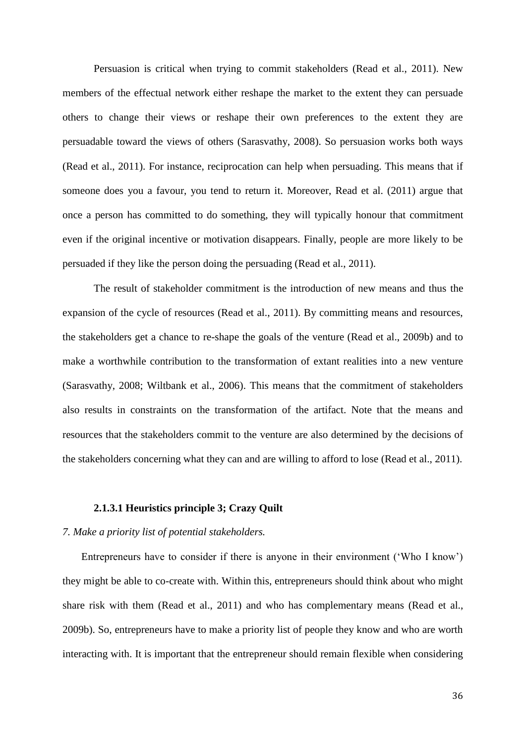Persuasion is critical when trying to commit stakeholders (Read et al., 2011). New members of the effectual network either reshape the market to the extent they can persuade others to change their views or reshape their own preferences to the extent they are persuadable toward the views of others (Sarasvathy, 2008). So persuasion works both ways (Read et al., 2011). For instance, reciprocation can help when persuading. This means that if someone does you a favour, you tend to return it. Moreover, Read et al. (2011) argue that once a person has committed to do something, they will typically honour that commitment even if the original incentive or motivation disappears. Finally, people are more likely to be persuaded if they like the person doing the persuading (Read et al., 2011).

The result of stakeholder commitment is the introduction of new means and thus the expansion of the cycle of resources (Read et al., 2011). By committing means and resources, the stakeholders get a chance to re-shape the goals of the venture (Read et al., 2009b) and to make a worthwhile contribution to the transformation of extant realities into a new venture (Sarasvathy, 2008; Wiltbank et al., 2006). This means that the commitment of stakeholders also results in constraints on the transformation of the artifact. Note that the means and resources that the stakeholders commit to the venture are also determined by the decisions of the stakeholders concerning what they can and are willing to afford to lose (Read et al., 2011).

#### 2.1.3.1 Heuristics principle 3; Crazy Quilt

*7. Make a priority list of potential stakeholders.*

Entrepreneurs have to consider if there is anyone in their environment ('Who I know') they might be able to co-create with. Within this, entrepreneurs should think about who might share risk with them (Read et al., 2011) and who has complementary means (Read et al., 2009b). So, entrepreneurs have to make a priority list of people they know and who are worth interacting with. It is important that the entrepreneur should remain flexible when considering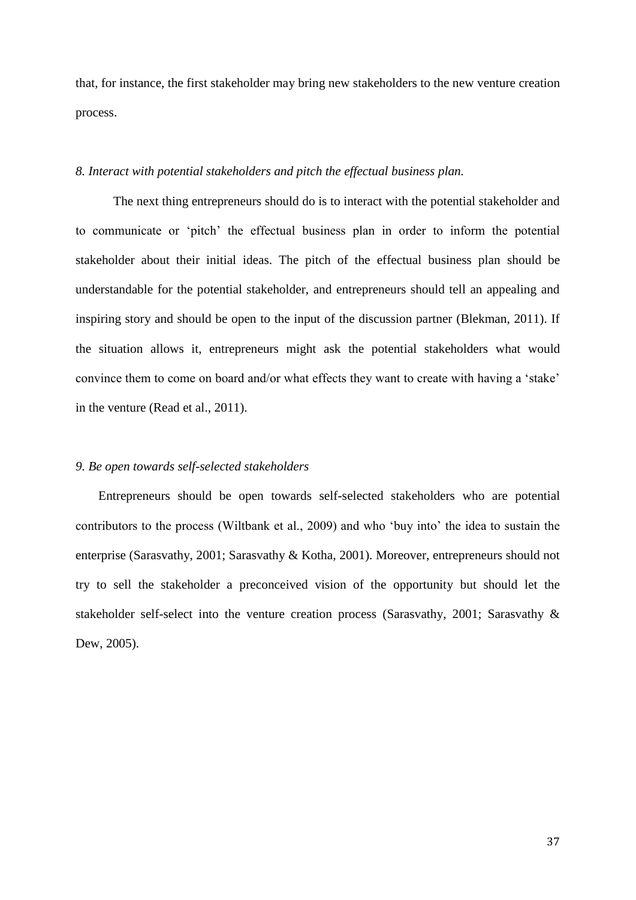that, for instance, the first stakeholder may bring new stakeholders to the new venture creation process.

### *8. Interact with potential stakeholders and pitch the effectual business plan.*

The next thing entrepreneurs should do is to interact with the potential stakeholder and to communicate or 'pitch' the effectual business plan in order to inform the potential stakeholder about their initial ideas. The pitch of the effectual business plan should be understandable for the potential stakeholder, and entrepreneurs should tell an appealing and inspiring story and should be open to the input of the discussion partner (Blekman, 2011). If the situation allows it, entrepreneurs might ask the potential stakeholders what would convince them to come on board and/or what effects they want to create with having a 'stake' in the venture (Read et al., 2011).

### *9. Be open towards self-selected stakeholders*

Entrepreneurs should be open towards self-selected stakeholders who are potential contributors to the process (Wiltbank et al., 2009) and who 'buy into' the idea to sustain the enterprise (Sarasvathy, 2001; Sarasvathy & Kotha, 2001). Moreover, entrepreneurs should not try to sell the stakeholder a preconceived vision of the opportunity but should let the stakeholder self-select into the venture creation process (Sarasvathy, 2001; Sarasvathy & Dew, 2005).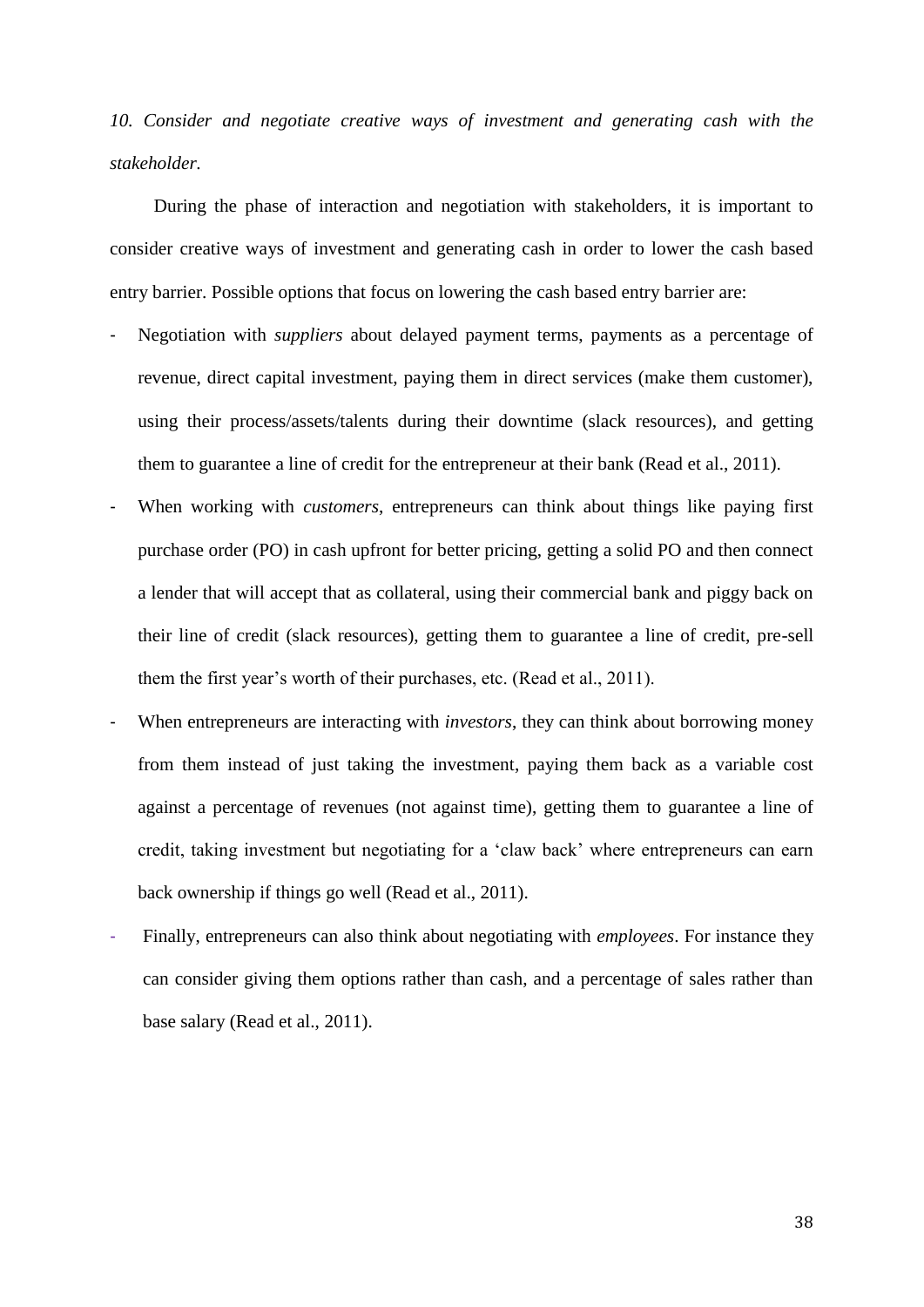*10. Consider and negotiate creative ways of investment and generating cash with the stakeholder.*

During the phase of interaction and negotiation with stakeholders, it is important to consider creative ways of investment and generating cash in order to lower the cash based entry barrier. Possible options that focus on lowering the cash based entry barrier are:

- Negotiation with *suppliers* about delayed payment terms, payments as a percentage of revenue, direct capital investment, paying them in direct services (make them customer), using their process/assets/talents during their downtime (slack resources), and getting them to guarantee a line of credit for the entrepreneur at their bank (Read et al., 2011).
- When working with *customers*, entrepreneurs can think about things like paying first purchase order (PO) in cash upfront for better pricing, getting a solid PO and then connect a lender that will accept that as collateral, using their commercial bank and piggy back on their line of credit (slack resources), getting them to guarantee a line of credit, pre-sell them the first year's worth of their purchases, etc. (Read et al., 2011).
- When entrepreneurs are interacting with *investors*, they can think about borrowing money from them instead of just taking the investment, paying them back as a variable cost against a percentage of revenues (not against time), getting them to guarantee a line of credit, taking investment but negotiating for a 'claw back' where entrepreneurs can earn back ownership if things go well (Read et al., 2011).
- Finally, entrepreneurs can also think about negotiating with *employees*. For instance they can consider giving them options rather than cash, and a percentage of sales rather than base salary (Read et al., 2011).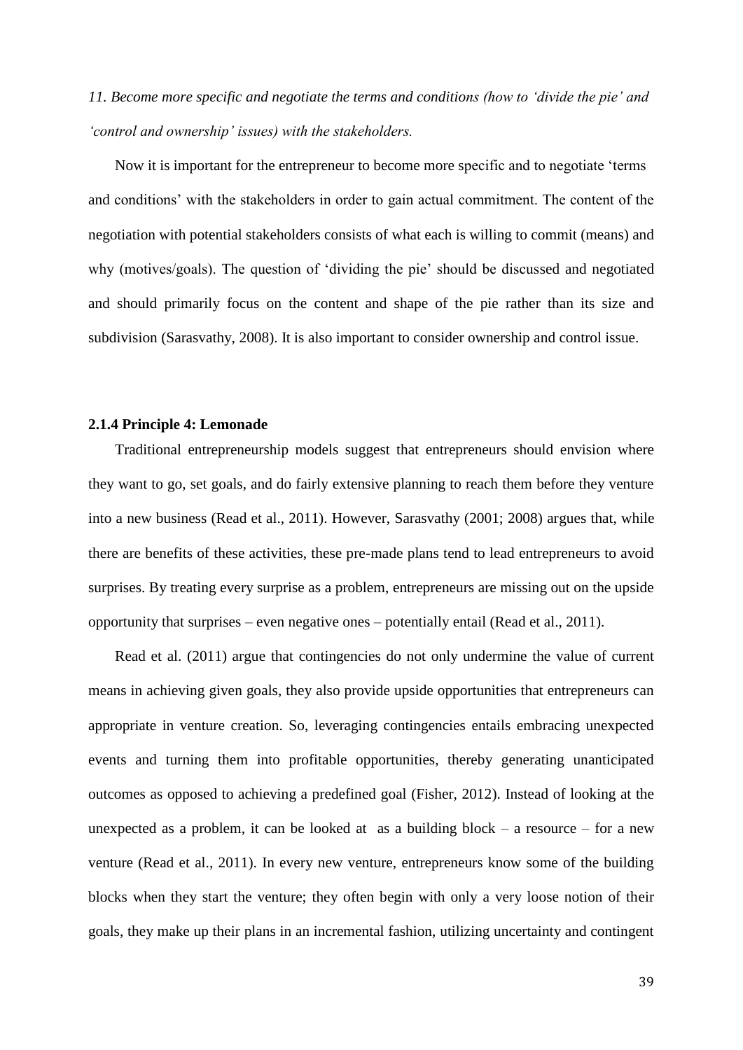*11. Become more specific and negotiate the terms and conditions (how to 'divide the pie' and 'control and ownership' issues) with the stakeholders.*

Now it is important for the entrepreneur to become more specific and to negotiate 'terms and conditions' with the stakeholders in order to gain actual commitment. The content of the negotiation with potential stakeholders consists of what each is willing to commit (means) and why (motives/goals). The question of 'dividing the pie' should be discussed and negotiated and should primarily focus on the content and shape of the pie rather than its size and subdivision (Sarasvathy, 2008). It is also important to consider ownership and control issue.

### 2.1.4 Principle 4: Lemonade

Traditional entrepreneurship models suggest that entrepreneurs should envision where they want to go, set goals, and do fairly extensive planning to reach them before they venture into a new business (Read et al., 2011). However, Sarasvathy (2001; 2008) argues that, while there are benefits of these activities, these pre-made plans tend to lead entrepreneurs to avoid surprises. By treating every surprise as a problem, entrepreneurs are missing out on the upside opportunity that surprises – even negative ones – potentially entail (Read et al., 2011).

Read et al. (2011) argue that contingencies do not only undermine the value of current means in achieving given goals, they also provide upside opportunities that entrepreneurs can appropriate in venture creation. So, leveraging contingencies entails embracing unexpected events and turning them into profitable opportunities, thereby generating unanticipated outcomes as opposed to achieving a predefined goal (Fisher, 2012). Instead of looking at the unexpected as a problem, it can be looked at as a building block – a resource – for a new venture (Read et al., 2011). In every new venture, entrepreneurs know some of the building blocks when they start the venture; they often begin with only a very loose notion of their goals, they make up their plans in an incremental fashion, utilizing uncertainty and contingent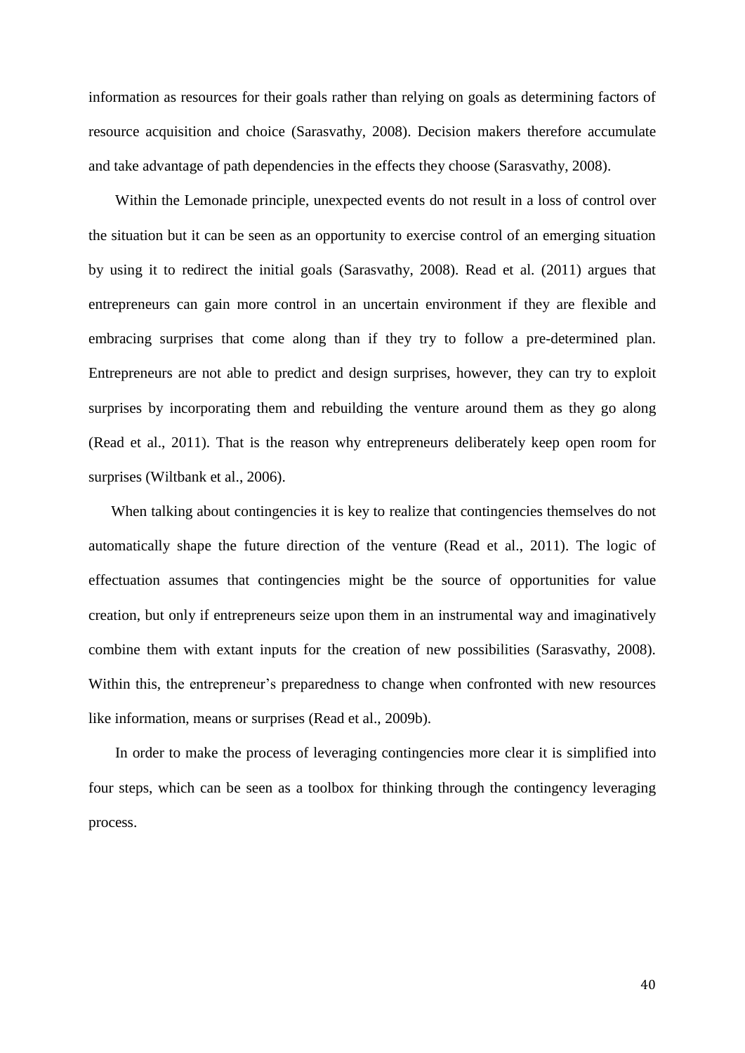information as resources for their goals rather than relying on goals as determining factors of resource acquisition and choice (Sarasvathy, 2008). Decision makers therefore accumulate and take advantage of path dependencies in the effects they choose (Sarasvathy, 2008).

Within the Lemonade principle, unexpected events do not result in a loss of control over the situation but it can be seen as an opportunity to exercise control of an emerging situation by using it to redirect the initial goals (Sarasvathy, 2008). Read et al. (2011) argues that entrepreneurs can gain more control in an uncertain environment if they are flexible and embracing surprises that come along than if they try to follow a pre-determined plan. Entrepreneurs are not able to predict and design surprises, however, they can try to exploit surprises by incorporating them and rebuilding the venture around them as they go along (Read et al., 2011). That is the reason why entrepreneurs deliberately keep open room for surprises (Wiltbank et al., 2006).

When talking about contingencies it is key to realize that contingencies themselves do not automatically shape the future direction of the venture (Read et al., 2011). The logic of effectuation assumes that contingencies might be the source of opportunities for value creation, but only if entrepreneurs seize upon them in an instrumental way and imaginatively combine them with extant inputs for the creation of new possibilities (Sarasvathy, 2008). Within this, the entrepreneur's preparedness to change when confronted with new resources like information, means or surprises (Read et al., 2009b).

In order to make the process of leveraging contingencies more clear it is simplified into four steps, which can be seen as a toolbox for thinking through the contingency leveraging process.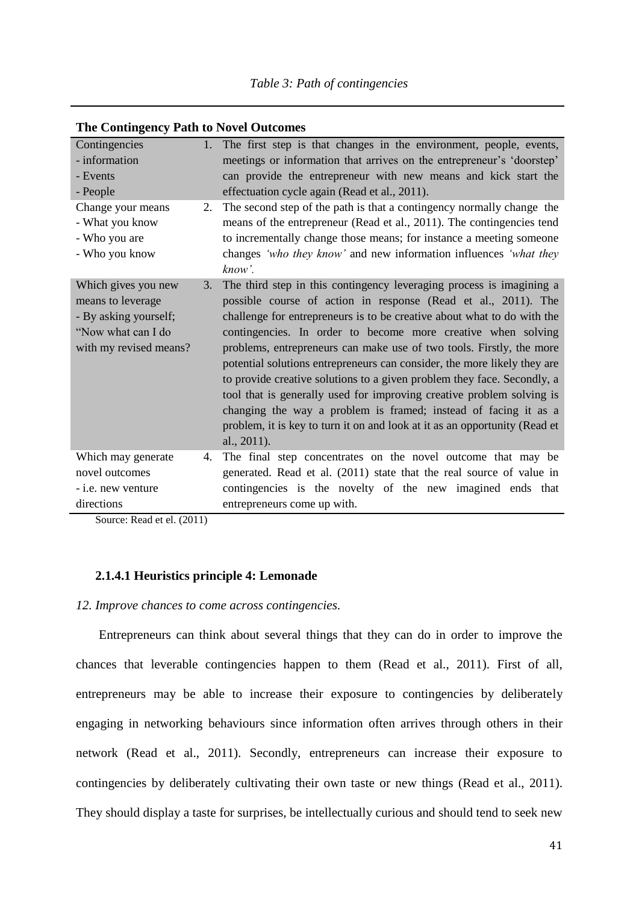*Table 3: Path of contingencies*

| **The Contingency Path to Novel Outcomes** | |
|---|---|
| Contingencies<br>- information<br>- Events<br>- People | 1. The first step is that changes in the environment, people, events, meetings or information that arrives on the entrepreneur's 'doorstep' can provide the entrepreneur with new means and kick start the effectuation cycle again (Read et al., 2011). |
| Change your means<br>- What you know<br>- Who you are<br>- Who you know | 2. The second step of the path is that a contingency normally change the means of the entrepreneur (Read et al., 2011). The contingencies tend to incrementally change those means; for instance a meeting someone changes *'who they know'* and new information influences *'what they know'.* |
| Which gives you new means to leverage<br>- By asking yourself; "Now what can I do with my revised means? | 3. The third step in this contingency leveraging process is imagining a possible course of action in response (Read et al., 2011). The challenge for entrepreneurs is to be creative about what to do with the contingencies. In order to become more creative when solving problems, entrepreneurs can make use of two tools. Firstly, the more potential solutions entrepreneurs can consider, the more likely they are to provide creative solutions to a given problem they face. Secondly, a tool that is generally used for improving creative problem solving is changing the way a problem is framed; instead of facing it as a problem, it is key to turn it on and look at it as an opportunity (Read et al., 2011). |
| Which may generate novel outcomes<br>- i.e. new venture directions | 4. The final step concentrates on the novel outcome that may be generated. Read et al. (2011) state that the real source of value in contingencies is the novelty of the new imagined ends that entrepreneurs come up with. |

Source: Read et el. (2011)

#### 2.1.4.1 Heuristics principle 4: Lemonade

*12. Improve chances to come across contingencies.*

Entrepreneurs can think about several things that they can do in order to improve the chances that leverable contingencies happen to them (Read et al., 2011). First of all, entrepreneurs may be able to increase their exposure to contingencies by deliberately engaging in networking behaviours since information often arrives through others in their network (Read et al., 2011). Secondly, entrepreneurs can increase their exposure to contingencies by deliberately cultivating their own taste or new things (Read et al., 2011). They should display a taste for surprises, be intellectually curious and should tend to seek new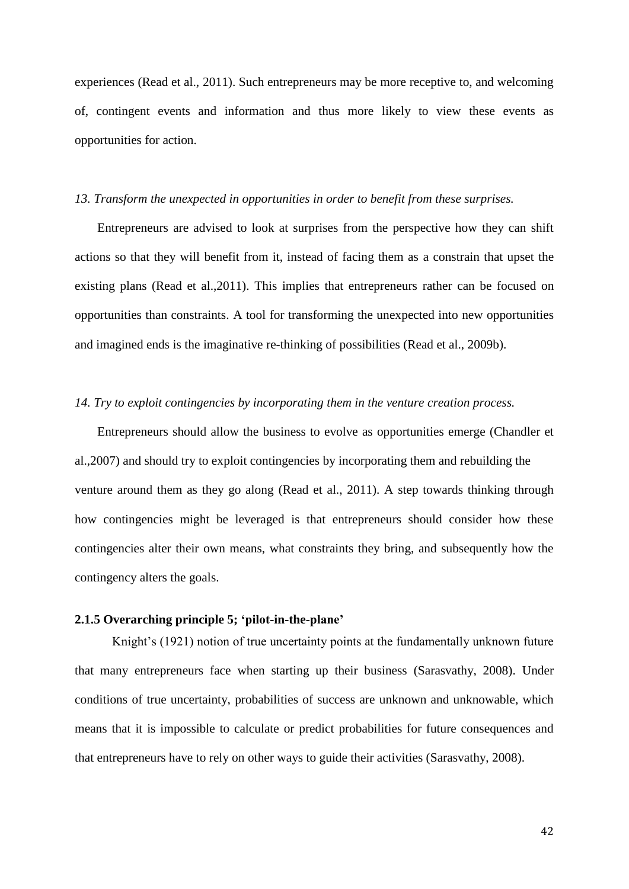experiences (Read et al., 2011). Such entrepreneurs may be more receptive to, and welcoming of, contingent events and information and thus more likely to view these events as opportunities for action.

*13. Transform the unexpected in opportunities in order to benefit from these surprises.*

Entrepreneurs are advised to look at surprises from the perspective how they can shift actions so that they will benefit from it, instead of facing them as a constrain that upset the existing plans (Read et al.,2011). This implies that entrepreneurs rather can be focused on opportunities than constraints. A tool for transforming the unexpected into new opportunities and imagined ends is the imaginative re-thinking of possibilities (Read et al., 2009b).

*14. Try to exploit contingencies by incorporating them in the venture creation process.*

Entrepreneurs should allow the business to evolve as opportunities emerge (Chandler et al.,2007) and should try to exploit contingencies by incorporating them and rebuilding the venture around them as they go along (Read et al., 2011). A step towards thinking through how contingencies might be leveraged is that entrepreneurs should consider how these contingencies alter their own means, what constraints they bring, and subsequently how the contingency alters the goals.

### 2.1.5 Overarching principle 5; 'pilot-in-the-plane'

Knight's (1921) notion of true uncertainty points at the fundamentally unknown future that many entrepreneurs face when starting up their business (Sarasvathy, 2008). Under conditions of true uncertainty, probabilities of success are unknown and unknowable, which means that it is impossible to calculate or predict probabilities for future consequences and that entrepreneurs have to rely on other ways to guide their activities (Sarasvathy, 2008).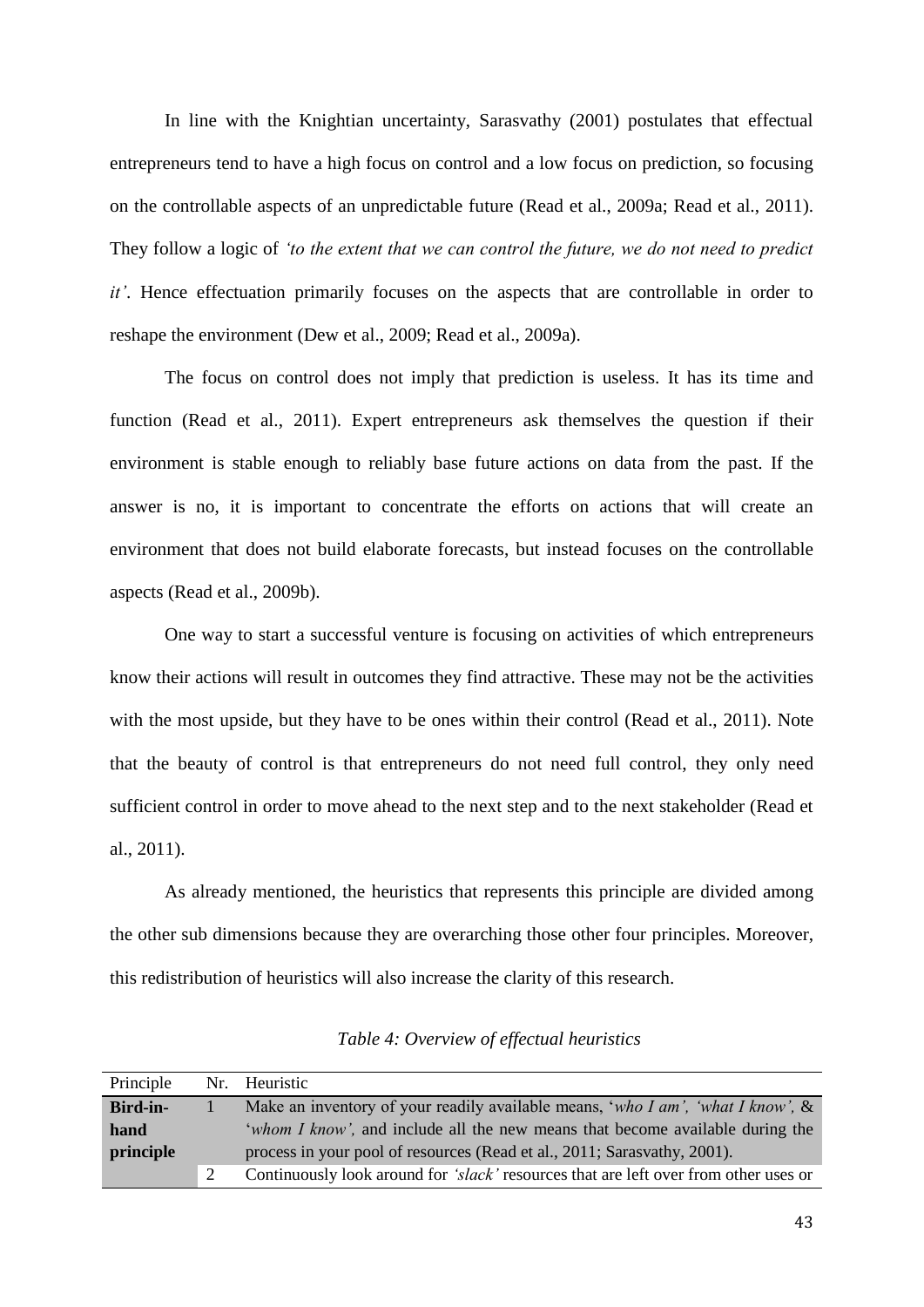In line with the Knightian uncertainty, Sarasvathy (2001) postulates that effectual entrepreneurs tend to have a high focus on control and a low focus on prediction, so focusing on the controllable aspects of an unpredictable future (Read et al., 2009a; Read et al., 2011). They follow a logic of *'to the extent that we can control the future, we do not need to predict it'*. Hence effectuation primarily focuses on the aspects that are controllable in order to reshape the environment (Dew et al., 2009; Read et al., 2009a).

The focus on control does not imply that prediction is useless. It has its time and function (Read et al., 2011). Expert entrepreneurs ask themselves the question if their environment is stable enough to reliably base future actions on data from the past. If the answer is no, it is important to concentrate the efforts on actions that will create an environment that does not build elaborate forecasts, but instead focuses on the controllable aspects (Read et al., 2009b).

One way to start a successful venture is focusing on activities of which entrepreneurs know their actions will result in outcomes they find attractive. These may not be the activities with the most upside, but they have to be ones within their control (Read et al., 2011). Note that the beauty of control is that entrepreneurs do not need full control, they only need sufficient control in order to move ahead to the next step and to the next stakeholder (Read et al., 2011).

As already mentioned, the heuristics that represents this principle are divided among the other sub dimensions because they are overarching those other four principles. Moreover, this redistribution of heuristics will also increase the clarity of this research.

*Table 4: Overview of effectual heuristics*

| Principle | Nr. | Heuristic |
|---|---|---|
| **Bird-in-hand principle** | 1 | Make an inventory of your readily available means, '*who I am', 'what I know',* & '*whom I know',* and include all the new means that become available during the process in your pool of resources (Read et al., 2011; Sarasvathy, 2001). |
| | 2 | Continuously look around for *'slack'* resources that are left over from other uses or |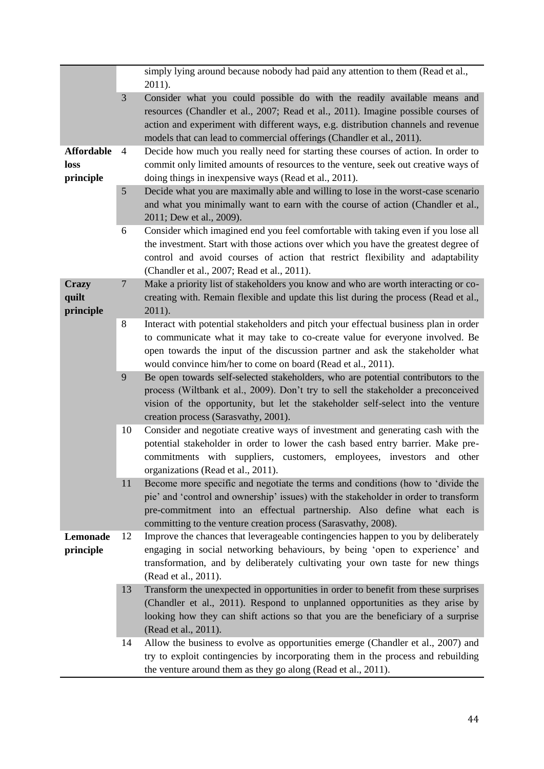| | | |
|---|---|---|
| | | simply lying around because nobody had paid any attention to them (Read et al., 2011). |
| | 3 | Consider what you could possible do with the readily available means and resources (Chandler et al., 2007; Read et al., 2011). Imagine possible courses of action and experiment with different ways, e.g. distribution channels and revenue models that can lead to commercial offerings (Chandler et al., 2011). |
| **Affordable loss principle** | 4 | Decide how much you really need for starting these courses of action. In order to commit only limited amounts of resources to the venture, seek out creative ways of doing things in inexpensive ways (Read et al., 2011). |
| | 5 | Decide what you are maximally able and willing to lose in the worst-case scenario and what you minimally want to earn with the course of action (Chandler et al., 2011; Dew et al., 2009). |
| | 6 | Consider which imagined end you feel comfortable with taking even if you lose all the investment. Start with those actions over which you have the greatest degree of control and avoid courses of action that restrict flexibility and adaptability (Chandler et al., 2007; Read et al., 2011). |
| **Crazy quilt principle** | 7 | Make a priority list of stakeholders you know and who are worth interacting or co-creating with. Remain flexible and update this list during the process (Read et al., 2011). |
| | 8 | Interact with potential stakeholders and pitch your effectual business plan in order to communicate what it may take to co-create value for everyone involved. Be open towards the input of the discussion partner and ask the stakeholder what would convince him/her to come on board (Read et al., 2011). |
| | 9 | Be open towards self-selected stakeholders, who are potential contributors to the process (Wiltbank et al., 2009). Don't try to sell the stakeholder a preconceived vision of the opportunity, but let the stakeholder self-select into the venture creation process (Sarasvathy, 2001). |
| | 10 | Consider and negotiate creative ways of investment and generating cash with the potential stakeholder in order to lower the cash based entry barrier. Make pre-commitments with suppliers, customers, employees, investors and other organizations (Read et al., 2011). |
| | 11 | Become more specific and negotiate the terms and conditions (how to 'divide the pie' and 'control and ownership' issues) with the stakeholder in order to transform pre-commitment into an effectual partnership. Also define what each is committing to the venture creation process (Sarasvathy, 2008). |
| **Lemonade principle** | 12 | Improve the chances that leverageable contingencies happen to you by deliberately engaging in social networking behaviours, by being 'open to experience' and transformation, and by deliberately cultivating your own taste for new things (Read et al., 2011). |
| | 13 | Transform the unexpected in opportunities in order to benefit from these surprises (Chandler et al., 2011). Respond to unplanned opportunities as they arise by looking how they can shift actions so that you are the beneficiary of a surprise (Read et al., 2011). |
| | 14 | Allow the business to evolve as opportunities emerge (Chandler et al., 2007) and try to exploit contingencies by incorporating them in the process and rebuilding the venture around them as they go along (Read et al., 2011). |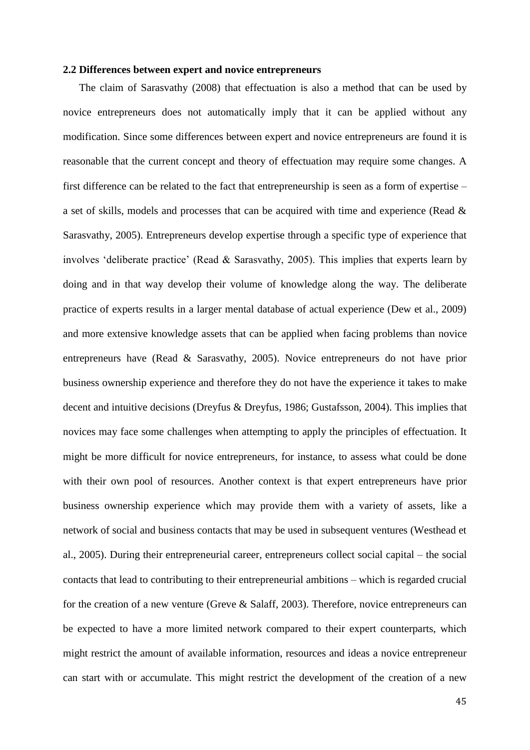**2.2 Differences between expert and novice entrepreneurs**

The claim of Sarasvathy (2008) that effectuation is also a method that can be used by novice entrepreneurs does not automatically imply that it can be applied without any modification. Since some differences between expert and novice entrepreneurs are found it is reasonable that the current concept and theory of effectuation may require some changes. A first difference can be related to the fact that entrepreneurship is seen as a form of expertise – a set of skills, models and processes that can be acquired with time and experience (Read & Sarasvathy, 2005). Entrepreneurs develop expertise through a specific type of experience that involves 'deliberate practice' (Read & Sarasvathy, 2005). This implies that experts learn by doing and in that way develop their volume of knowledge along the way. The deliberate practice of experts results in a larger mental database of actual experience (Dew et al., 2009) and more extensive knowledge assets that can be applied when facing problems than novice entrepreneurs have (Read & Sarasvathy, 2005). Novice entrepreneurs do not have prior business ownership experience and therefore they do not have the experience it takes to make decent and intuitive decisions (Dreyfus & Dreyfus, 1986; Gustafsson, 2004). This implies that novices may face some challenges when attempting to apply the principles of effectuation. It might be more difficult for novice entrepreneurs, for instance, to assess what could be done with their own pool of resources. Another context is that expert entrepreneurs have prior business ownership experience which may provide them with a variety of assets, like a network of social and business contacts that may be used in subsequent ventures (Westhead et al., 2005). During their entrepreneurial career, entrepreneurs collect social capital – the social contacts that lead to contributing to their entrepreneurial ambitions – which is regarded crucial for the creation of a new venture (Greve & Salaff, 2003). Therefore, novice entrepreneurs can be expected to have a more limited network compared to their expert counterparts, which might restrict the amount of available information, resources and ideas a novice entrepreneur can start with or accumulate. This might restrict the development of the creation of a new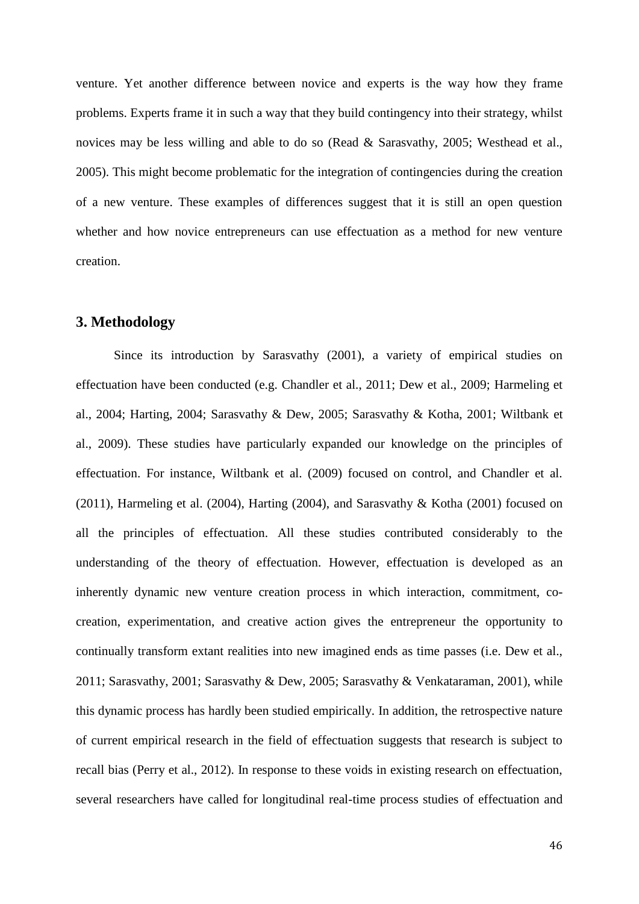venture. Yet another difference between novice and experts is the way how they frame problems. Experts frame it in such a way that they build contingency into their strategy, whilst novices may be less willing and able to do so (Read & Sarasvathy, 2005; Westhead et al., 2005). This might become problematic for the integration of contingencies during the creation of a new venture. These examples of differences suggest that it is still an open question whether and how novice entrepreneurs can use effectuation as a method for new venture creation.

## 3. Methodology

Since its introduction by Sarasvathy (2001), a variety of empirical studies on effectuation have been conducted (e.g. Chandler et al., 2011; Dew et al., 2009; Harmeling et al., 2004; Harting, 2004; Sarasvathy & Dew, 2005; Sarasvathy & Kotha, 2001; Wiltbank et al., 2009). These studies have particularly expanded our knowledge on the principles of effectuation. For instance, Wiltbank et al. (2009) focused on control, and Chandler et al. (2011), Harmeling et al. (2004), Harting (2004), and Sarasvathy & Kotha (2001) focused on all the principles of effectuation. All these studies contributed considerably to the understanding of the theory of effectuation. However, effectuation is developed as an inherently dynamic new venture creation process in which interaction, commitment, co-creation, experimentation, and creative action gives the entrepreneur the opportunity to continually transform extant realities into new imagined ends as time passes (i.e. Dew et al., 2011; Sarasvathy, 2001; Sarasvathy & Dew, 2005; Sarasvathy & Venkataraman, 2001), while this dynamic process has hardly been studied empirically. In addition, the retrospective nature of current empirical research in the field of effectuation suggests that research is subject to recall bias (Perry et al., 2012). In response to these voids in existing research on effectuation, several researchers have called for longitudinal real-time process studies of effectuation and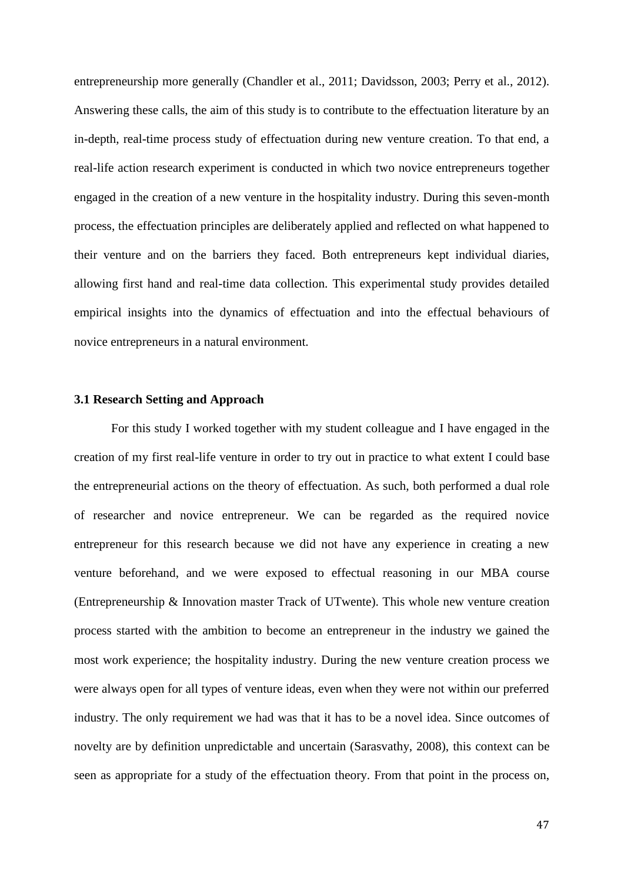entrepreneurship more generally (Chandler et al., 2011; Davidsson, 2003; Perry et al., 2012). Answering these calls, the aim of this study is to contribute to the effectuation literature by an in-depth, real-time process study of effectuation during new venture creation. To that end, a real-life action research experiment is conducted in which two novice entrepreneurs together engaged in the creation of a new venture in the hospitality industry. During this seven-month process, the effectuation principles are deliberately applied and reflected on what happened to their venture and on the barriers they faced. Both entrepreneurs kept individual diaries, allowing first hand and real-time data collection. This experimental study provides detailed empirical insights into the dynamics of effectuation and into the effectual behaviours of novice entrepreneurs in a natural environment.

### 3.1 Research Setting and Approach

For this study I worked together with my student colleague and I have engaged in the creation of my first real-life venture in order to try out in practice to what extent I could base the entrepreneurial actions on the theory of effectuation. As such, both performed a dual role of researcher and novice entrepreneur. We can be regarded as the required novice entrepreneur for this research because we did not have any experience in creating a new venture beforehand, and we were exposed to effectual reasoning in our MBA course (Entrepreneurship & Innovation master Track of UTwente). This whole new venture creation process started with the ambition to become an entrepreneur in the industry we gained the most work experience; the hospitality industry. During the new venture creation process we were always open for all types of venture ideas, even when they were not within our preferred industry. The only requirement we had was that it has to be a novel idea. Since outcomes of novelty are by definition unpredictable and uncertain (Sarasvathy, 2008), this context can be seen as appropriate for a study of the effectuation theory. From that point in the process on,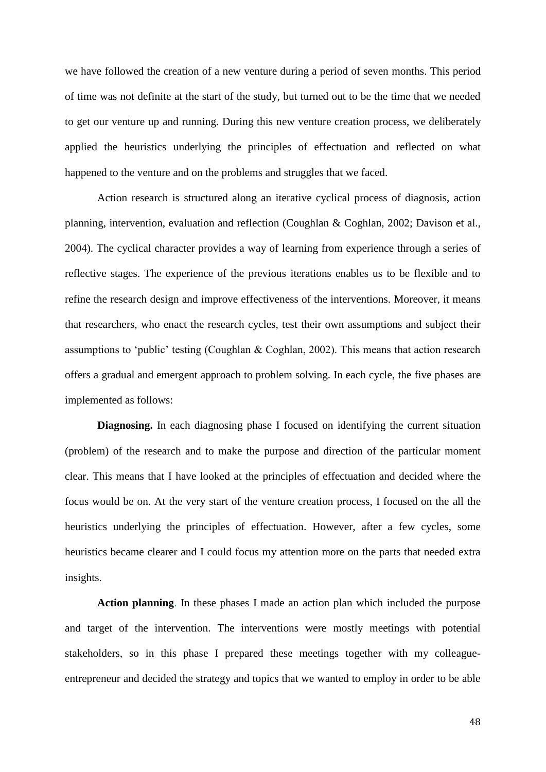we have followed the creation of a new venture during a period of seven months. This period of time was not definite at the start of the study, but turned out to be the time that we needed to get our venture up and running. During this new venture creation process, we deliberately applied the heuristics underlying the principles of effectuation and reflected on what happened to the venture and on the problems and struggles that we faced.

Action research is structured along an iterative cyclical process of diagnosis, action planning, intervention, evaluation and reflection (Coughlan & Coghlan, 2002; Davison et al., 2004). The cyclical character provides a way of learning from experience through a series of reflective stages. The experience of the previous iterations enables us to be flexible and to refine the research design and improve effectiveness of the interventions. Moreover, it means that researchers, who enact the research cycles, test their own assumptions and subject their assumptions to 'public' testing (Coughlan & Coghlan, 2002). This means that action research offers a gradual and emergent approach to problem solving. In each cycle, the five phases are implemented as follows:

**Diagnosing.** In each diagnosing phase I focused on identifying the current situation (problem) of the research and to make the purpose and direction of the particular moment clear. This means that I have looked at the principles of effectuation and decided where the focus would be on. At the very start of the venture creation process, I focused on the all the heuristics underlying the principles of effectuation. However, after a few cycles, some heuristics became clearer and I could focus my attention more on the parts that needed extra insights.

**Action planning**. In these phases I made an action plan which included the purpose and target of the intervention. The interventions were mostly meetings with potential stakeholders, so in this phase I prepared these meetings together with my colleague-entrepreneur and decided the strategy and topics that we wanted to employ in order to be able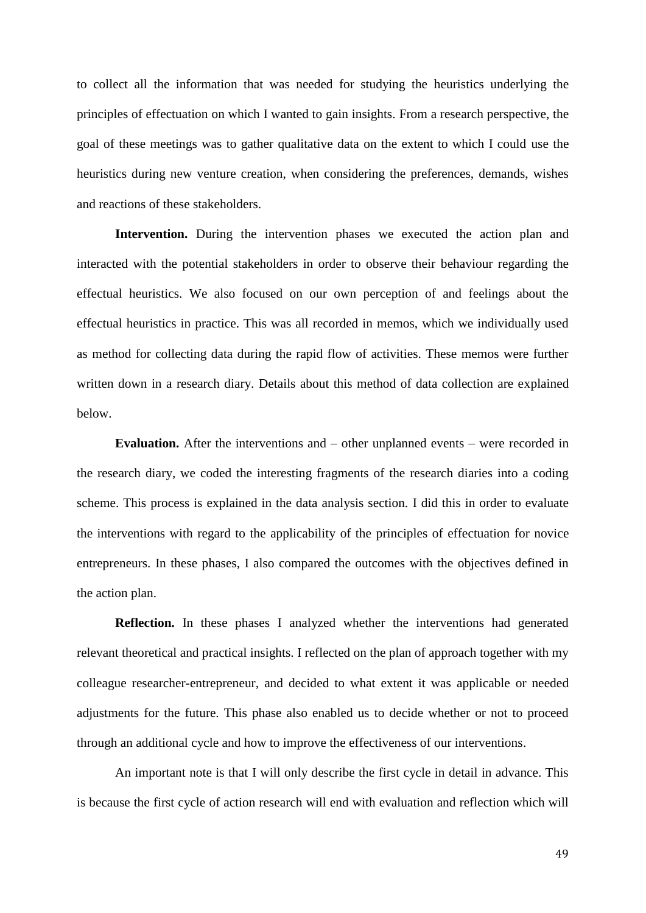to collect all the information that was needed for studying the heuristics underlying the principles of effectuation on which I wanted to gain insights. From a research perspective, the goal of these meetings was to gather qualitative data on the extent to which I could use the heuristics during new venture creation, when considering the preferences, demands, wishes and reactions of these stakeholders.

**Intervention.** During the intervention phases we executed the action plan and interacted with the potential stakeholders in order to observe their behaviour regarding the effectual heuristics. We also focused on our own perception of and feelings about the effectual heuristics in practice. This was all recorded in memos, which we individually used as method for collecting data during the rapid flow of activities. These memos were further written down in a research diary. Details about this method of data collection are explained below.

**Evaluation.** After the interventions and – other unplanned events – were recorded in the research diary, we coded the interesting fragments of the research diaries into a coding scheme. This process is explained in the data analysis section. I did this in order to evaluate the interventions with regard to the applicability of the principles of effectuation for novice entrepreneurs. In these phases, I also compared the outcomes with the objectives defined in the action plan.

**Reflection.** In these phases I analyzed whether the interventions had generated relevant theoretical and practical insights. I reflected on the plan of approach together with my colleague researcher-entrepreneur, and decided to what extent it was applicable or needed adjustments for the future. This phase also enabled us to decide whether or not to proceed through an additional cycle and how to improve the effectiveness of our interventions.

An important note is that I will only describe the first cycle in detail in advance. This is because the first cycle of action research will end with evaluation and reflection which will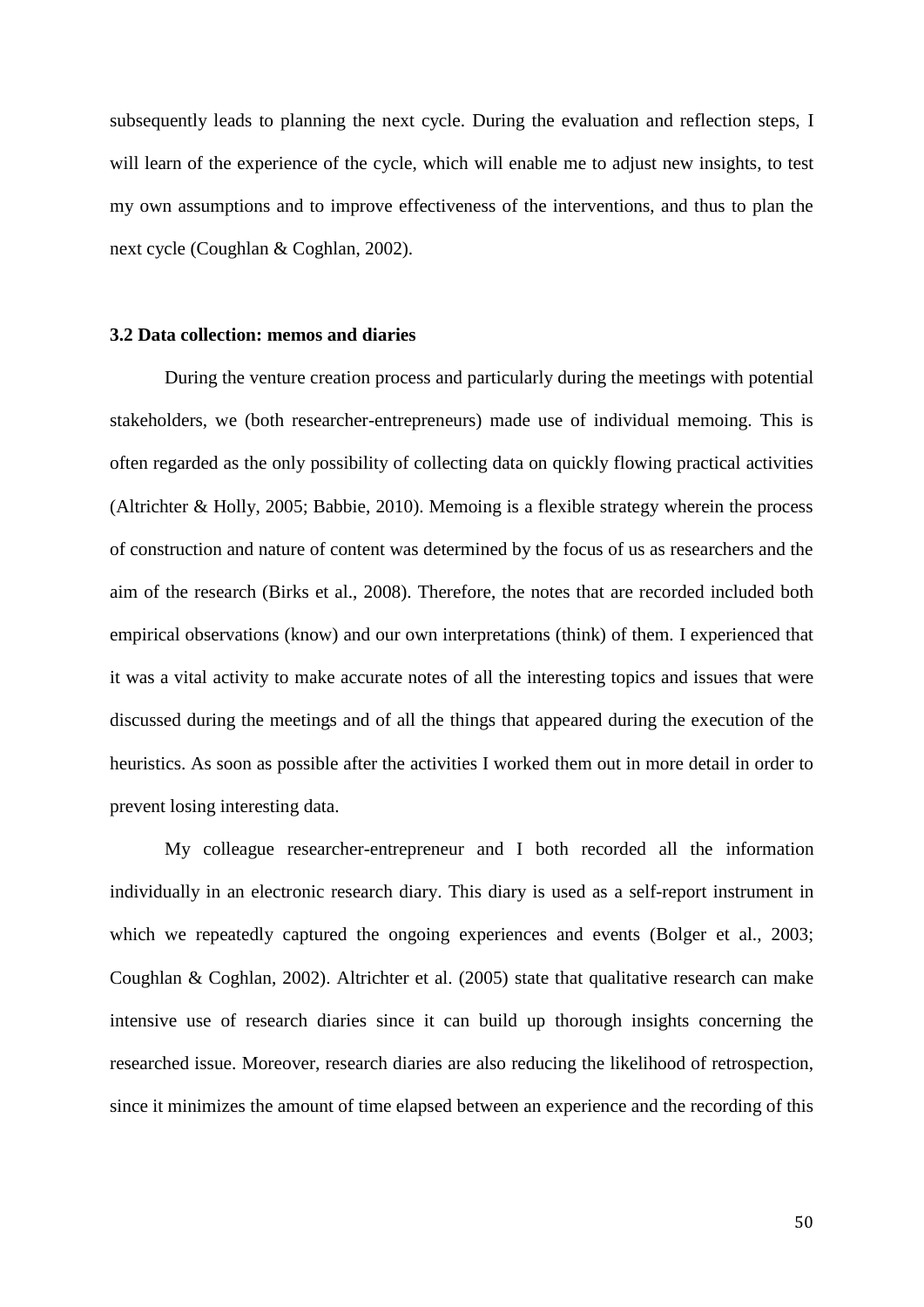subsequently leads to planning the next cycle. During the evaluation and reflection steps, I will learn of the experience of the cycle, which will enable me to adjust new insights, to test my own assumptions and to improve effectiveness of the interventions, and thus to plan the next cycle (Coughlan & Coghlan, 2002).

### 3.2 Data collection: memos and diaries

During the venture creation process and particularly during the meetings with potential stakeholders, we (both researcher-entrepreneurs) made use of individual memoing. This is often regarded as the only possibility of collecting data on quickly flowing practical activities (Altrichter & Holly, 2005; Babbie, 2010). Memoing is a flexible strategy wherein the process of construction and nature of content was determined by the focus of us as researchers and the aim of the research (Birks et al., 2008). Therefore, the notes that are recorded included both empirical observations (know) and our own interpretations (think) of them. I experienced that it was a vital activity to make accurate notes of all the interesting topics and issues that were discussed during the meetings and of all the things that appeared during the execution of the heuristics. As soon as possible after the activities I worked them out in more detail in order to prevent losing interesting data.

My colleague researcher-entrepreneur and I both recorded all the information individually in an electronic research diary. This diary is used as a self-report instrument in which we repeatedly captured the ongoing experiences and events (Bolger et al., 2003; Coughlan & Coghlan, 2002). Altrichter et al. (2005) state that qualitative research can make intensive use of research diaries since it can build up thorough insights concerning the researched issue. Moreover, research diaries are also reducing the likelihood of retrospection, since it minimizes the amount of time elapsed between an experience and the recording of this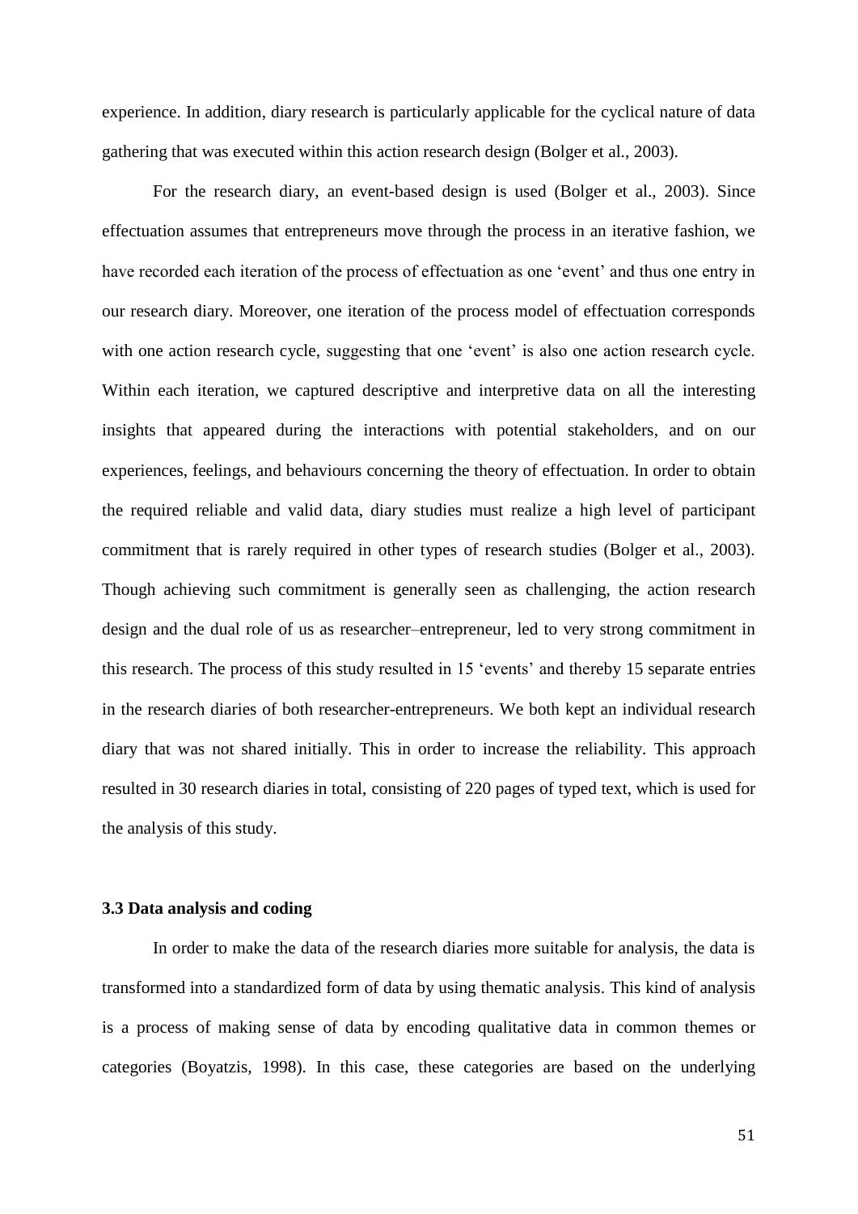experience. In addition, diary research is particularly applicable for the cyclical nature of data gathering that was executed within this action research design (Bolger et al., 2003).

For the research diary, an event-based design is used (Bolger et al., 2003). Since effectuation assumes that entrepreneurs move through the process in an iterative fashion, we have recorded each iteration of the process of effectuation as one 'event' and thus one entry in our research diary. Moreover, one iteration of the process model of effectuation corresponds with one action research cycle, suggesting that one 'event' is also one action research cycle. Within each iteration, we captured descriptive and interpretive data on all the interesting insights that appeared during the interactions with potential stakeholders, and on our experiences, feelings, and behaviours concerning the theory of effectuation. In order to obtain the required reliable and valid data, diary studies must realize a high level of participant commitment that is rarely required in other types of research studies (Bolger et al., 2003). Though achieving such commitment is generally seen as challenging, the action research design and the dual role of us as researcher–entrepreneur, led to very strong commitment in this research. The process of this study resulted in 15 'events' and thereby 15 separate entries in the research diaries of both researcher-entrepreneurs. We both kept an individual research diary that was not shared initially. This in order to increase the reliability. This approach resulted in 30 research diaries in total, consisting of 220 pages of typed text, which is used for the analysis of this study.

### 3.3 Data analysis and coding

In order to make the data of the research diaries more suitable for analysis, the data is transformed into a standardized form of data by using thematic analysis. This kind of analysis is a process of making sense of data by encoding qualitative data in common themes or categories (Boyatzis, 1998). In this case, these categories are based on the underlying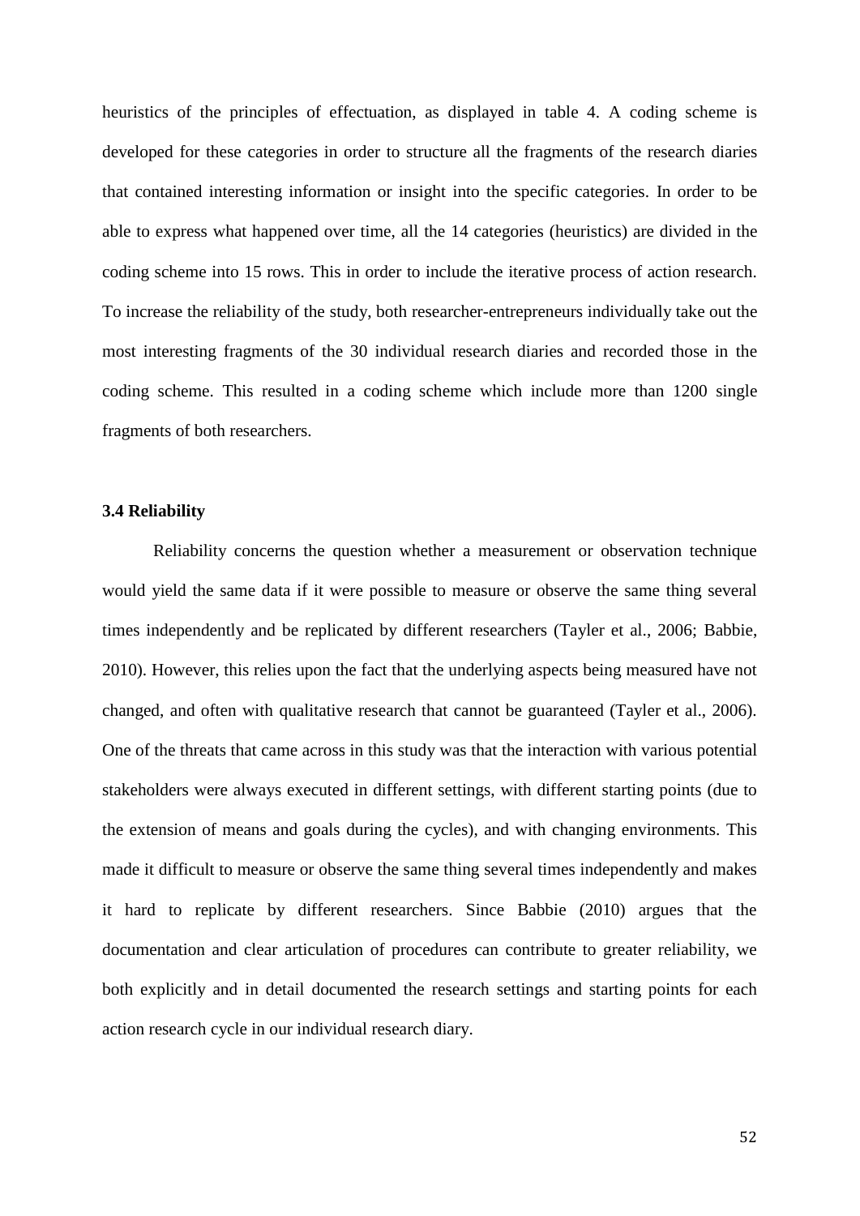heuristics of the principles of effectuation, as displayed in table 4. A coding scheme is developed for these categories in order to structure all the fragments of the research diaries that contained interesting information or insight into the specific categories. In order to be able to express what happened over time, all the 14 categories (heuristics) are divided in the coding scheme into 15 rows. This in order to include the iterative process of action research. To increase the reliability of the study, both researcher-entrepreneurs individually take out the most interesting fragments of the 30 individual research diaries and recorded those in the coding scheme. This resulted in a coding scheme which include more than 1200 single fragments of both researchers.

### 3.4 Reliability

Reliability concerns the question whether a measurement or observation technique would yield the same data if it were possible to measure or observe the same thing several times independently and be replicated by different researchers (Tayler et al., 2006; Babbie, 2010). However, this relies upon the fact that the underlying aspects being measured have not changed, and often with qualitative research that cannot be guaranteed (Tayler et al., 2006). One of the threats that came across in this study was that the interaction with various potential stakeholders were always executed in different settings, with different starting points (due to the extension of means and goals during the cycles), and with changing environments. This made it difficult to measure or observe the same thing several times independently and makes it hard to replicate by different researchers. Since Babbie (2010) argues that the documentation and clear articulation of procedures can contribute to greater reliability, we both explicitly and in detail documented the research settings and starting points for each action research cycle in our individual research diary.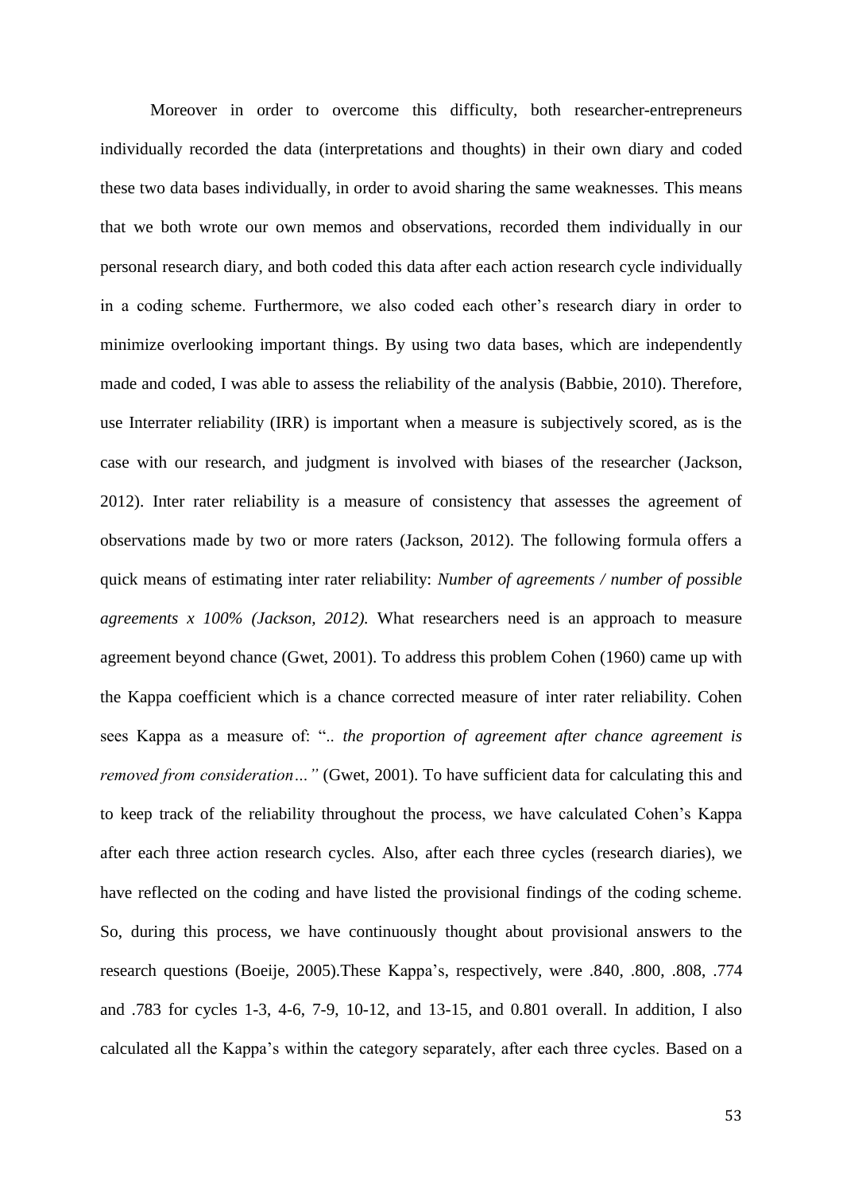Moreover in order to overcome this difficulty, both researcher-entrepreneurs individually recorded the data (interpretations and thoughts) in their own diary and coded these two data bases individually, in order to avoid sharing the same weaknesses. This means that we both wrote our own memos and observations, recorded them individually in our personal research diary, and both coded this data after each action research cycle individually in a coding scheme. Furthermore, we also coded each other's research diary in order to minimize overlooking important things. By using two data bases, which are independently made and coded, I was able to assess the reliability of the analysis (Babbie, 2010). Therefore, use Interrater reliability (IRR) is important when a measure is subjectively scored, as is the case with our research, and judgment is involved with biases of the researcher (Jackson, 2012). Inter rater reliability is a measure of consistency that assesses the agreement of observations made by two or more raters (Jackson, 2012). The following formula offers a quick means of estimating inter rater reliability: *Number of agreements / number of possible agreements x 100% (Jackson, 2012).* What researchers need is an approach to measure agreement beyond chance (Gwet, 2001). To address this problem Cohen (1960) came up with the Kappa coefficient which is a chance corrected measure of inter rater reliability. Cohen sees Kappa as a measure of: "*.. the proportion of agreement after chance agreement is removed from consideration…"* (Gwet, 2001). To have sufficient data for calculating this and to keep track of the reliability throughout the process, we have calculated Cohen's Kappa after each three action research cycles. Also, after each three cycles (research diaries), we have reflected on the coding and have listed the provisional findings of the coding scheme. So, during this process, we have continuously thought about provisional answers to the research questions (Boeije, 2005).These Kappa's, respectively, were .840, .800, .808, .774 and .783 for cycles 1-3, 4-6, 7-9, 10-12, and 13-15, and 0.801 overall. In addition, I also calculated all the Kappa's within the category separately, after each three cycles. Based on a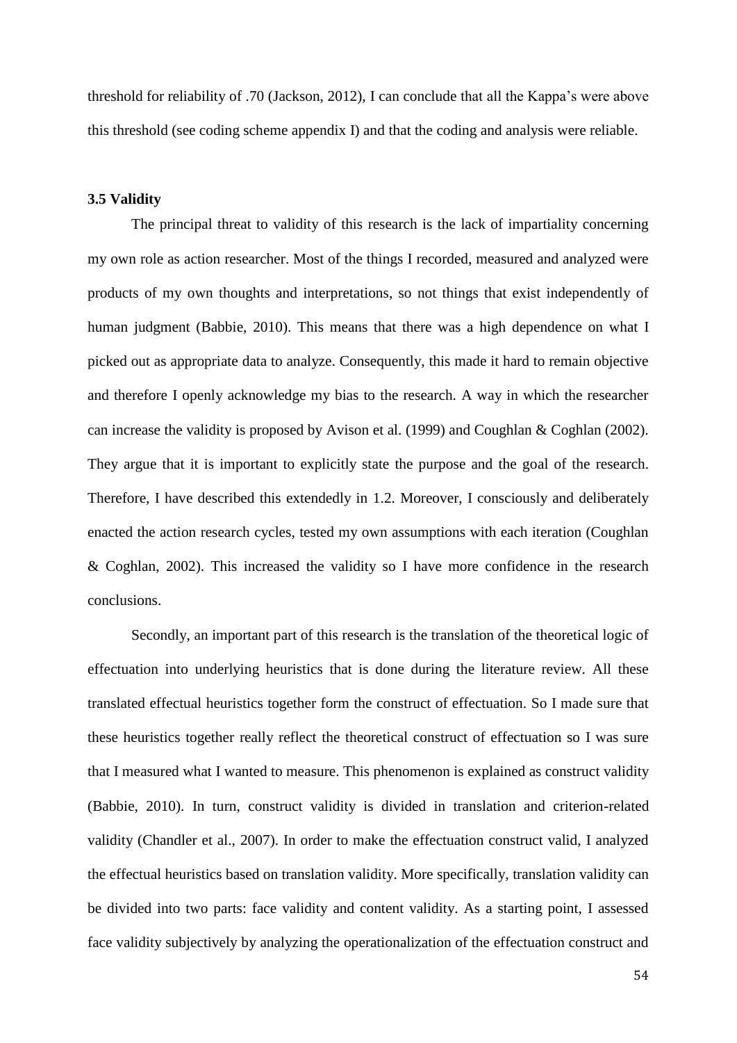threshold for reliability of .70 (Jackson, 2012), I can conclude that all the Kappa's were above this threshold (see coding scheme appendix I) and that the coding and analysis were reliable.

### 3.5 Validity

The principal threat to validity of this research is the lack of impartiality concerning my own role as action researcher. Most of the things I recorded, measured and analyzed were products of my own thoughts and interpretations, so not things that exist independently of human judgment (Babbie, 2010). This means that there was a high dependence on what I picked out as appropriate data to analyze. Consequently, this made it hard to remain objective and therefore I openly acknowledge my bias to the research. A way in which the researcher can increase the validity is proposed by Avison et al. (1999) and Coughlan & Coghlan (2002). They argue that it is important to explicitly state the purpose and the goal of the research. Therefore, I have described this extendedly in 1.2. Moreover, I consciously and deliberately enacted the action research cycles, tested my own assumptions with each iteration (Coughlan & Coghlan, 2002). This increased the validity so I have more confidence in the research conclusions.

Secondly, an important part of this research is the translation of the theoretical logic of effectuation into underlying heuristics that is done during the literature review. All these translated effectual heuristics together form the construct of effectuation. So I made sure that these heuristics together really reflect the theoretical construct of effectuation so I was sure that I measured what I wanted to measure. This phenomenon is explained as construct validity (Babbie, 2010). In turn, construct validity is divided in translation and criterion-related validity (Chandler et al., 2007). In order to make the effectuation construct valid, I analyzed the effectual heuristics based on translation validity. More specifically, translation validity can be divided into two parts: face validity and content validity. As a starting point, I assessed face validity subjectively by analyzing the operationalization of the effectuation construct and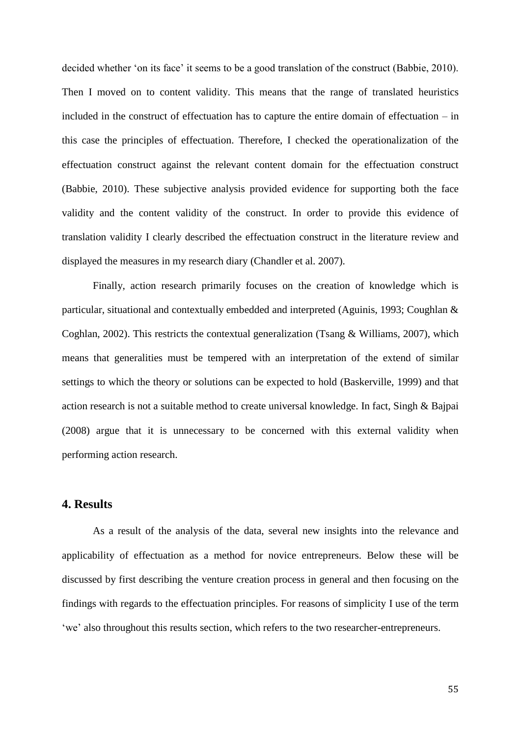decided whether 'on its face' it seems to be a good translation of the construct (Babbie, 2010). Then I moved on to content validity. This means that the range of translated heuristics included in the construct of effectuation has to capture the entire domain of effectuation – in this case the principles of effectuation. Therefore, I checked the operationalization of the effectuation construct against the relevant content domain for the effectuation construct (Babbie, 2010). These subjective analysis provided evidence for supporting both the face validity and the content validity of the construct. In order to provide this evidence of translation validity I clearly described the effectuation construct in the literature review and displayed the measures in my research diary (Chandler et al. 2007).

Finally, action research primarily focuses on the creation of knowledge which is particular, situational and contextually embedded and interpreted (Aguinis, 1993; Coughlan & Coghlan, 2002). This restricts the contextual generalization (Tsang & Williams, 2007), which means that generalities must be tempered with an interpretation of the extend of similar settings to which the theory or solutions can be expected to hold (Baskerville, 1999) and that action research is not a suitable method to create universal knowledge. In fact, Singh & Bajpai (2008) argue that it is unnecessary to be concerned with this external validity when performing action research.

## 4. Results

As a result of the analysis of the data, several new insights into the relevance and applicability of effectuation as a method for novice entrepreneurs. Below these will be discussed by first describing the venture creation process in general and then focusing on the findings with regards to the effectuation principles. For reasons of simplicity I use of the term 'we' also throughout this results section, which refers to the two researcher-entrepreneurs.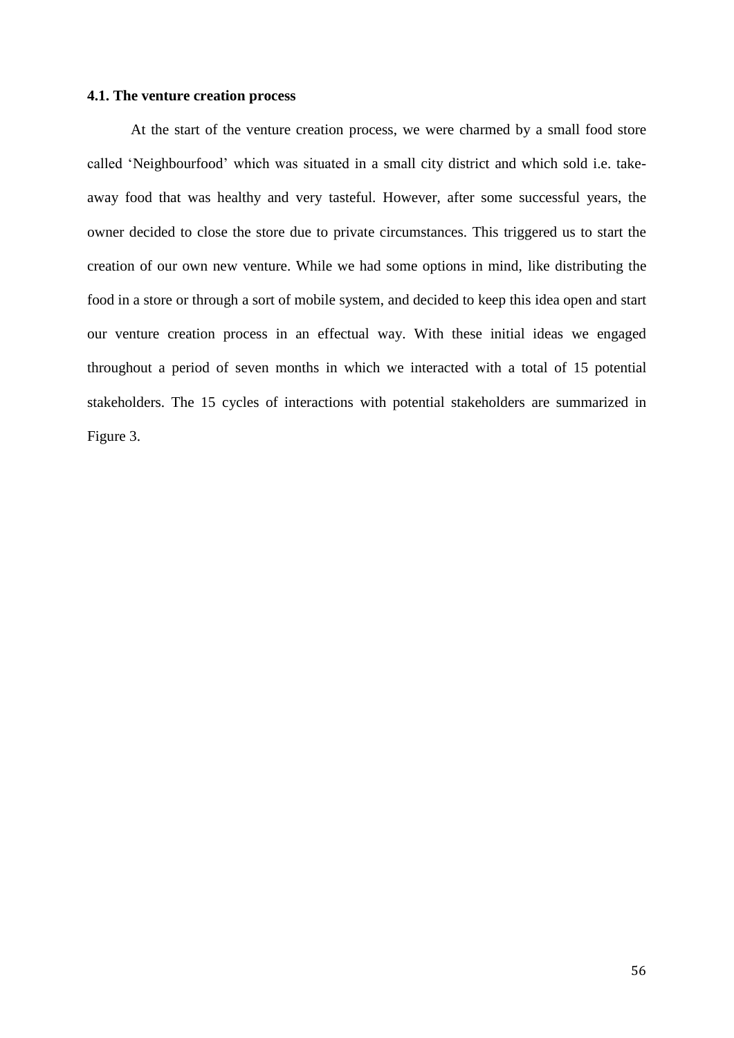### 4.1. The venture creation process

At the start of the venture creation process, we were charmed by a small food store called 'Neighbourfood' which was situated in a small city district and which sold i.e. take-away food that was healthy and very tasteful. However, after some successful years, the owner decided to close the store due to private circumstances. This triggered us to start the creation of our own new venture. While we had some options in mind, like distributing the food in a store or through a sort of mobile system, and decided to keep this idea open and start our venture creation process in an effectual way. With these initial ideas we engaged throughout a period of seven months in which we interacted with a total of 15 potential stakeholders. The 15 cycles of interactions with potential stakeholders are summarized in Figure 3.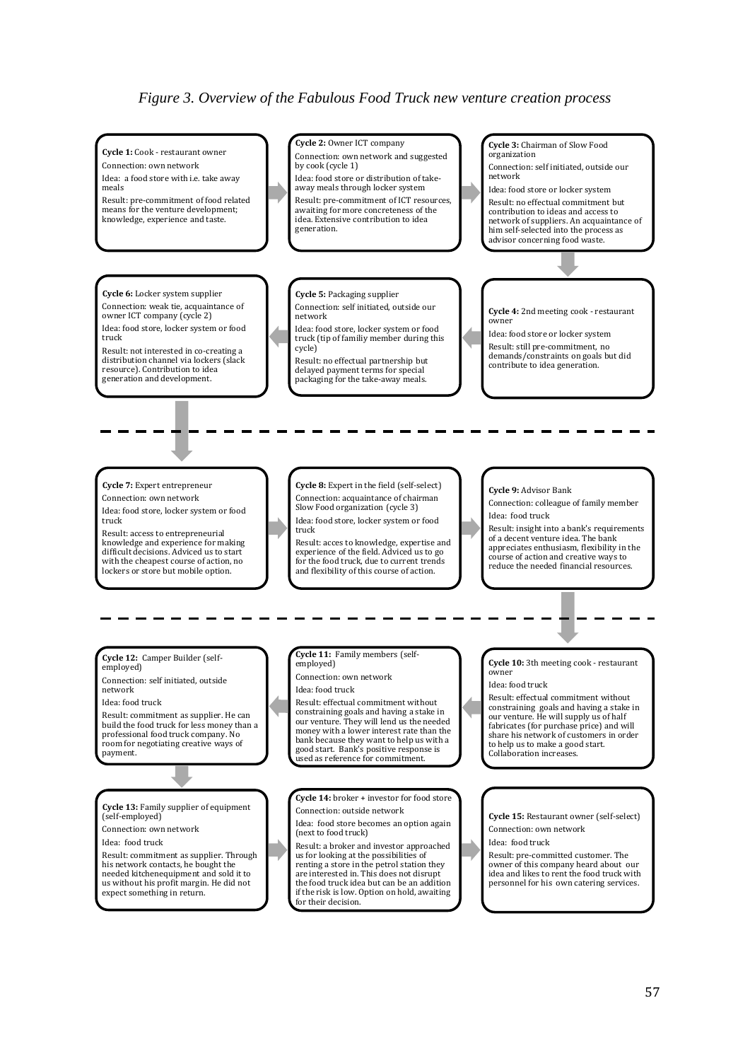*Figure 3. Overview of the Fabulous Food Truck new venture creation process*

**Cycle 1:** Cook - restaurant owner
Connection: own network
Idea: a food store with i.e. take away meals
Result: pre-commitment of food related means for the venture development; knowledge, experience and taste.

**Cycle 2:** Owner ICT company
Connection: own network and suggested by cook (cycle 1)
Idea: food store or distribution of take-away meals through locker system
Result: pre-commitment of ICT resources, awaiting for more concreteness of the idea. Extensive contribution to idea generation.

**Cycle 3:** Chairman of Slow Food organization
Connection: self initiated, outside our network
Idea: food store or locker system
Result: no effectual commitment but contribution to ideas and access to network of suppliers. An acquaintance of him self-selected into the process as advisor concerning food waste.

**Cycle 4:** 2nd meeting cook - restaurant owner
Idea: food store or locker system
Result: still pre-commitment, no demands/constraints on goals but did contribute to idea generation.

**Cycle 5:** Packaging supplier
Connection: self initiated, outside our network
Idea: food store, locker system or food truck (tip of familiy member during this cycle)
Result: no effectual partnership but delayed payment terms for special packaging for the take-away meals.

**Cycle 6:** Locker system supplier
Connection: weak tie, acquaintance of owner ICT company (cycle 2)
Idea: food store, locker system or food truck
Result: not interested in co-creating a distribution channel via lockers (slack resource). Contribution to idea generation and development.

---

**Cycle 7:** Expert entrepreneur
Connection: own network
Idea: food store, locker system or food truck
Result: access to entrepreneurial knowledge and experience for making difficult decisions. Adviced us to start with the cheapest course of action, no lockers or store but mobile option.

**Cycle 8:** Expert in the field (self-select)
Connection: acquaintance of chairman Slow Food organization (cycle 3)
Idea: food store, locker system or food truck
Result: acces to knowledge, expertise and experience of the field. Adviced us to go for the food truck, due to current trends and flexibility of this course of action.

**Cycle 9:** Advisor Bank
Connection: colleague of family member
Idea: food truck
Result: insight into a bank's requirements of a decent venture idea. The bank appreciates enthusiasm, flexibility in the course of action and creative ways to reduce the needed financial resources.

---

**Cycle 10:** 3th meeting cook - restaurant owner
Idea: food truck
Result: effectual commitment without constraining goals and having a stake in our venture. He will supply us of half fabricates (for purchase price) and will share his network of customers in order to help us to make a good start. Collaboration increases.

**Cycle 11:** Family members (self-employed)
Connection: own network
Idea: food truck
Result: effectual commitment without constraining goals and having a stake in our venture. They will lend us the needed money with a lower interest rate than the bank because they want to help us with a good start. Bank's positive response is used as reference for commitment.

**Cycle 12:** Camper Builder (self-employed)
Connection: self initiated, outside network
Idea: food truck
Result: commitment as supplier. He can build the food truck for less money than a professional food truck company. No room for negotiating creative ways of payment.

**Cycle 13:** Family supplier of equipment (self-employed)
Connection: own network
Idea: food truck
Result: commitment as supplier. Through his network contacts, he bought the needed kitchenequipment and sold it to us without his profit margin. He did not expect something in return.

**Cycle 14:** broker + investor for food store
Connection: outside network
Idea: food store becomes an option again (next to food truck)
Result: a broker and investor approached us for looking at the possibilities of renting a store in the petrol station they are interested in. This does not disrupt the food truck idea but can be an addition if the risk is low. Option on hold, awaiting for their decision.

**Cycle 15:** Restaurant owner (self-select)
Connection: own network
Idea: food truck
Result: pre-committed customer. The owner of this company heard about our idea and likes to rent the food truck with personnel for his own catering services.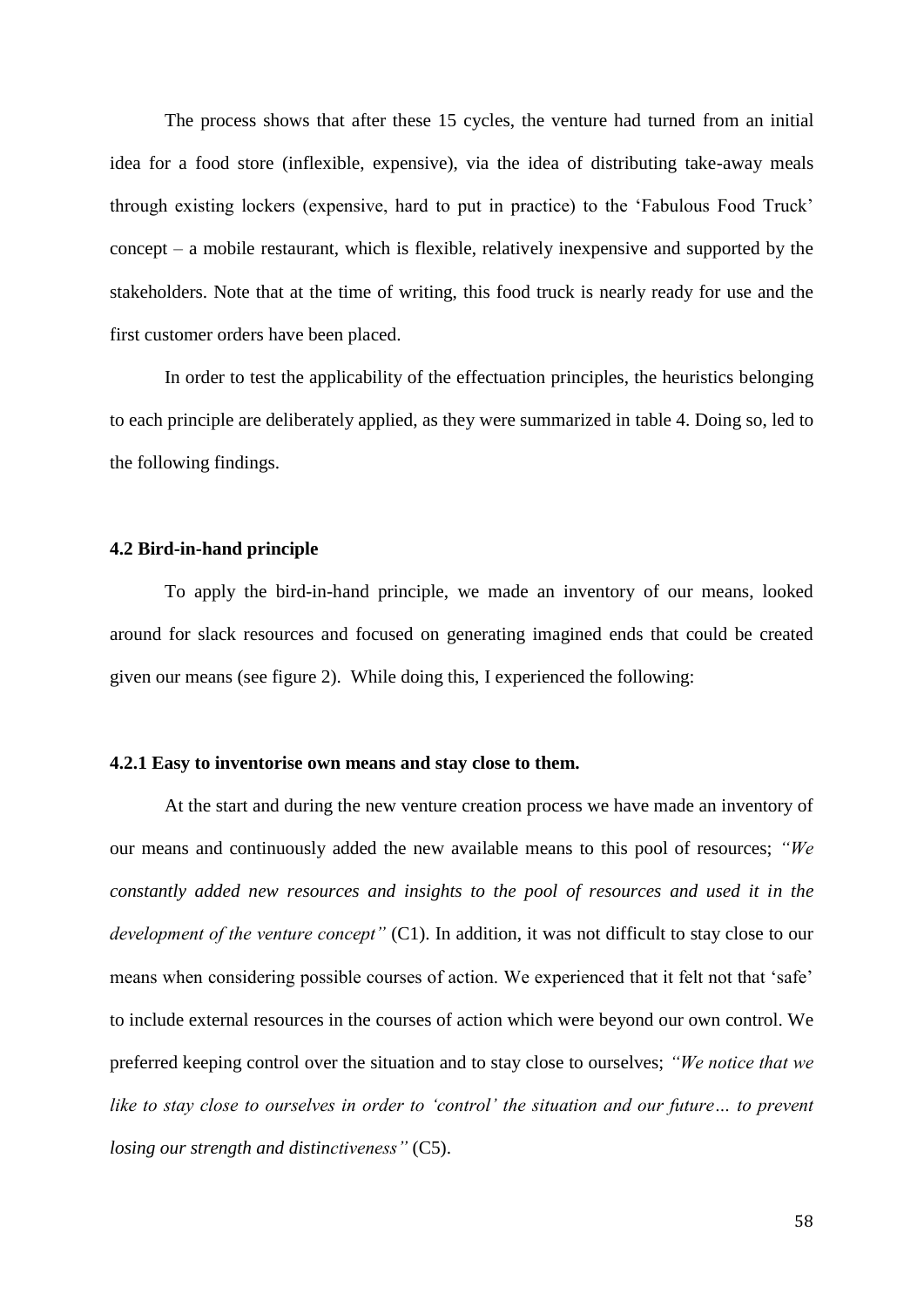The process shows that after these 15 cycles, the venture had turned from an initial idea for a food store (inflexible, expensive), via the idea of distributing take-away meals through existing lockers (expensive, hard to put in practice) to the 'Fabulous Food Truck' concept – a mobile restaurant, which is flexible, relatively inexpensive and supported by the stakeholders. Note that at the time of writing, this food truck is nearly ready for use and the first customer orders have been placed.

In order to test the applicability of the effectuation principles, the heuristics belonging to each principle are deliberately applied, as they were summarized in table 4. Doing so, led to the following findings.

### 4.2 Bird-in-hand principle

To apply the bird-in-hand principle, we made an inventory of our means, looked around for slack resources and focused on generating imagined ends that could be created given our means (see figure 2). While doing this, I experienced the following:

#### 4.2.1 Easy to inventorise own means and stay close to them.

At the start and during the new venture creation process we have made an inventory of our means and continuously added the new available means to this pool of resources; *"We constantly added new resources and insights to the pool of resources and used it in the development of the venture concept"* (C1). In addition, it was not difficult to stay close to our means when considering possible courses of action. We experienced that it felt not that 'safe' to include external resources in the courses of action which were beyond our own control. We preferred keeping control over the situation and to stay close to ourselves; *"We notice that we like to stay close to ourselves in order to 'control' the situation and our future… to prevent losing our strength and distinctiveness"* (C5).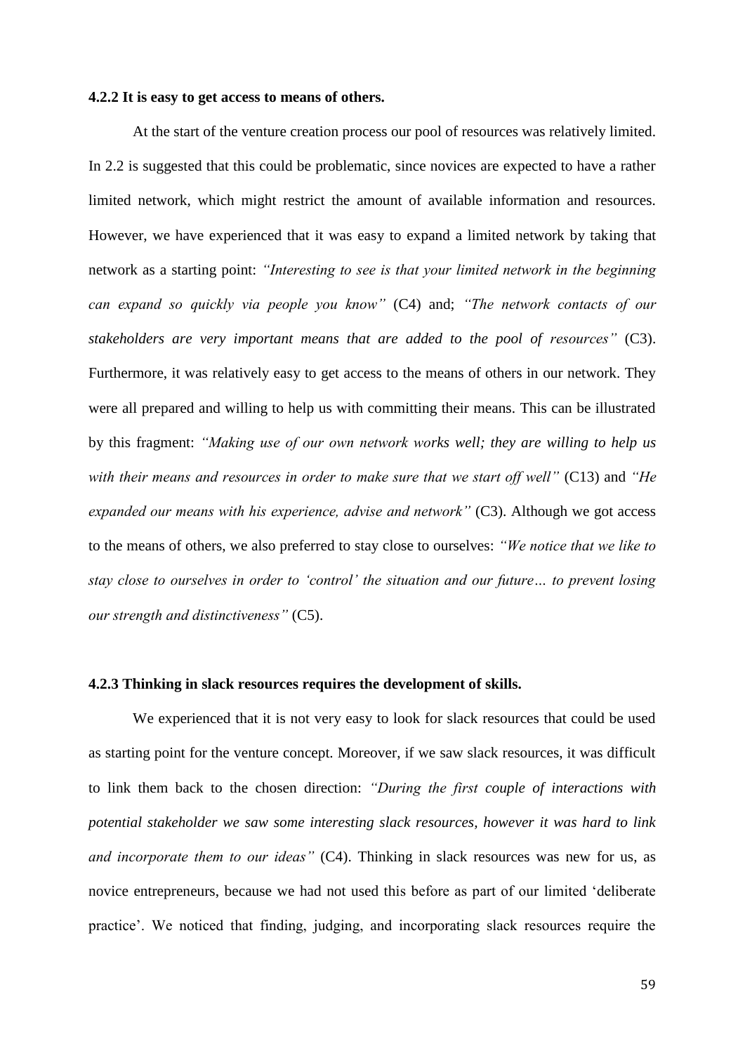#### 4.2.2 It is easy to get access to means of others.

At the start of the venture creation process our pool of resources was relatively limited. In 2.2 is suggested that this could be problematic, since novices are expected to have a rather limited network, which might restrict the amount of available information and resources. However, we have experienced that it was easy to expand a limited network by taking that network as a starting point: *"Interesting to see is that your limited network in the beginning can expand so quickly via people you know"* (C4) and; *"The network contacts of our stakeholders are very important means that are added to the pool of resources"* (C3). Furthermore, it was relatively easy to get access to the means of others in our network. They were all prepared and willing to help us with committing their means. This can be illustrated by this fragment: *"Making use of our own network works well; they are willing to help us with their means and resources in order to make sure that we start off well"* (C13) and *"He expanded our means with his experience, advise and network"* (C3). Although we got access to the means of others, we also preferred to stay close to ourselves: *"We notice that we like to stay close to ourselves in order to 'control' the situation and our future… to prevent losing our strength and distinctiveness"* (C5).

#### 4.2.3 Thinking in slack resources requires the development of skills.

We experienced that it is not very easy to look for slack resources that could be used as starting point for the venture concept. Moreover, if we saw slack resources, it was difficult to link them back to the chosen direction: *"During the first couple of interactions with potential stakeholder we saw some interesting slack resources, however it was hard to link and incorporate them to our ideas"* (C4). Thinking in slack resources was new for us, as novice entrepreneurs, because we had not used this before as part of our limited 'deliberate practice'. We noticed that finding, judging, and incorporating slack resources require the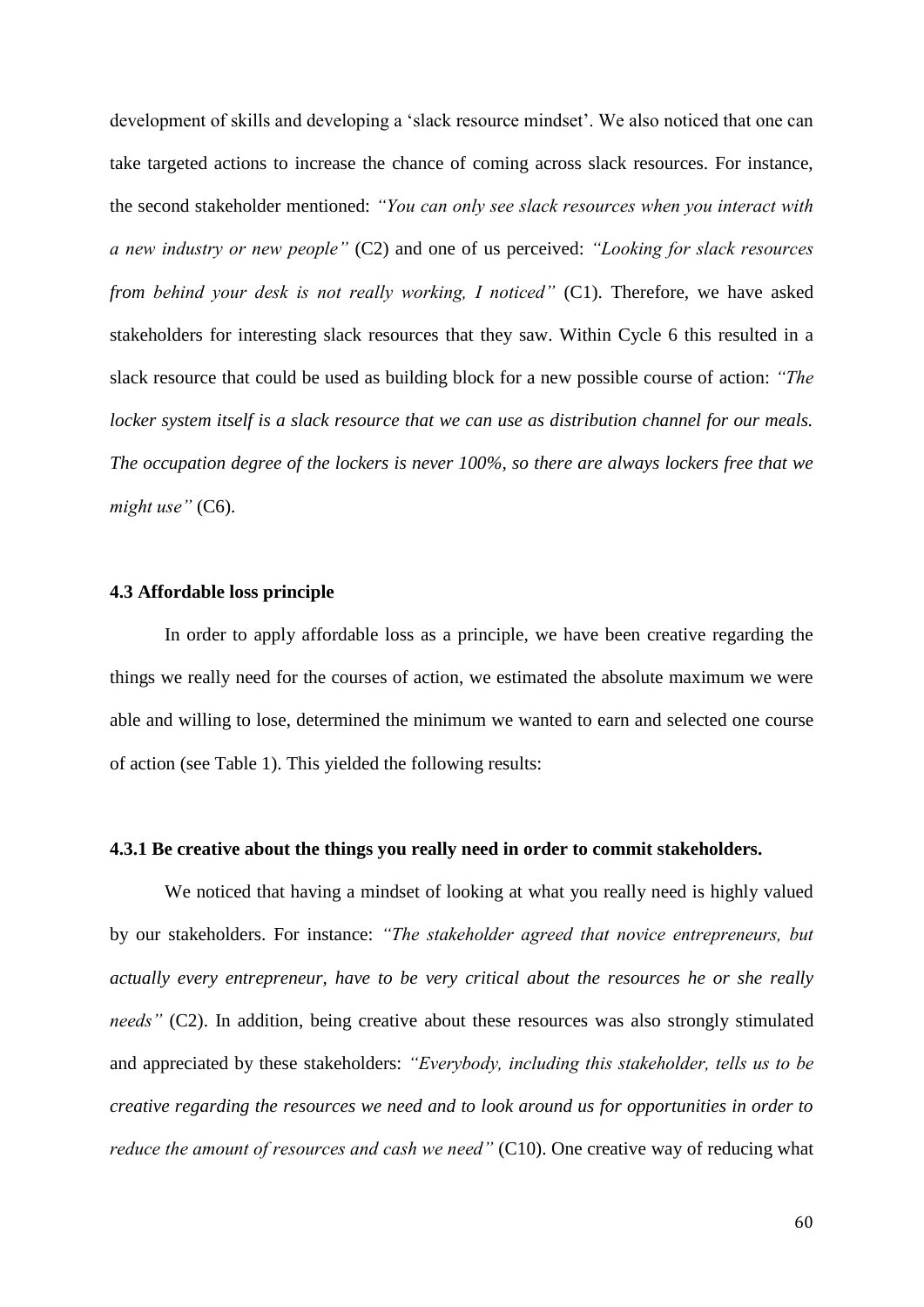development of skills and developing a 'slack resource mindset'. We also noticed that one can take targeted actions to increase the chance of coming across slack resources. For instance, the second stakeholder mentioned: *"You can only see slack resources when you interact with a new industry or new people"* (C2) and one of us perceived: *"Looking for slack resources from behind your desk is not really working, I noticed"* (C1). Therefore, we have asked stakeholders for interesting slack resources that they saw. Within Cycle 6 this resulted in a slack resource that could be used as building block for a new possible course of action: *"The locker system itself is a slack resource that we can use as distribution channel for our meals. The occupation degree of the lockers is never 100%, so there are always lockers free that we might use"* (C6).

### 4.3 Affordable loss principle

In order to apply affordable loss as a principle, we have been creative regarding the things we really need for the courses of action, we estimated the absolute maximum we were able and willing to lose, determined the minimum we wanted to earn and selected one course of action (see Table 1). This yielded the following results:

#### 4.3.1 Be creative about the things you really need in order to commit stakeholders.

We noticed that having a mindset of looking at what you really need is highly valued by our stakeholders. For instance: *"The stakeholder agreed that novice entrepreneurs, but actually every entrepreneur, have to be very critical about the resources he or she really needs"* (C2). In addition, being creative about these resources was also strongly stimulated and appreciated by these stakeholders: *"Everybody, including this stakeholder, tells us to be creative regarding the resources we need and to look around us for opportunities in order to reduce the amount of resources and cash we need"* (C10). One creative way of reducing what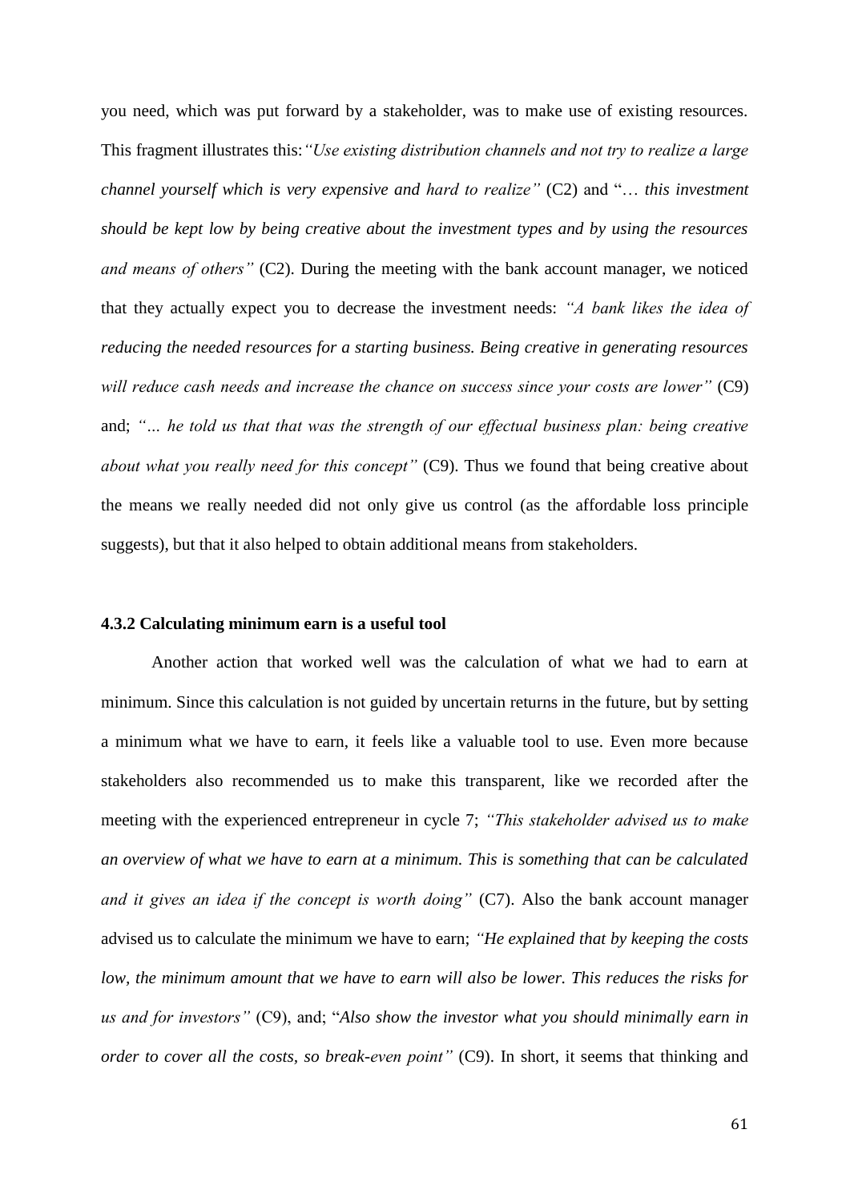you need, which was put forward by a stakeholder, was to make use of existing resources. This fragment illustrates this: *"Use existing distribution channels and not try to realize a large channel yourself which is very expensive and hard to realize"* (C2) and "… *this investment should be kept low by being creative about the investment types and by using the resources and means of others"* (C2). During the meeting with the bank account manager, we noticed that they actually expect you to decrease the investment needs: *"A bank likes the idea of reducing the needed resources for a starting business. Being creative in generating resources will reduce cash needs and increase the chance on success since your costs are lower"* (C9) and; *"… he told us that that was the strength of our effectual business plan: being creative about what you really need for this concept"* (C9). Thus we found that being creative about the means we really needed did not only give us control (as the affordable loss principle suggests), but that it also helped to obtain additional means from stakeholders.

### 4.3.2 Calculating minimum earn is a useful tool

Another action that worked well was the calculation of what we had to earn at minimum. Since this calculation is not guided by uncertain returns in the future, but by setting a minimum what we have to earn, it feels like a valuable tool to use. Even more because stakeholders also recommended us to make this transparent, like we recorded after the meeting with the experienced entrepreneur in cycle 7; *"This stakeholder advised us to make an overview of what we have to earn at a minimum. This is something that can be calculated and it gives an idea if the concept is worth doing"* (C7). Also the bank account manager advised us to calculate the minimum we have to earn; *"He explained that by keeping the costs low, the minimum amount that we have to earn will also be lower. This reduces the risks for us and for investors"* (C9), and; "*Also show the investor what you should minimally earn in order to cover all the costs, so break-even point"* (C9). In short, it seems that thinking and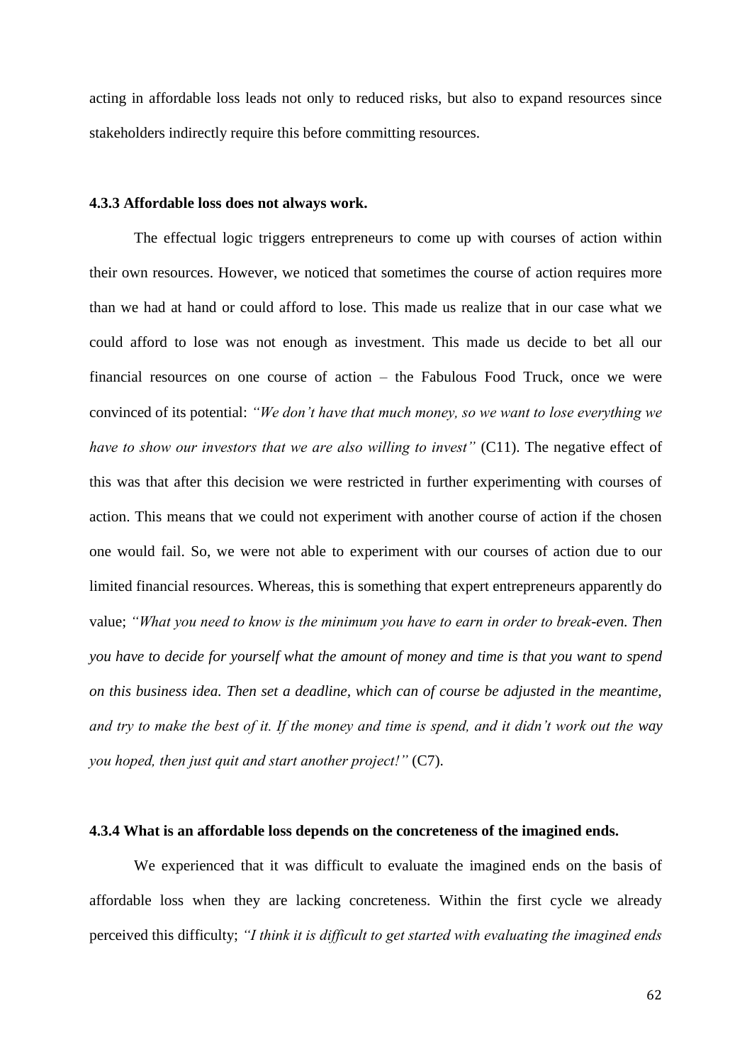acting in affordable loss leads not only to reduced risks, but also to expand resources since stakeholders indirectly require this before committing resources.

### 4.3.3 Affordable loss does not always work.

The effectual logic triggers entrepreneurs to come up with courses of action within their own resources. However, we noticed that sometimes the course of action requires more than we had at hand or could afford to lose. This made us realize that in our case what we could afford to lose was not enough as investment. This made us decide to bet all our financial resources on one course of action – the Fabulous Food Truck, once we were convinced of its potential: *"We don't have that much money, so we want to lose everything we have to show our investors that we are also willing to invest"* (C11). The negative effect of this was that after this decision we were restricted in further experimenting with courses of action. This means that we could not experiment with another course of action if the chosen one would fail. So, we were not able to experiment with our courses of action due to our limited financial resources. Whereas, this is something that expert entrepreneurs apparently do value; *"What you need to know is the minimum you have to earn in order to break-even. Then you have to decide for yourself what the amount of money and time is that you want to spend on this business idea. Then set a deadline, which can of course be adjusted in the meantime, and try to make the best of it. If the money and time is spend, and it didn't work out the way you hoped, then just quit and start another project!"* (C7).

### 4.3.4 What is an affordable loss depends on the concreteness of the imagined ends.

We experienced that it was difficult to evaluate the imagined ends on the basis of affordable loss when they are lacking concreteness. Within the first cycle we already perceived this difficulty; *"I think it is difficult to get started with evaluating the imagined ends*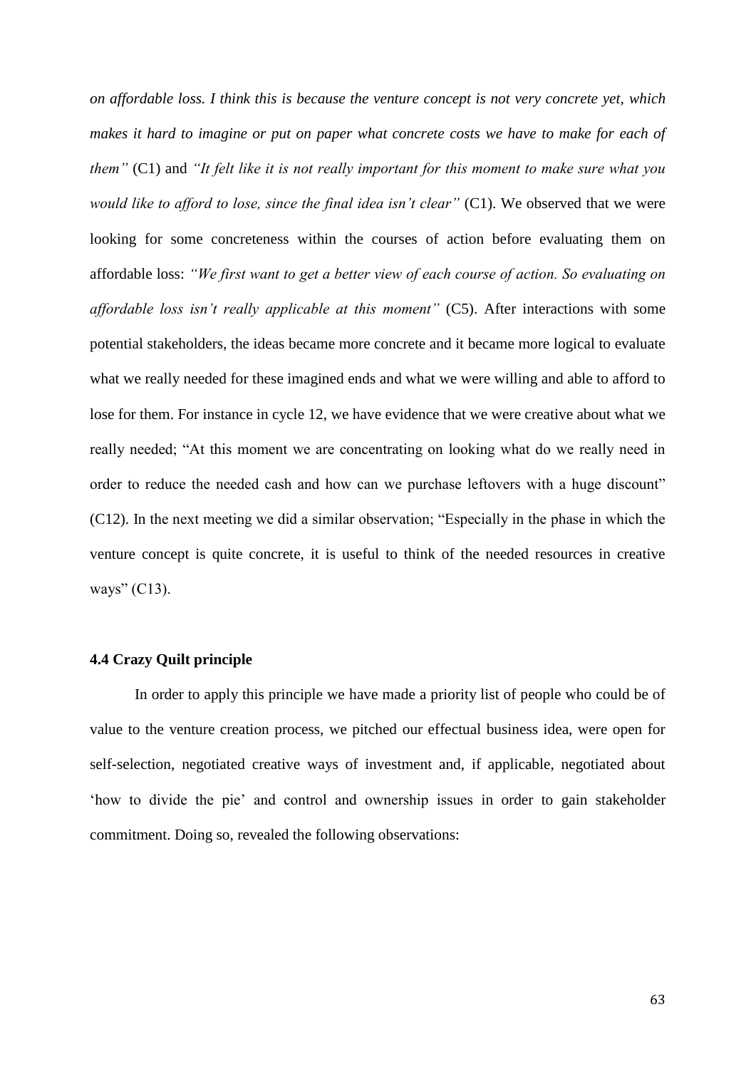*on affordable loss. I think this is because the venture concept is not very concrete yet, which makes it hard to imagine or put on paper what concrete costs we have to make for each of them"* (C1) and *"It felt like it is not really important for this moment to make sure what you would like to afford to lose, since the final idea isn't clear"* (C1). We observed that we were looking for some concreteness within the courses of action before evaluating them on affordable loss: *"We first want to get a better view of each course of action. So evaluating on affordable loss isn't really applicable at this moment"* (C5). After interactions with some potential stakeholders, the ideas became more concrete and it became more logical to evaluate what we really needed for these imagined ends and what we were willing and able to afford to lose for them. For instance in cycle 12, we have evidence that we were creative about what we really needed; "At this moment we are concentrating on looking what do we really need in order to reduce the needed cash and how can we purchase leftovers with a huge discount" (C12). In the next meeting we did a similar observation; "Especially in the phase in which the venture concept is quite concrete, it is useful to think of the needed resources in creative ways" (C13).

### 4.4 Crazy Quilt principle

In order to apply this principle we have made a priority list of people who could be of value to the venture creation process, we pitched our effectual business idea, were open for self-selection, negotiated creative ways of investment and, if applicable, negotiated about 'how to divide the pie' and control and ownership issues in order to gain stakeholder commitment. Doing so, revealed the following observations: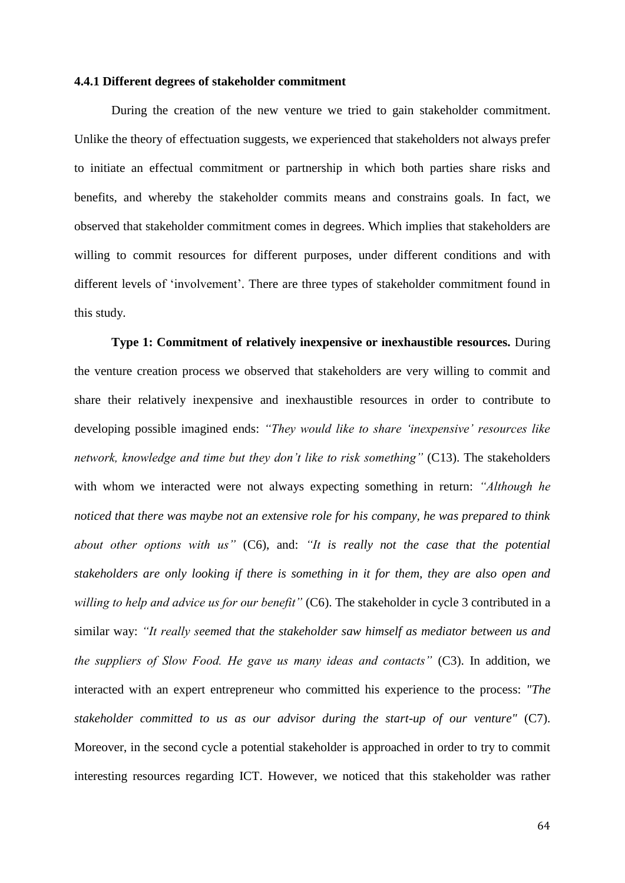### 4.4.1 Different degrees of stakeholder commitment

During the creation of the new venture we tried to gain stakeholder commitment. Unlike the theory of effectuation suggests, we experienced that stakeholders not always prefer to initiate an effectual commitment or partnership in which both parties share risks and benefits, and whereby the stakeholder commits means and constrains goals. In fact, we observed that stakeholder commitment comes in degrees. Which implies that stakeholders are willing to commit resources for different purposes, under different conditions and with different levels of 'involvement'. There are three types of stakeholder commitment found in this study.

**Type 1: Commitment of relatively inexpensive or inexhaustible resources.** During the venture creation process we observed that stakeholders are very willing to commit and share their relatively inexpensive and inexhaustible resources in order to contribute to developing possible imagined ends: *"They would like to share 'inexpensive' resources like network, knowledge and time but they don't like to risk something"* (C13). The stakeholders with whom we interacted were not always expecting something in return: *"Although he noticed that there was maybe not an extensive role for his company, he was prepared to think about other options with us"* (C6), and: *"It is really not the case that the potential stakeholders are only looking if there is something in it for them, they are also open and willing to help and advice us for our benefit"* (C6). The stakeholder in cycle 3 contributed in a similar way: *"It really seemed that the stakeholder saw himself as mediator between us and the suppliers of Slow Food. He gave us many ideas and contacts"* (C3). In addition, we interacted with an expert entrepreneur who committed his experience to the process: *"The stakeholder committed to us as our advisor during the start-up of our venture"* (C7). Moreover, in the second cycle a potential stakeholder is approached in order to try to commit interesting resources regarding ICT. However, we noticed that this stakeholder was rather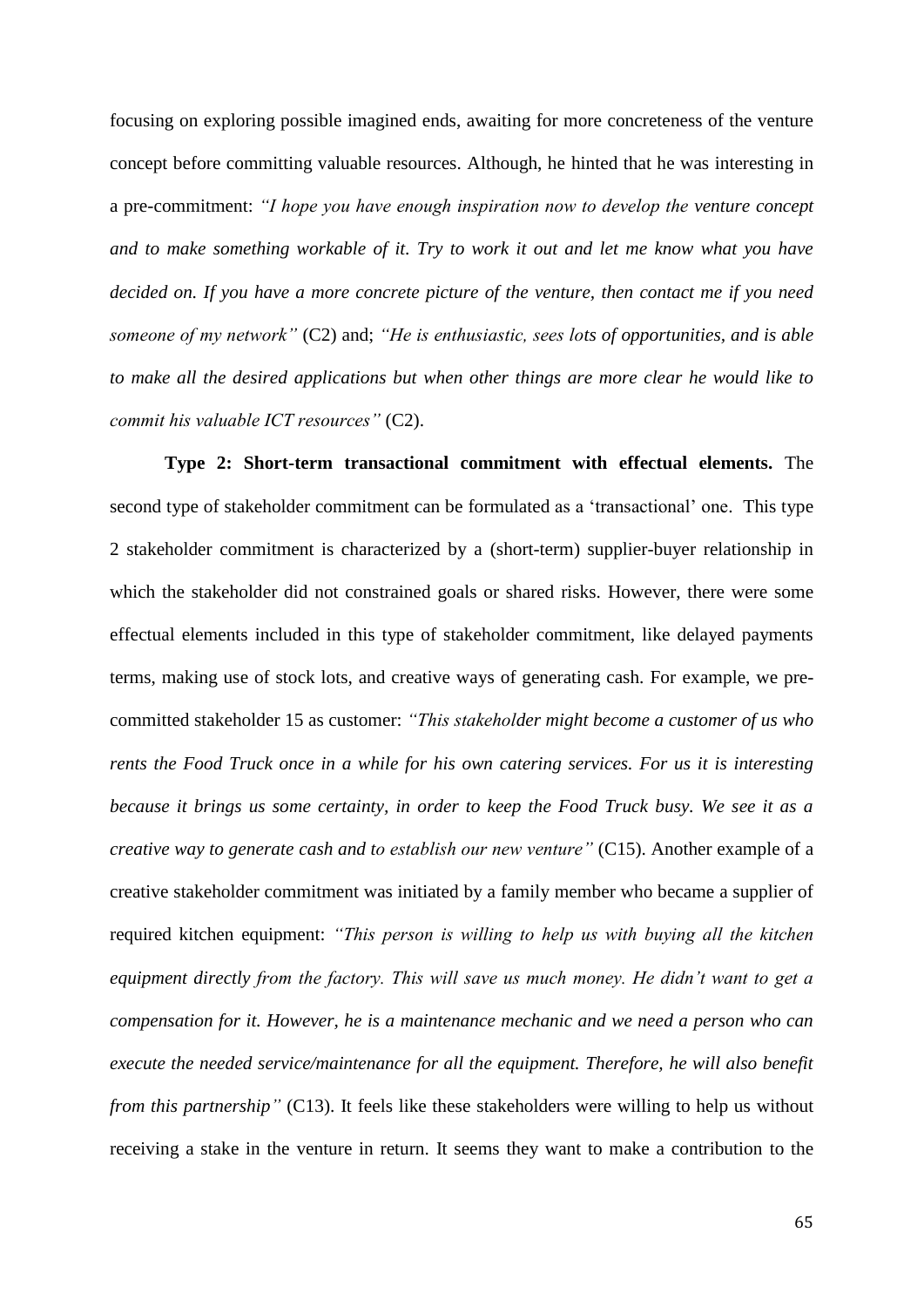focusing on exploring possible imagined ends, awaiting for more concreteness of the venture concept before committing valuable resources. Although, he hinted that he was interesting in a pre-commitment: *"I hope you have enough inspiration now to develop the venture concept and to make something workable of it. Try to work it out and let me know what you have decided on. If you have a more concrete picture of the venture, then contact me if you need someone of my network"* (C2) and; *"He is enthusiastic, sees lots of opportunities, and is able to make all the desired applications but when other things are more clear he would like to commit his valuable ICT resources"* (C2).

**Type 2: Short-term transactional commitment with effectual elements.** The second type of stakeholder commitment can be formulated as a 'transactional' one. This type 2 stakeholder commitment is characterized by a (short-term) supplier-buyer relationship in which the stakeholder did not constrained goals or shared risks. However, there were some effectual elements included in this type of stakeholder commitment, like delayed payments terms, making use of stock lots, and creative ways of generating cash. For example, we pre-committed stakeholder 15 as customer: *"This stakeholder might become a customer of us who rents the Food Truck once in a while for his own catering services. For us it is interesting because it brings us some certainty, in order to keep the Food Truck busy. We see it as a creative way to generate cash and to establish our new venture"* (C15). Another example of a creative stakeholder commitment was initiated by a family member who became a supplier of required kitchen equipment: *"This person is willing to help us with buying all the kitchen equipment directly from the factory. This will save us much money. He didn't want to get a compensation for it. However, he is a maintenance mechanic and we need a person who can execute the needed service/maintenance for all the equipment. Therefore, he will also benefit from this partnership"* (C13). It feels like these stakeholders were willing to help us without receiving a stake in the venture in return. It seems they want to make a contribution to the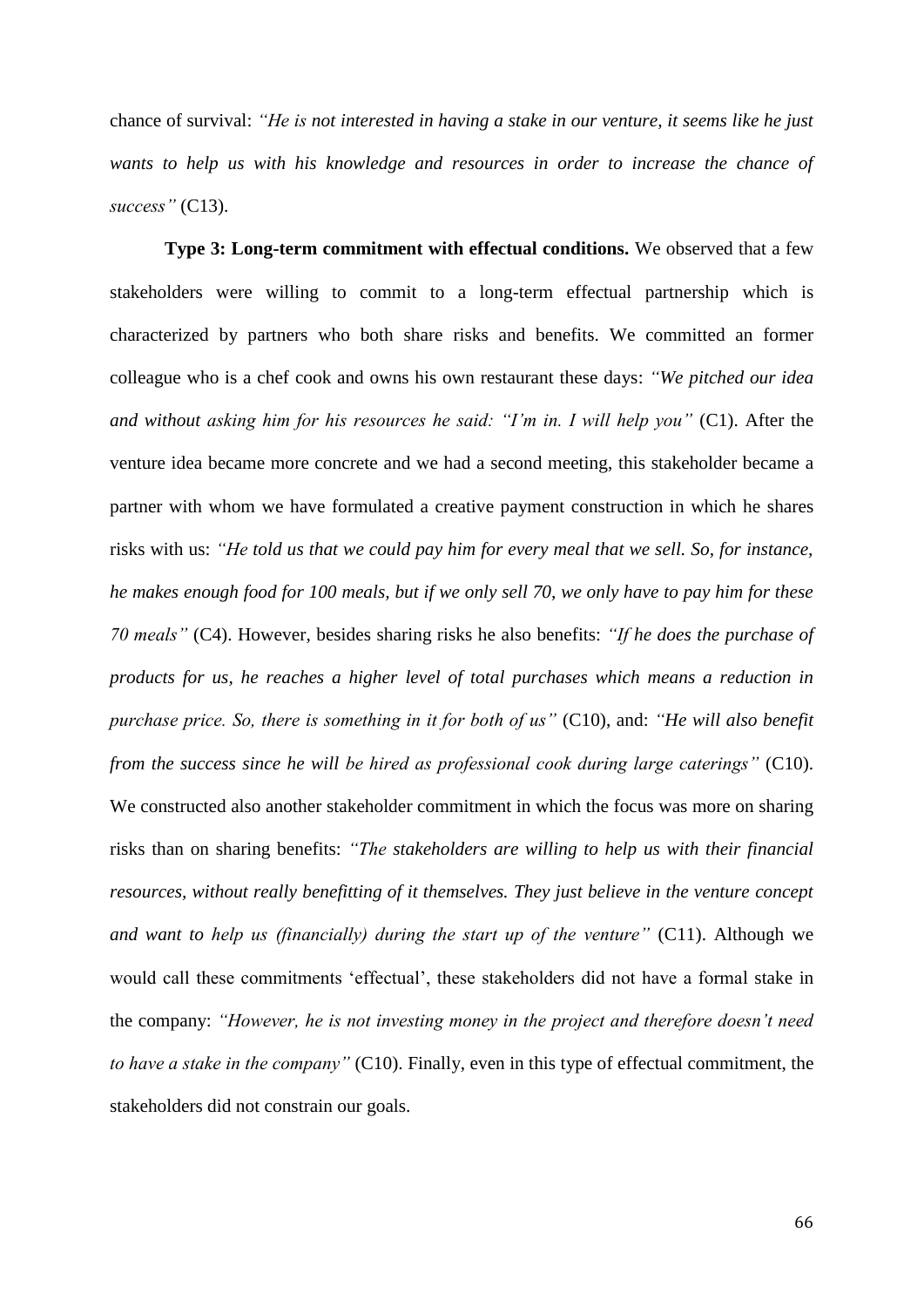chance of survival: *"He is not interested in having a stake in our venture, it seems like he just wants to help us with his knowledge and resources in order to increase the chance of success"* (C13).

**Type 3: Long-term commitment with effectual conditions.** We observed that a few stakeholders were willing to commit to a long-term effectual partnership which is characterized by partners who both share risks and benefits. We committed an former colleague who is a chef cook and owns his own restaurant these days: *"We pitched our idea and without asking him for his resources he said: "I'm in. I will help you"* (C1). After the venture idea became more concrete and we had a second meeting, this stakeholder became a partner with whom we have formulated a creative payment construction in which he shares risks with us: *"He told us that we could pay him for every meal that we sell. So, for instance, he makes enough food for 100 meals, but if we only sell 70, we only have to pay him for these 70 meals"* (C4). However, besides sharing risks he also benefits: *"If he does the purchase of products for us, he reaches a higher level of total purchases which means a reduction in purchase price. So, there is something in it for both of us"* (C10), and: *"He will also benefit from the success since he will be hired as professional cook during large caterings"* (C10). We constructed also another stakeholder commitment in which the focus was more on sharing risks than on sharing benefits: *"The stakeholders are willing to help us with their financial resources, without really benefitting of it themselves. They just believe in the venture concept and want to help us (financially) during the start up of the venture"* (C11). Although we would call these commitments 'effectual', these stakeholders did not have a formal stake in the company: *"However, he is not investing money in the project and therefore doesn't need to have a stake in the company"* (C10). Finally, even in this type of effectual commitment, the stakeholders did not constrain our goals.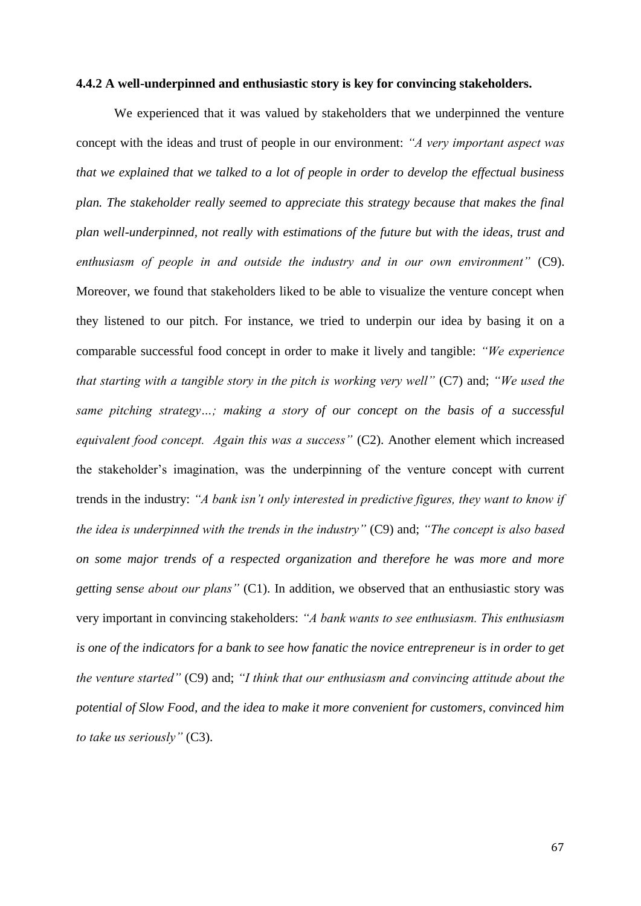#### 4.4.2 A well-underpinned and enthusiastic story is key for convincing stakeholders.

We experienced that it was valued by stakeholders that we underpinned the venture concept with the ideas and trust of people in our environment: *"A very important aspect was that we explained that we talked to a lot of people in order to develop the effectual business plan. The stakeholder really seemed to appreciate this strategy because that makes the final plan well-underpinned, not really with estimations of the future but with the ideas, trust and enthusiasm of people in and outside the industry and in our own environment"* (C9). Moreover, we found that stakeholders liked to be able to visualize the venture concept when they listened to our pitch. For instance, we tried to underpin our idea by basing it on a comparable successful food concept in order to make it lively and tangible: *"We experience that starting with a tangible story in the pitch is working very well"* (C7) and; *"We used the same pitching strategy…; making a story of our concept on the basis of a successful equivalent food concept. Again this was a success"* (C2). Another element which increased the stakeholder's imagination, was the underpinning of the venture concept with current trends in the industry: *"A bank isn't only interested in predictive figures, they want to know if the idea is underpinned with the trends in the industry"* (C9) and; *"The concept is also based on some major trends of a respected organization and therefore he was more and more getting sense about our plans"* (C1). In addition, we observed that an enthusiastic story was very important in convincing stakeholders: *"A bank wants to see enthusiasm. This enthusiasm is one of the indicators for a bank to see how fanatic the novice entrepreneur is in order to get the venture started"* (C9) and; *"I think that our enthusiasm and convincing attitude about the potential of Slow Food, and the idea to make it more convenient for customers, convinced him to take us seriously"* (C3).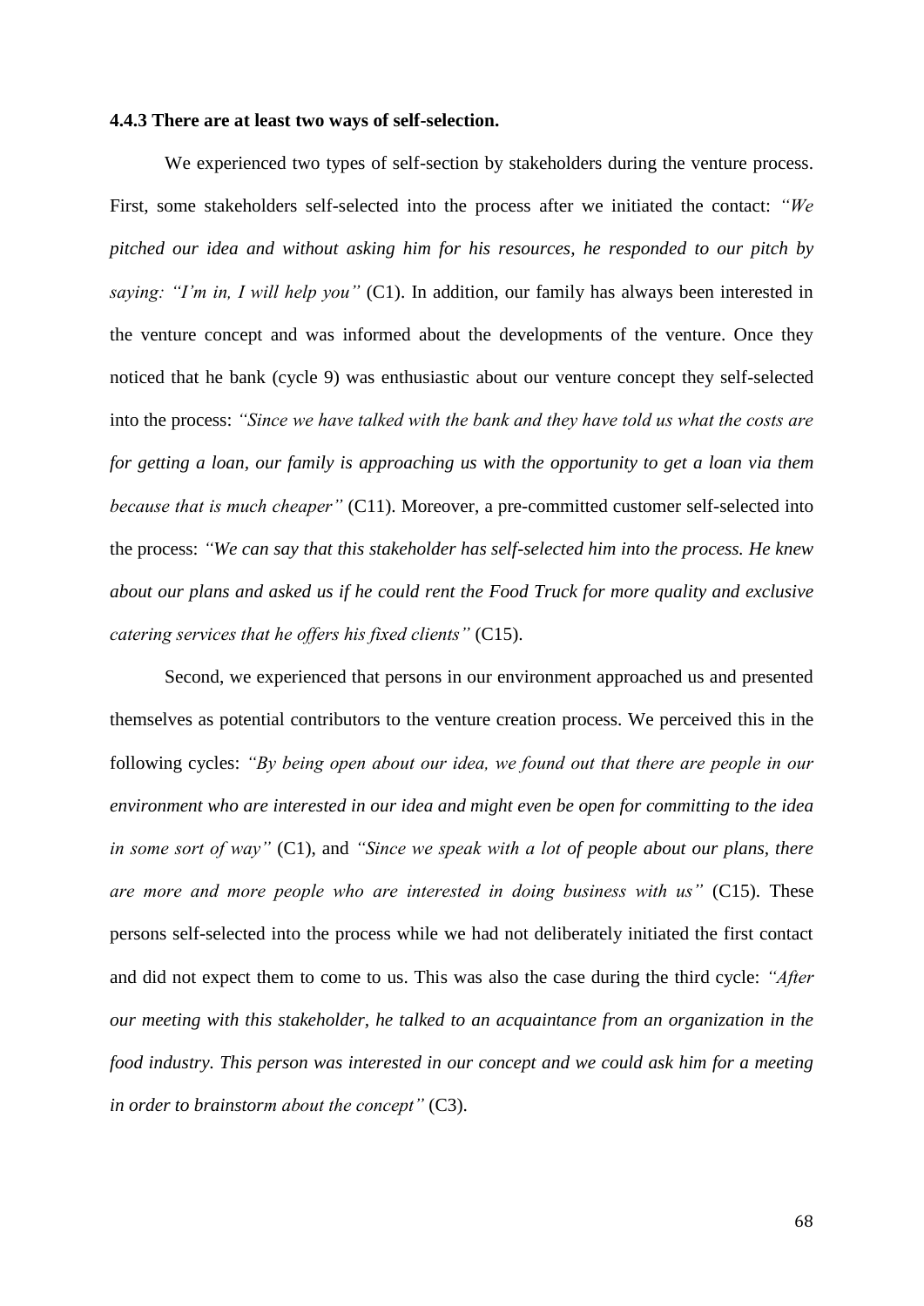### 4.4.3 There are at least two ways of self-selection.

We experienced two types of self-section by stakeholders during the venture process. First, some stakeholders self-selected into the process after we initiated the contact: *"We pitched our idea and without asking him for his resources, he responded to our pitch by saying: "I'm in, I will help you"* (C1). In addition, our family has always been interested in the venture concept and was informed about the developments of the venture. Once they noticed that he bank (cycle 9) was enthusiastic about our venture concept they self-selected into the process: *"Since we have talked with the bank and they have told us what the costs are for getting a loan, our family is approaching us with the opportunity to get a loan via them because that is much cheaper"* (C11). Moreover, a pre-committed customer self-selected into the process: *"We can say that this stakeholder has self-selected him into the process. He knew about our plans and asked us if he could rent the Food Truck for more quality and exclusive catering services that he offers his fixed clients"* (C15).

Second, we experienced that persons in our environment approached us and presented themselves as potential contributors to the venture creation process. We perceived this in the following cycles: *"By being open about our idea, we found out that there are people in our environment who are interested in our idea and might even be open for committing to the idea in some sort of way"* (C1), and *"Since we speak with a lot of people about our plans, there are more and more people who are interested in doing business with us"* (C15). These persons self-selected into the process while we had not deliberately initiated the first contact and did not expect them to come to us. This was also the case during the third cycle: *"After our meeting with this stakeholder, he talked to an acquaintance from an organization in the food industry. This person was interested in our concept and we could ask him for a meeting in order to brainstorm about the concept"* (C3).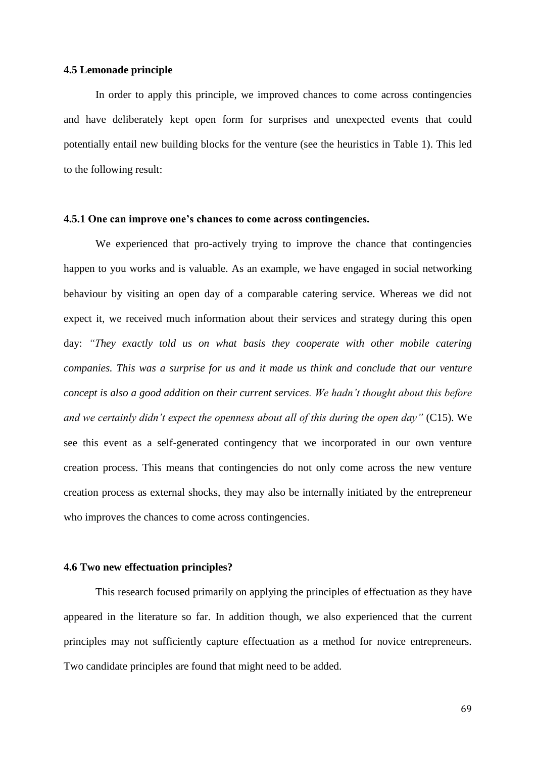### 4.5 Lemonade principle

In order to apply this principle, we improved chances to come across contingencies and have deliberately kept open form for surprises and unexpected events that could potentially entail new building blocks for the venture (see the heuristics in Table 1). This led to the following result:

#### 4.5.1 One can improve one's chances to come across contingencies.

We experienced that pro-actively trying to improve the chance that contingencies happen to you works and is valuable. As an example, we have engaged in social networking behaviour by visiting an open day of a comparable catering service. Whereas we did not expect it, we received much information about their services and strategy during this open day: *"They exactly told us on what basis they cooperate with other mobile catering companies. This was a surprise for us and it made us think and conclude that our venture concept is also a good addition on their current services. We hadn't thought about this before and we certainly didn't expect the openness about all of this during the open day"* (C15). We see this event as a self-generated contingency that we incorporated in our own venture creation process. This means that contingencies do not only come across the new venture creation process as external shocks, they may also be internally initiated by the entrepreneur who improves the chances to come across contingencies.

### 4.6 Two new effectuation principles?

This research focused primarily on applying the principles of effectuation as they have appeared in the literature so far. In addition though, we also experienced that the current principles may not sufficiently capture effectuation as a method for novice entrepreneurs. Two candidate principles are found that might need to be added.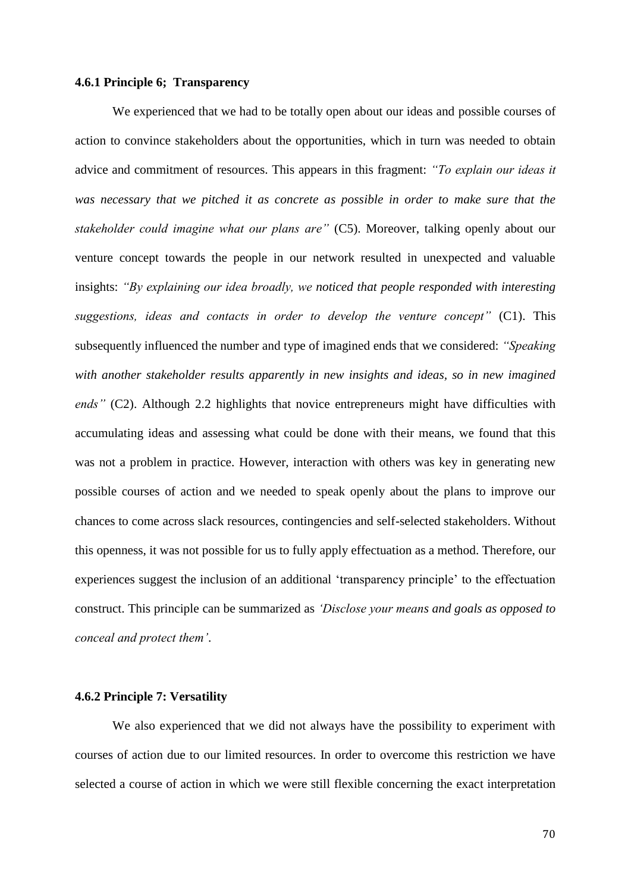#### 4.6.1 Principle 6; Transparency

We experienced that we had to be totally open about our ideas and possible courses of action to convince stakeholders about the opportunities, which in turn was needed to obtain advice and commitment of resources. This appears in this fragment: *"To explain our ideas it was necessary that we pitched it as concrete as possible in order to make sure that the stakeholder could imagine what our plans are"* (C5). Moreover, talking openly about our venture concept towards the people in our network resulted in unexpected and valuable insights: *"By explaining our idea broadly, we noticed that people responded with interesting suggestions, ideas and contacts in order to develop the venture concept"* (C1). This subsequently influenced the number and type of imagined ends that we considered: *"Speaking with another stakeholder results apparently in new insights and ideas, so in new imagined ends"* (C2). Although 2.2 highlights that novice entrepreneurs might have difficulties with accumulating ideas and assessing what could be done with their means, we found that this was not a problem in practice. However, interaction with others was key in generating new possible courses of action and we needed to speak openly about the plans to improve our chances to come across slack resources, contingencies and self-selected stakeholders. Without this openness, it was not possible for us to fully apply effectuation as a method. Therefore, our experiences suggest the inclusion of an additional 'transparency principle' to the effectuation construct. This principle can be summarized as *'Disclose your means and goals as opposed to conceal and protect them'*.

#### 4.6.2 Principle 7: Versatility

We also experienced that we did not always have the possibility to experiment with courses of action due to our limited resources. In order to overcome this restriction we have selected a course of action in which we were still flexible concerning the exact interpretation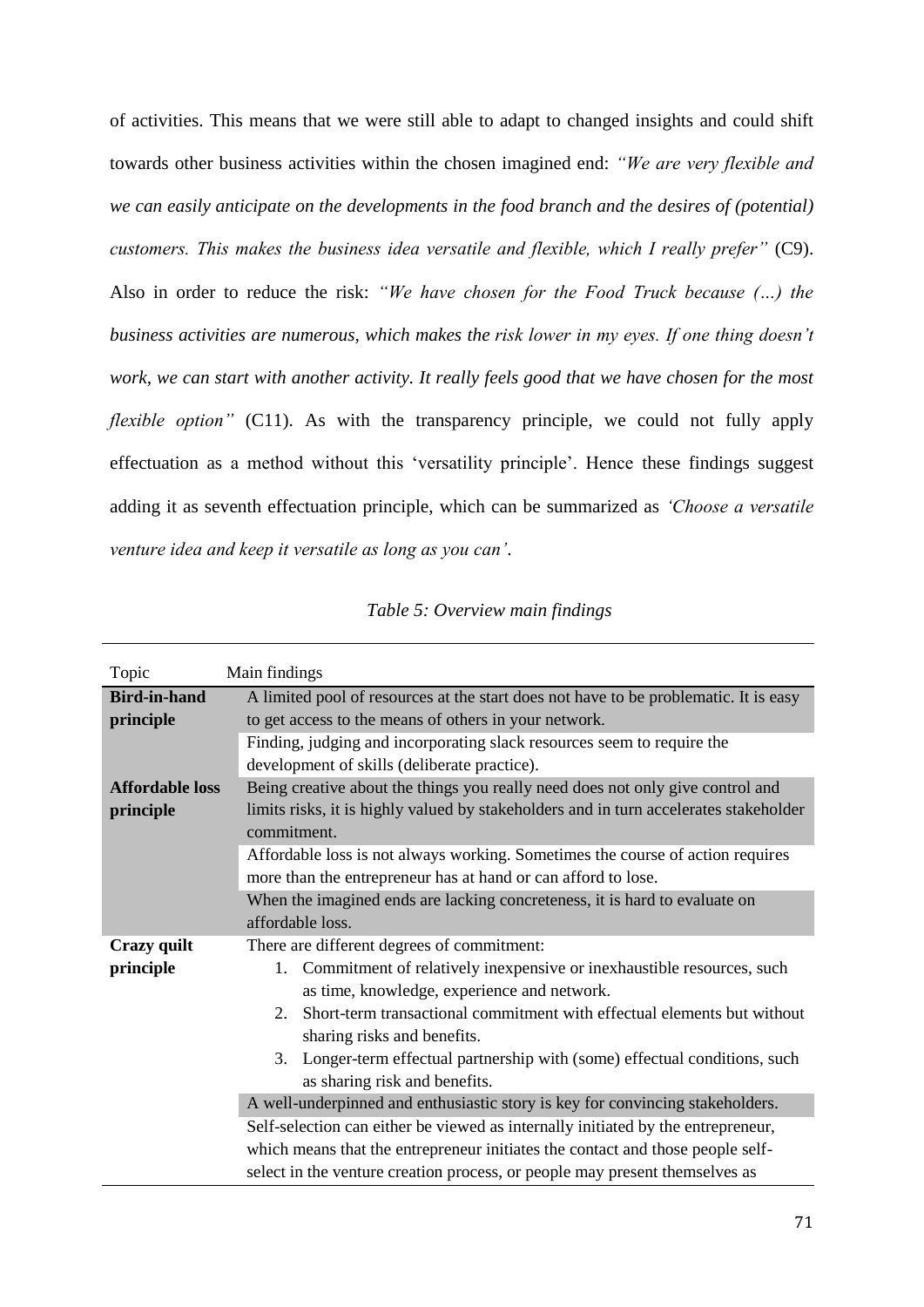of activities. This means that we were still able to adapt to changed insights and could shift towards other business activities within the chosen imagined end: *"We are very flexible and we can easily anticipate on the developments in the food branch and the desires of (potential) customers. This makes the business idea versatile and flexible, which I really prefer"* (C9). Also in order to reduce the risk: *"We have chosen for the Food Truck because (…) the business activities are numerous, which makes the risk lower in my eyes. If one thing doesn't work, we can start with another activity. It really feels good that we have chosen for the most flexible option"* (C11). As with the transparency principle, we could not fully apply effectuation as a method without this 'versatility principle'. Hence these findings suggest adding it as seventh effectuation principle, which can be summarized as *'Choose a versatile venture idea and keep it versatile as long as you can'*.

*Table 5: Overview main findings*

| Topic | Main findings |
|---|---|
| **Bird-in-hand principle** | A limited pool of resources at the start does not have to be problematic. It is easy to get access to the means of others in your network. |
| | Finding, judging and incorporating slack resources seem to require the development of skills (deliberate practice). |
| **Affordable loss principle** | Being creative about the things you really need does not only give control and limits risks, it is highly valued by stakeholders and in turn accelerates stakeholder commitment. |
| | Affordable loss is not always working. Sometimes the course of action requires more than the entrepreneur has at hand or can afford to lose. |
| | When the imagined ends are lacking concreteness, it is hard to evaluate on affordable loss. |
| **Crazy quilt principle** | There are different degrees of commitment:<br>1. Commitment of relatively inexpensive or inexhaustible resources, such as time, knowledge, experience and network.<br>2. Short-term transactional commitment with effectual elements but without sharing risks and benefits.<br>3. Longer-term effectual partnership with (some) effectual conditions, such as sharing risk and benefits. |
| | A well-underpinned and enthusiastic story is key for convincing stakeholders. |
| | Self-selection can either be viewed as internally initiated by the entrepreneur, which means that the entrepreneur initiates the contact and those people self-select in the venture creation process, or people may present themselves as |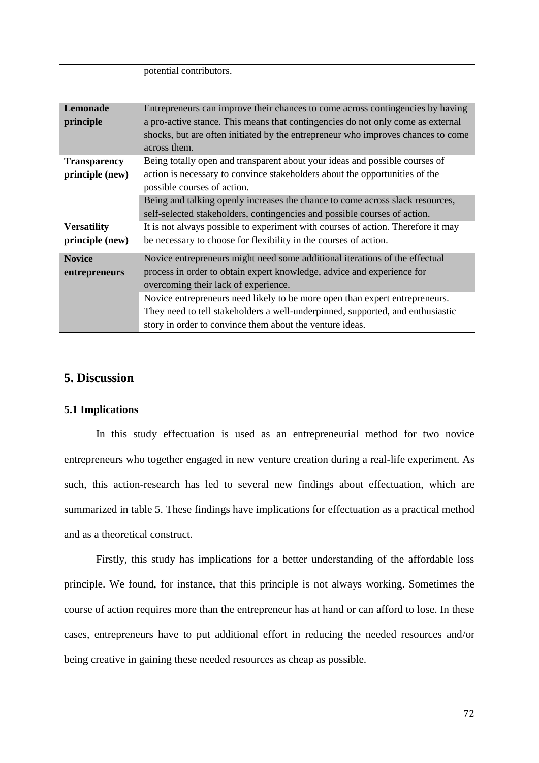| | |
|---|---|
| | potential contributors. |
| **Lemonade principle** | Entrepreneurs can improve their chances to come across contingencies by having a pro-active stance. This means that contingencies do not only come as external shocks, but are often initiated by the entrepreneur who improves chances to come across them. |
| **Transparency principle (new)** | Being totally open and transparent about your ideas and possible courses of action is necessary to convince stakeholders about the opportunities of the possible courses of action. |
| | Being and talking openly increases the chance to come across slack resources, self-selected stakeholders, contingencies and possible courses of action. |
| **Versatility principle (new)** | It is not always possible to experiment with courses of action. Therefore it may be necessary to choose for flexibility in the courses of action. |
| **Novice entrepreneurs** | Novice entrepreneurs might need some additional iterations of the effectual process in order to obtain expert knowledge, advice and experience for overcoming their lack of experience. |
| | Novice entrepreneurs need likely to be more open than expert entrepreneurs. They need to tell stakeholders a well-underpinned, supported, and enthusiastic story in order to convince them about the venture ideas. |

## 5. Discussion

### 5.1 Implications

In this study effectuation is used as an entrepreneurial method for two novice entrepreneurs who together engaged in new venture creation during a real-life experiment. As such, this action-research has led to several new findings about effectuation, which are summarized in table 5. These findings have implications for effectuation as a practical method and as a theoretical construct.

Firstly, this study has implications for a better understanding of the affordable loss principle. We found, for instance, that this principle is not always working. Sometimes the course of action requires more than the entrepreneur has at hand or can afford to lose. In these cases, entrepreneurs have to put additional effort in reducing the needed resources and/or being creative in gaining these needed resources as cheap as possible.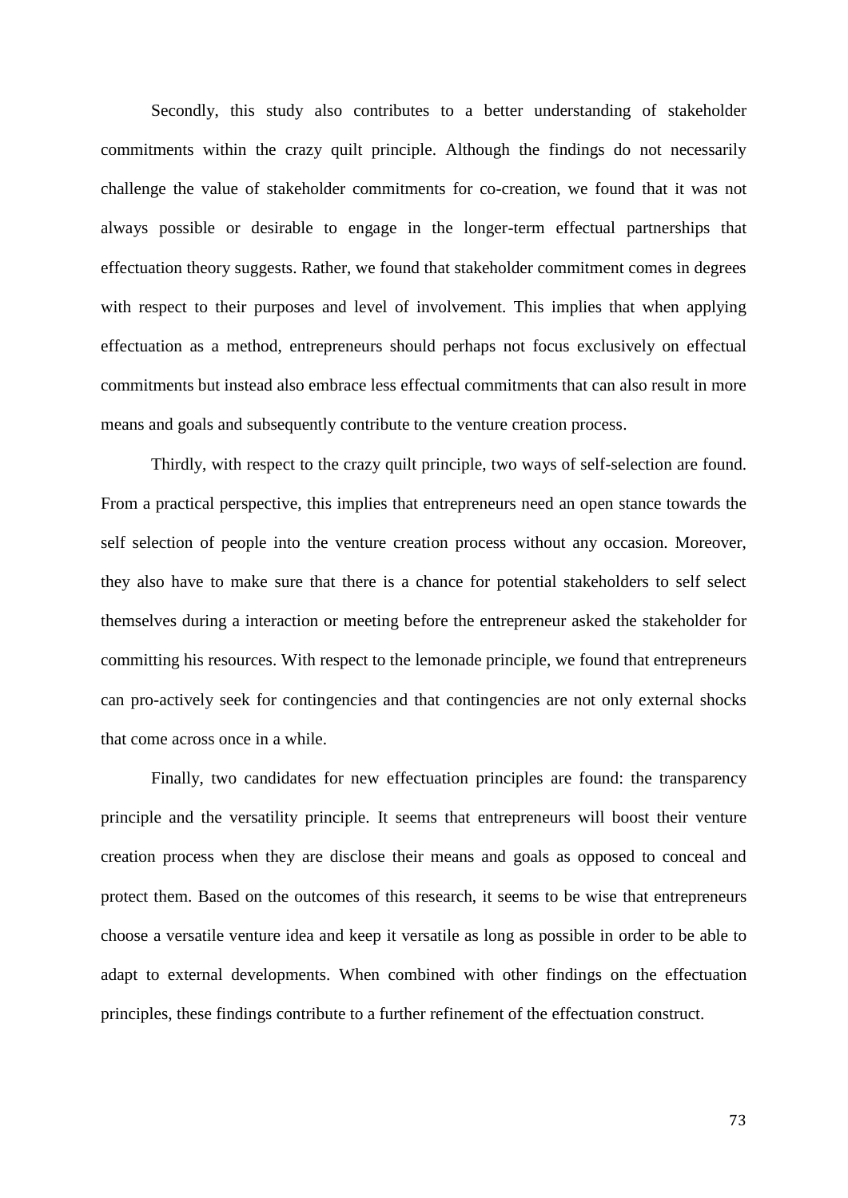Secondly, this study also contributes to a better understanding of stakeholder commitments within the crazy quilt principle. Although the findings do not necessarily challenge the value of stakeholder commitments for co-creation, we found that it was not always possible or desirable to engage in the longer-term effectual partnerships that effectuation theory suggests. Rather, we found that stakeholder commitment comes in degrees with respect to their purposes and level of involvement. This implies that when applying effectuation as a method, entrepreneurs should perhaps not focus exclusively on effectual commitments but instead also embrace less effectual commitments that can also result in more means and goals and subsequently contribute to the venture creation process.

Thirdly, with respect to the crazy quilt principle, two ways of self-selection are found. From a practical perspective, this implies that entrepreneurs need an open stance towards the self selection of people into the venture creation process without any occasion. Moreover, they also have to make sure that there is a chance for potential stakeholders to self select themselves during a interaction or meeting before the entrepreneur asked the stakeholder for committing his resources. With respect to the lemonade principle, we found that entrepreneurs can pro-actively seek for contingencies and that contingencies are not only external shocks that come across once in a while.

Finally, two candidates for new effectuation principles are found: the transparency principle and the versatility principle. It seems that entrepreneurs will boost their venture creation process when they are disclose their means and goals as opposed to conceal and protect them. Based on the outcomes of this research, it seems to be wise that entrepreneurs choose a versatile venture idea and keep it versatile as long as possible in order to be able to adapt to external developments. When combined with other findings on the effectuation principles, these findings contribute to a further refinement of the effectuation construct.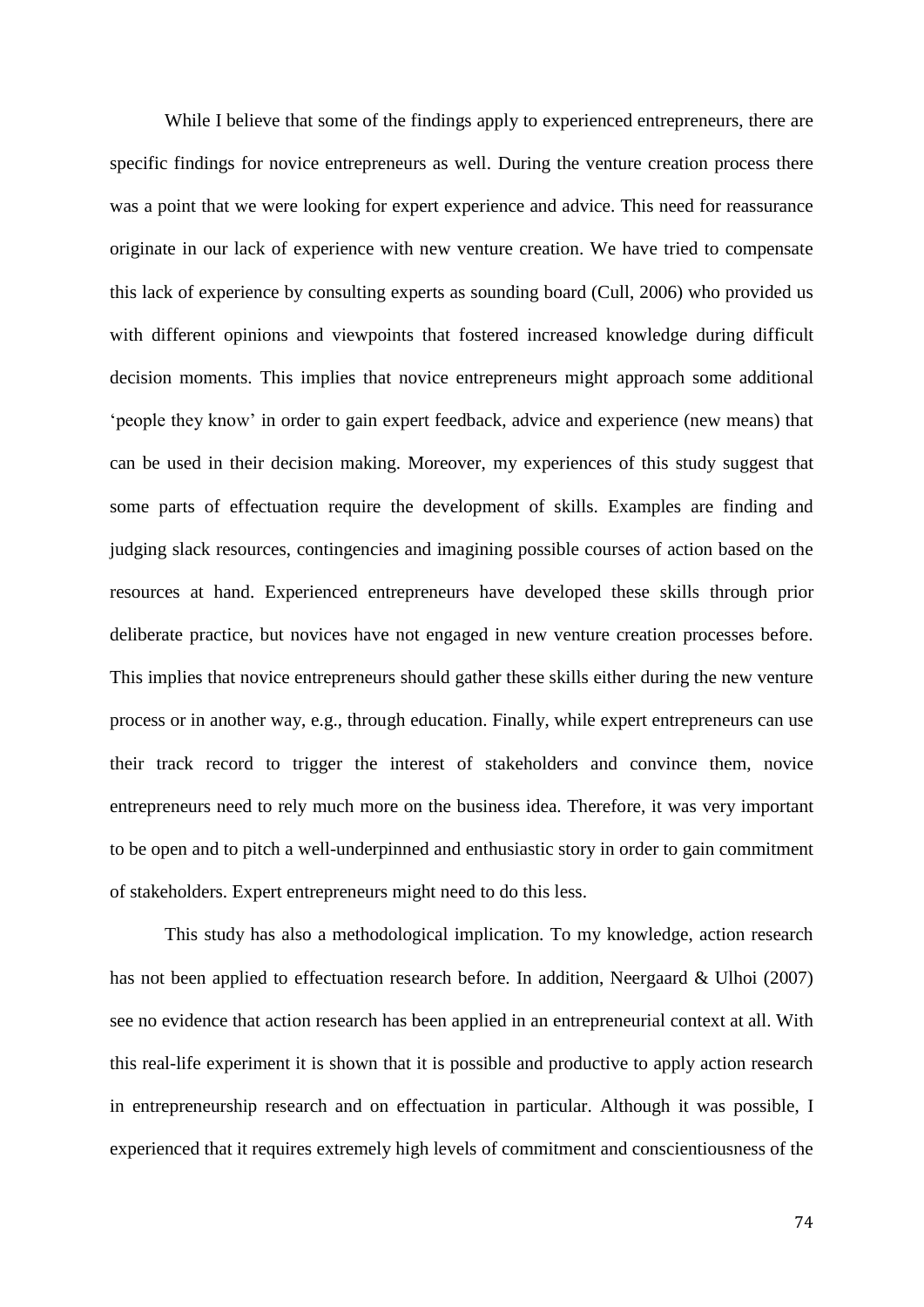While I believe that some of the findings apply to experienced entrepreneurs, there are specific findings for novice entrepreneurs as well. During the venture creation process there was a point that we were looking for expert experience and advice. This need for reassurance originate in our lack of experience with new venture creation. We have tried to compensate this lack of experience by consulting experts as sounding board (Cull, 2006) who provided us with different opinions and viewpoints that fostered increased knowledge during difficult decision moments. This implies that novice entrepreneurs might approach some additional 'people they know' in order to gain expert feedback, advice and experience (new means) that can be used in their decision making. Moreover, my experiences of this study suggest that some parts of effectuation require the development of skills. Examples are finding and judging slack resources, contingencies and imagining possible courses of action based on the resources at hand. Experienced entrepreneurs have developed these skills through prior deliberate practice, but novices have not engaged in new venture creation processes before. This implies that novice entrepreneurs should gather these skills either during the new venture process or in another way, e.g., through education. Finally, while expert entrepreneurs can use their track record to trigger the interest of stakeholders and convince them, novice entrepreneurs need to rely much more on the business idea. Therefore, it was very important to be open and to pitch a well-underpinned and enthusiastic story in order to gain commitment of stakeholders. Expert entrepreneurs might need to do this less.

This study has also a methodological implication. To my knowledge, action research has not been applied to effectuation research before. In addition, Neergaard & Ulhoi (2007) see no evidence that action research has been applied in an entrepreneurial context at all. With this real-life experiment it is shown that it is possible and productive to apply action research in entrepreneurship research and on effectuation in particular. Although it was possible, I experienced that it requires extremely high levels of commitment and conscientiousness of the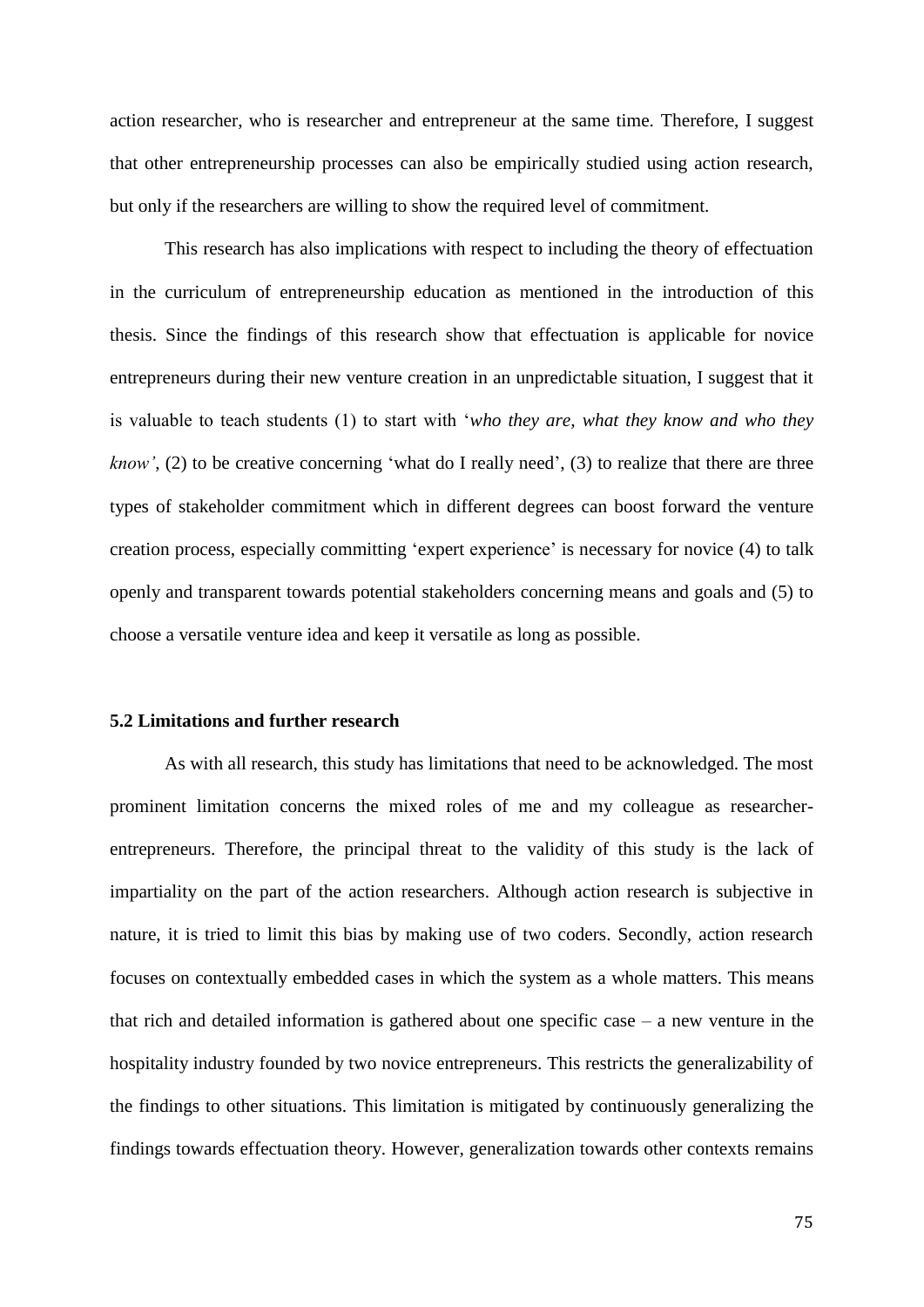action researcher, who is researcher and entrepreneur at the same time. Therefore, I suggest that other entrepreneurship processes can also be empirically studied using action research, but only if the researchers are willing to show the required level of commitment.

This research has also implications with respect to including the theory of effectuation in the curriculum of entrepreneurship education as mentioned in the introduction of this thesis. Since the findings of this research show that effectuation is applicable for novice entrepreneurs during their new venture creation in an unpredictable situation, I suggest that it is valuable to teach students (1) to start with '*who they are, what they know and who they know'*, (2) to be creative concerning 'what do I really need', (3) to realize that there are three types of stakeholder commitment which in different degrees can boost forward the venture creation process, especially committing 'expert experience' is necessary for novice (4) to talk openly and transparent towards potential stakeholders concerning means and goals and (5) to choose a versatile venture idea and keep it versatile as long as possible.

### 5.2 Limitations and further research

As with all research, this study has limitations that need to be acknowledged. The most prominent limitation concerns the mixed roles of me and my colleague as researcher-entrepreneurs. Therefore, the principal threat to the validity of this study is the lack of impartiality on the part of the action researchers. Although action research is subjective in nature, it is tried to limit this bias by making use of two coders. Secondly, action research focuses on contextually embedded cases in which the system as a whole matters. This means that rich and detailed information is gathered about one specific case – a new venture in the hospitality industry founded by two novice entrepreneurs. This restricts the generalizability of the findings to other situations. This limitation is mitigated by continuously generalizing the findings towards effectuation theory. However, generalization towards other contexts remains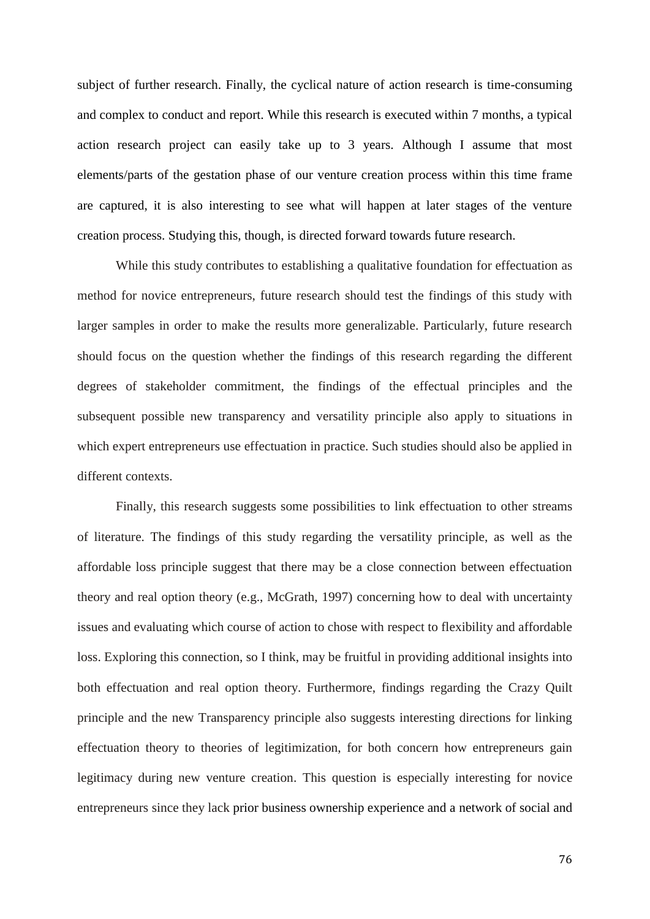subject of further research. Finally, the cyclical nature of action research is time-consuming and complex to conduct and report. While this research is executed within 7 months, a typical action research project can easily take up to 3 years. Although I assume that most elements/parts of the gestation phase of our venture creation process within this time frame are captured, it is also interesting to see what will happen at later stages of the venture creation process. Studying this, though, is directed forward towards future research.

While this study contributes to establishing a qualitative foundation for effectuation as method for novice entrepreneurs, future research should test the findings of this study with larger samples in order to make the results more generalizable. Particularly, future research should focus on the question whether the findings of this research regarding the different degrees of stakeholder commitment, the findings of the effectual principles and the subsequent possible new transparency and versatility principle also apply to situations in which expert entrepreneurs use effectuation in practice. Such studies should also be applied in different contexts.

Finally, this research suggests some possibilities to link effectuation to other streams of literature. The findings of this study regarding the versatility principle, as well as the affordable loss principle suggest that there may be a close connection between effectuation theory and real option theory (e.g., McGrath, 1997) concerning how to deal with uncertainty issues and evaluating which course of action to chose with respect to flexibility and affordable loss. Exploring this connection, so I think, may be fruitful in providing additional insights into both effectuation and real option theory. Furthermore, findings regarding the Crazy Quilt principle and the new Transparency principle also suggests interesting directions for linking effectuation theory to theories of legitimization, for both concern how entrepreneurs gain legitimacy during new venture creation. This question is especially interesting for novice entrepreneurs since they lack prior business ownership experience and a network of social and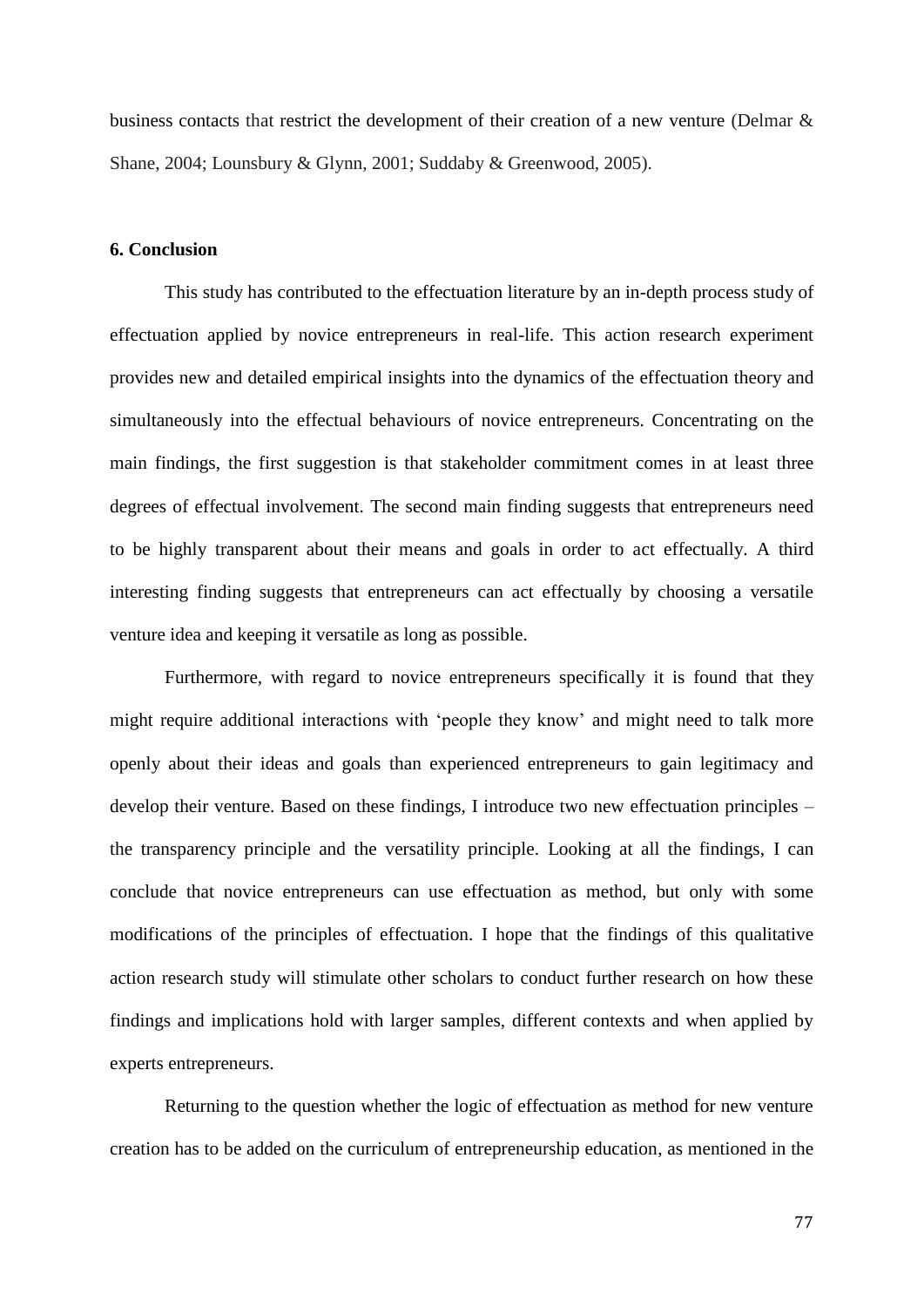business contacts that restrict the development of their creation of a new venture (Delmar & Shane, 2004; Lounsbury & Glynn, 2001; Suddaby & Greenwood, 2005).

## 6. Conclusion

This study has contributed to the effectuation literature by an in-depth process study of effectuation applied by novice entrepreneurs in real-life. This action research experiment provides new and detailed empirical insights into the dynamics of the effectuation theory and simultaneously into the effectual behaviours of novice entrepreneurs. Concentrating on the main findings, the first suggestion is that stakeholder commitment comes in at least three degrees of effectual involvement. The second main finding suggests that entrepreneurs need to be highly transparent about their means and goals in order to act effectually. A third interesting finding suggests that entrepreneurs can act effectually by choosing a versatile venture idea and keeping it versatile as long as possible.

Furthermore, with regard to novice entrepreneurs specifically it is found that they might require additional interactions with 'people they know' and might need to talk more openly about their ideas and goals than experienced entrepreneurs to gain legitimacy and develop their venture. Based on these findings, I introduce two new effectuation principles – the transparency principle and the versatility principle. Looking at all the findings, I can conclude that novice entrepreneurs can use effectuation as method, but only with some modifications of the principles of effectuation. I hope that the findings of this qualitative action research study will stimulate other scholars to conduct further research on how these findings and implications hold with larger samples, different contexts and when applied by experts entrepreneurs.

Returning to the question whether the logic of effectuation as method for new venture creation has to be added on the curriculum of entrepreneurship education, as mentioned in the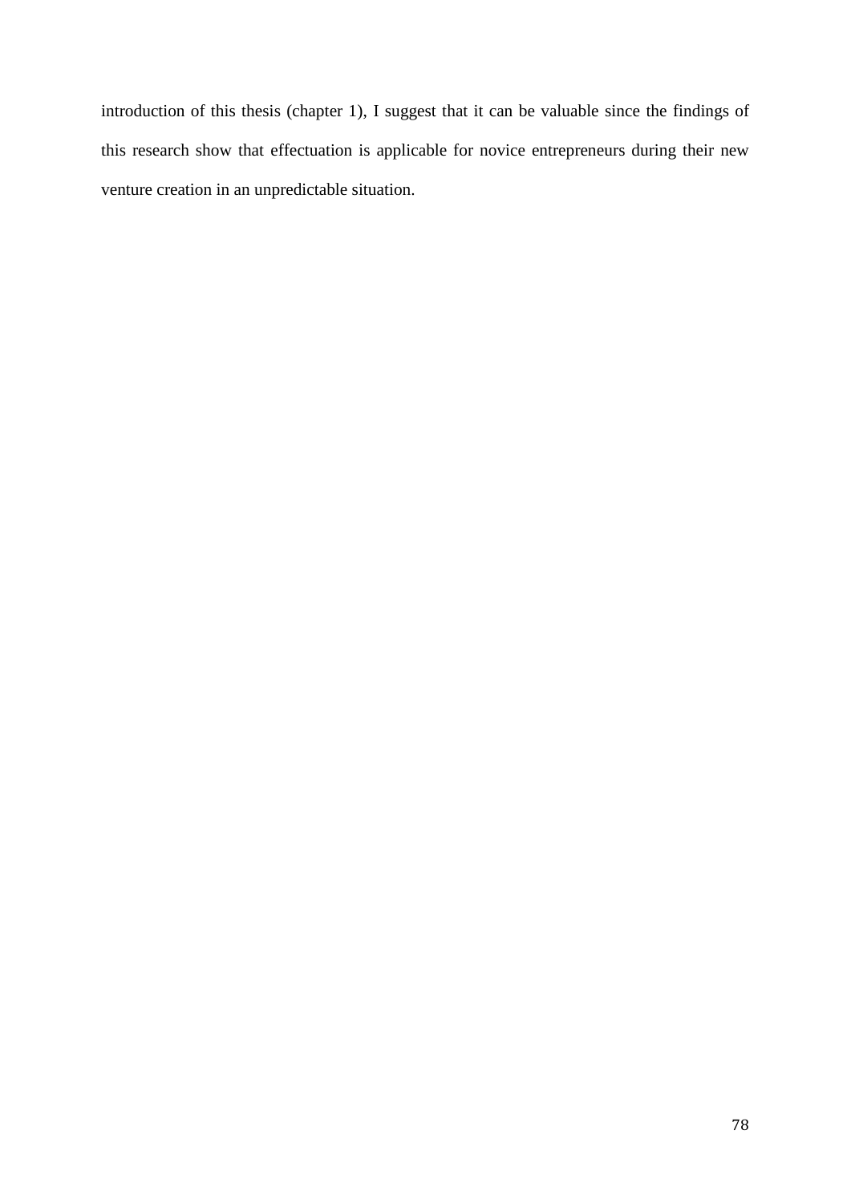introduction of this thesis (chapter 1), I suggest that it can be valuable since the findings of this research show that effectuation is applicable for novice entrepreneurs during their new venture creation in an unpredictable situation.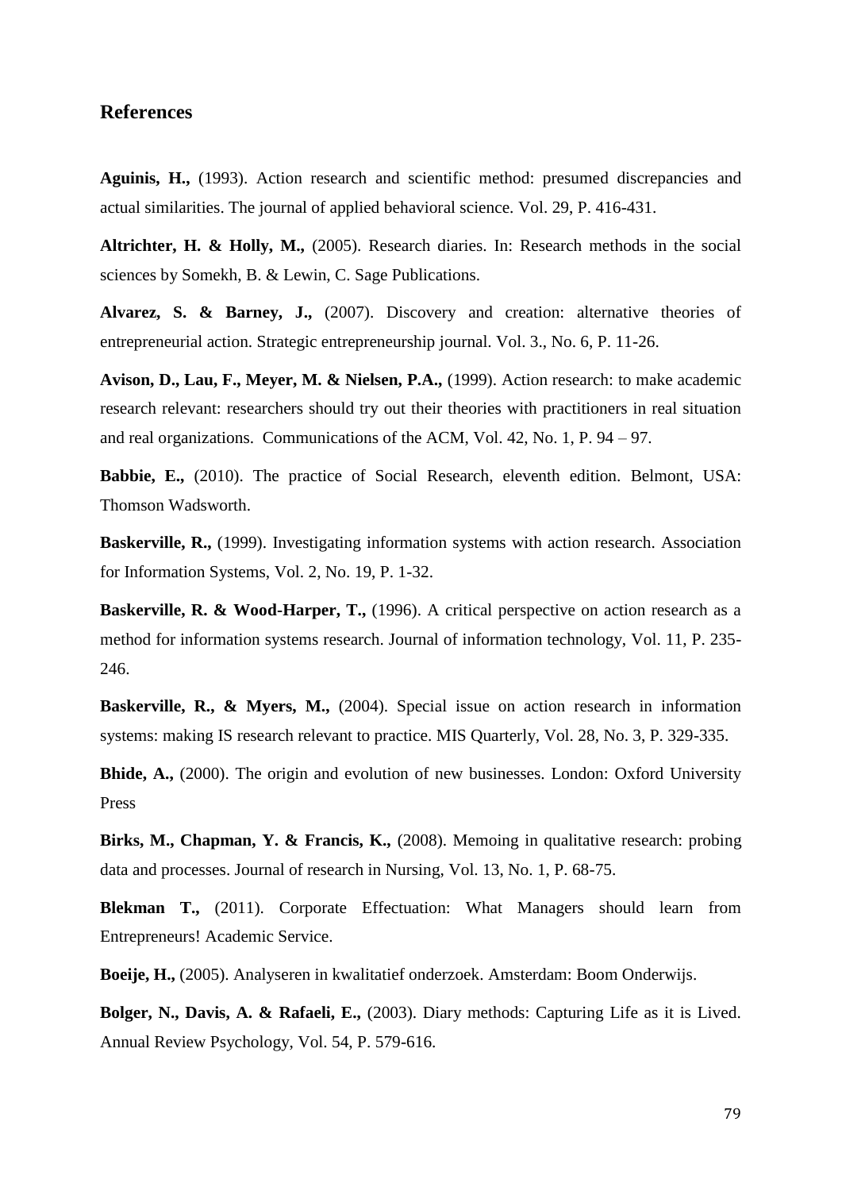## References

**Aguinis, H.,** (1993). Action research and scientific method: presumed discrepancies and actual similarities. The journal of applied behavioral science. Vol. 29, P. 416-431.

**Altrichter, H. & Holly, M.,** (2005). Research diaries. In: Research methods in the social sciences by Somekh, B. & Lewin, C. Sage Publications.

**Alvarez, S. & Barney, J.,** (2007). Discovery and creation: alternative theories of entrepreneurial action. Strategic entrepreneurship journal. Vol. 3., No. 6, P. 11-26.

**Avison, D., Lau, F., Meyer, M. & Nielsen, P.A.,** (1999). Action research: to make academic research relevant: researchers should try out their theories with practitioners in real situation and real organizations. Communications of the ACM, Vol. 42, No. 1, P. 94 – 97.

**Babbie, E.,** (2010). The practice of Social Research, eleventh edition. Belmont, USA: Thomson Wadsworth.

**Baskerville, R.,** (1999). Investigating information systems with action research. Association for Information Systems, Vol. 2, No. 19, P. 1-32.

**Baskerville, R. & Wood-Harper, T.,** (1996). A critical perspective on action research as a method for information systems research. Journal of information technology, Vol. 11, P. 235-246.

**Baskerville, R., & Myers, M.,** (2004). Special issue on action research in information systems: making IS research relevant to practice. MIS Quarterly, Vol. 28, No. 3, P. 329-335.

**Bhide, A.,** (2000). The origin and evolution of new businesses. London: Oxford University Press

**Birks, M., Chapman, Y. & Francis, K.,** (2008). Memoing in qualitative research: probing data and processes. Journal of research in Nursing, Vol. 13, No. 1, P. 68-75.

**Blekman T.,** (2011). Corporate Effectuation: What Managers should learn from Entrepreneurs! Academic Service.

**Boeije, H.,** (2005). Analyseren in kwalitatief onderzoek. Amsterdam: Boom Onderwijs.

**Bolger, N., Davis, A. & Rafaeli, E.,** (2003). Diary methods: Capturing Life as it is Lived. Annual Review Psychology, Vol. 54, P. 579-616.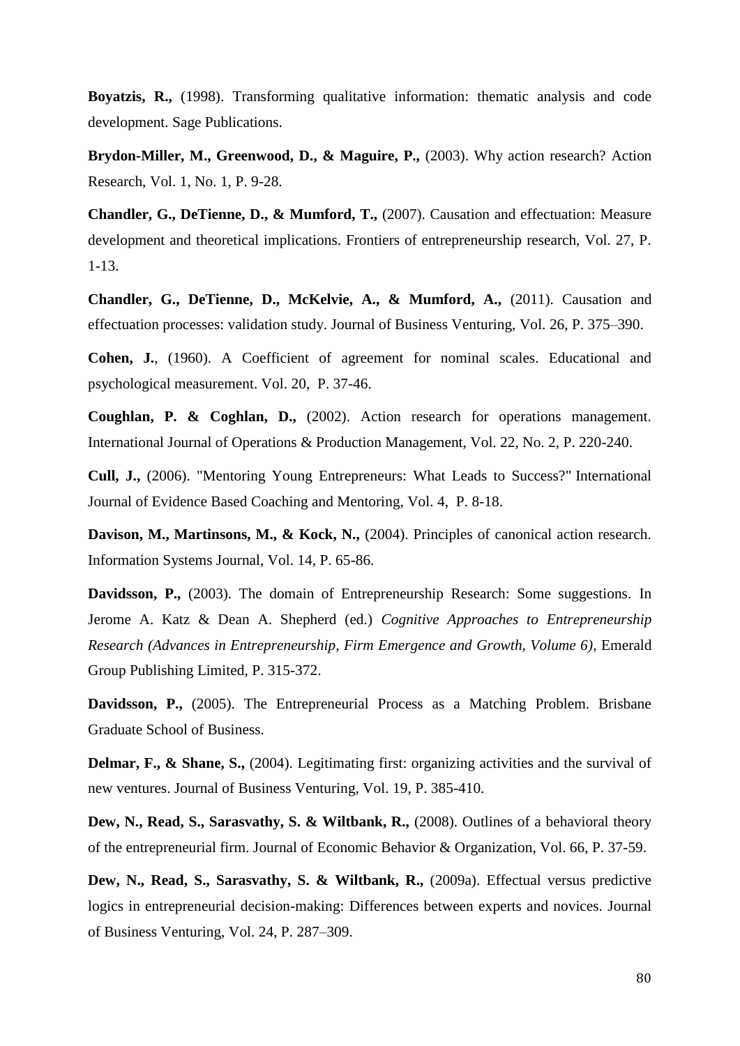**Boyatzis, R.,** (1998). Transforming qualitative information: thematic analysis and code development. Sage Publications.

**Brydon-Miller, M., Greenwood, D., & Maguire, P.,** (2003). Why action research? Action Research, Vol. 1, No. 1, P. 9-28.

**Chandler, G., DeTienne, D., & Mumford, T.,** (2007). Causation and effectuation: Measure development and theoretical implications. Frontiers of entrepreneurship research, Vol. 27, P. 1-13.

**Chandler, G., DeTienne, D., McKelvie, A., & Mumford, A.,** (2011). Causation and effectuation processes: validation study. Journal of Business Venturing, Vol. 26, P. 375–390.

**Cohen, J.**, (1960). A Coefficient of agreement for nominal scales. Educational and psychological measurement. Vol. 20, P. 37-46.

**Coughlan, P. & Coghlan, D.,** (2002). Action research for operations management. International Journal of Operations & Production Management, Vol. 22, No. 2, P. 220-240.

**Cull, J.,** (2006). "Mentoring Young Entrepreneurs: What Leads to Success?" International Journal of Evidence Based Coaching and Mentoring, Vol. 4, P. 8-18.

**Davison, M., Martinsons, M., & Kock, N.,** (2004). Principles of canonical action research. Information Systems Journal, Vol. 14, P. 65-86.

**Davidsson, P.,** (2003). The domain of Entrepreneurship Research: Some suggestions. In Jerome A. Katz & Dean A. Shepherd (ed.) *Cognitive Approaches to Entrepreneurship Research (Advances in Entrepreneurship, Firm Emergence and Growth, Volume 6)*, Emerald Group Publishing Limited, P. 315-372.

**Davidsson, P.,** (2005). The Entrepreneurial Process as a Matching Problem. Brisbane Graduate School of Business.

**Delmar, F., & Shane, S.,** (2004). Legitimating first: organizing activities and the survival of new ventures. Journal of Business Venturing, Vol. 19, P. 385-410.

**Dew, N., Read, S., Sarasvathy, S. & Wiltbank, R.,** (2008). Outlines of a behavioral theory of the entrepreneurial firm. Journal of Economic Behavior & Organization, Vol. 66, P. 37-59.

**Dew, N., Read, S., Sarasvathy, S. & Wiltbank, R.,** (2009a). Effectual versus predictive logics in entrepreneurial decision-making: Differences between experts and novices. Journal of Business Venturing, Vol. 24, P. 287–309.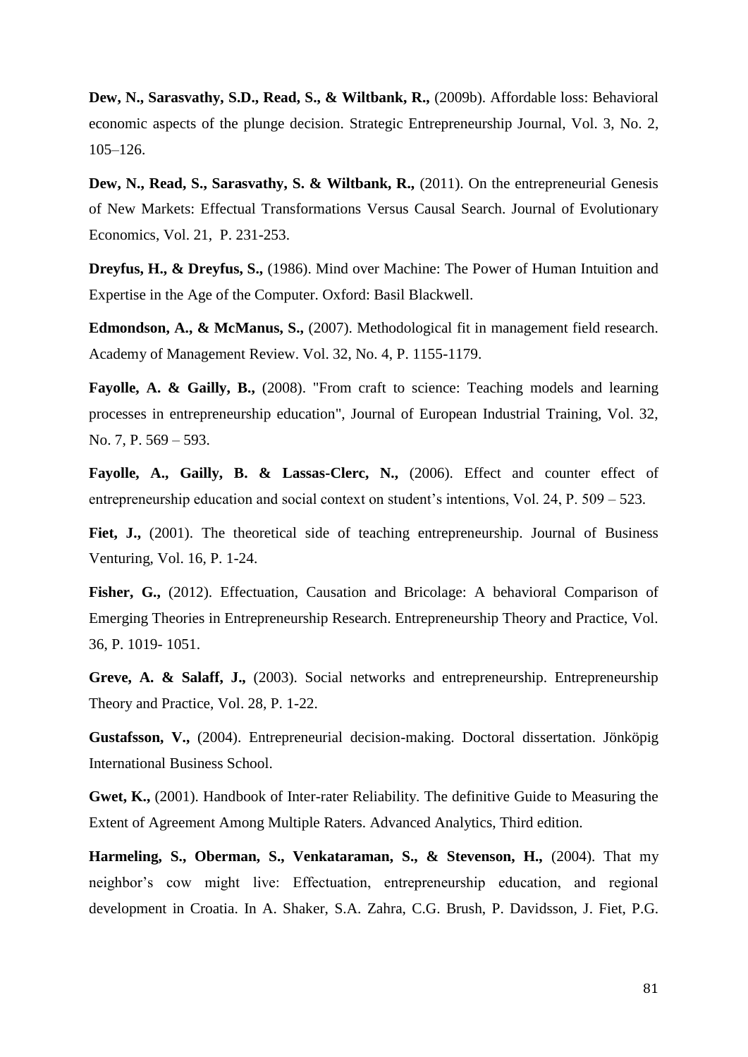**Dew, N., Sarasvathy, S.D., Read, S., & Wiltbank, R.,** (2009b). Affordable loss: Behavioral economic aspects of the plunge decision. Strategic Entrepreneurship Journal, Vol. 3, No. 2, 105–126.

**Dew, N., Read, S., Sarasvathy, S. & Wiltbank, R.,** (2011). On the entrepreneurial Genesis of New Markets: Effectual Transformations Versus Causal Search. Journal of Evolutionary Economics, Vol. 21, P. 231-253.

**Dreyfus, H., & Dreyfus, S.,** (1986). Mind over Machine: The Power of Human Intuition and Expertise in the Age of the Computer. Oxford: Basil Blackwell.

**Edmondson, A., & McManus, S.,** (2007). Methodological fit in management field research. Academy of Management Review. Vol. 32, No. 4, P. 1155-1179.

**Fayolle, A. & Gailly, B.,** (2008). "From craft to science: Teaching models and learning processes in entrepreneurship education", Journal of European Industrial Training, Vol. 32, No. 7, P. 569 – 593.

**Fayolle, A., Gailly, B. & Lassas-Clerc, N.,** (2006). Effect and counter effect of entrepreneurship education and social context on student's intentions, Vol. 24, P. 509 – 523.

**Fiet, J.,** (2001). The theoretical side of teaching entrepreneurship. Journal of Business Venturing, Vol. 16, P. 1-24.

**Fisher, G.,** (2012). Effectuation, Causation and Bricolage: A behavioral Comparison of Emerging Theories in Entrepreneurship Research. Entrepreneurship Theory and Practice, Vol. 36, P. 1019- 1051.

**Greve, A. & Salaff, J.,** (2003). Social networks and entrepreneurship. Entrepreneurship Theory and Practice, Vol. 28, P. 1-22.

**Gustafsson, V.,** (2004). Entrepreneurial decision-making. Doctoral dissertation. Jönköpig International Business School.

**Gwet, K.,** (2001). Handbook of Inter-rater Reliability. The definitive Guide to Measuring the Extent of Agreement Among Multiple Raters. Advanced Analytics, Third edition.

**Harmeling, S., Oberman, S., Venkataraman, S., & Stevenson, H.,** (2004). That my neighbor's cow might live: Effectuation, entrepreneurship education, and regional development in Croatia. In A. Shaker, S.A. Zahra, C.G. Brush, P. Davidsson, J. Fiet, P.G.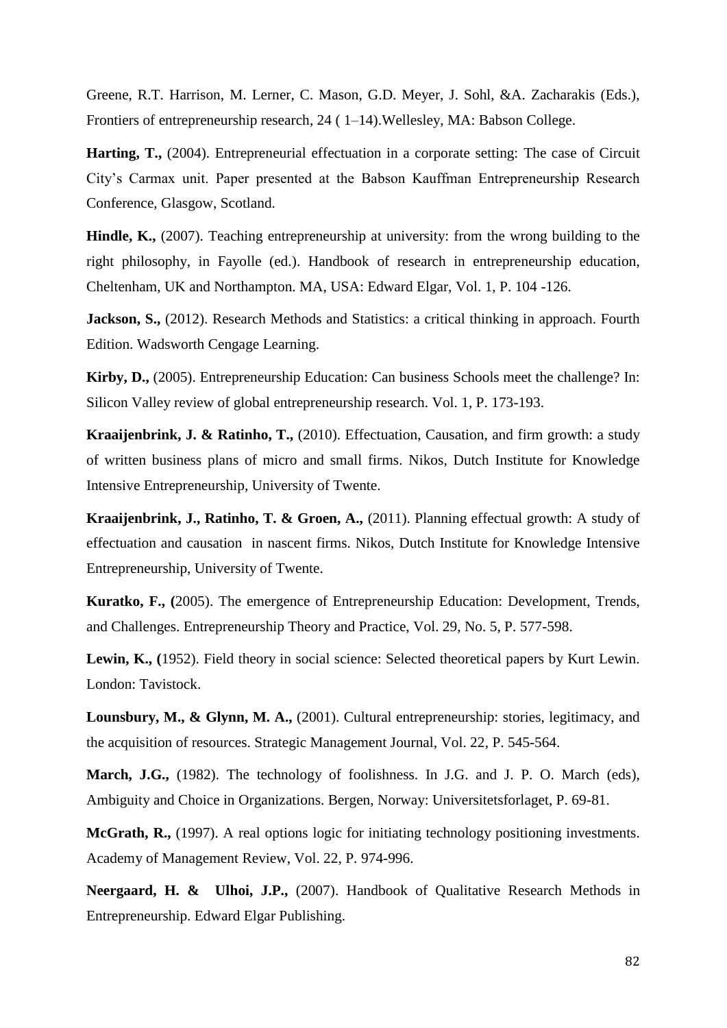Greene, R.T. Harrison, M. Lerner, C. Mason, G.D. Meyer, J. Sohl, &A. Zacharakis (Eds.), Frontiers of entrepreneurship research, 24 ( 1–14).Wellesley, MA: Babson College.

**Harting, T.,** (2004). Entrepreneurial effectuation in a corporate setting: The case of Circuit City's Carmax unit. Paper presented at the Babson Kauffman Entrepreneurship Research Conference, Glasgow, Scotland.

**Hindle, K.,** (2007). Teaching entrepreneurship at university: from the wrong building to the right philosophy, in Fayolle (ed.). Handbook of research in entrepreneurship education, Cheltenham, UK and Northampton. MA, USA: Edward Elgar, Vol. 1, P. 104 -126.

**Jackson, S.,** (2012). Research Methods and Statistics: a critical thinking in approach. Fourth Edition. Wadsworth Cengage Learning.

**Kirby, D.,** (2005). Entrepreneurship Education: Can business Schools meet the challenge? In: Silicon Valley review of global entrepreneurship research. Vol. 1, P. 173-193.

**Kraaijenbrink, J. & Ratinho, T.,** (2010). Effectuation, Causation, and firm growth: a study of written business plans of micro and small firms. Nikos, Dutch Institute for Knowledge Intensive Entrepreneurship, University of Twente.

**Kraaijenbrink, J., Ratinho, T. & Groen, A.,** (2011). Planning effectual growth: A study of effectuation and causation in nascent firms. Nikos, Dutch Institute for Knowledge Intensive Entrepreneurship, University of Twente.

**Kuratko, F., (**2005). The emergence of Entrepreneurship Education: Development, Trends, and Challenges. Entrepreneurship Theory and Practice, Vol. 29, No. 5, P. 577-598.

**Lewin, K., (**1952). Field theory in social science: Selected theoretical papers by Kurt Lewin. London: Tavistock.

**Lounsbury, M., & Glynn, M. A.,** (2001). Cultural entrepreneurship: stories, legitimacy, and the acquisition of resources. Strategic Management Journal, Vol. 22, P. 545-564.

**March, J.G.,** (1982). The technology of foolishness. In J.G. and J. P. O. March (eds), Ambiguity and Choice in Organizations. Bergen, Norway: Universitetsforlaget, P. 69-81.

**McGrath, R.,** (1997). A real options logic for initiating technology positioning investments. Academy of Management Review, Vol. 22, P. 974-996.

**Neergaard, H. & Ulhoi, J.P.,** (2007). Handbook of Qualitative Research Methods in Entrepreneurship. Edward Elgar Publishing.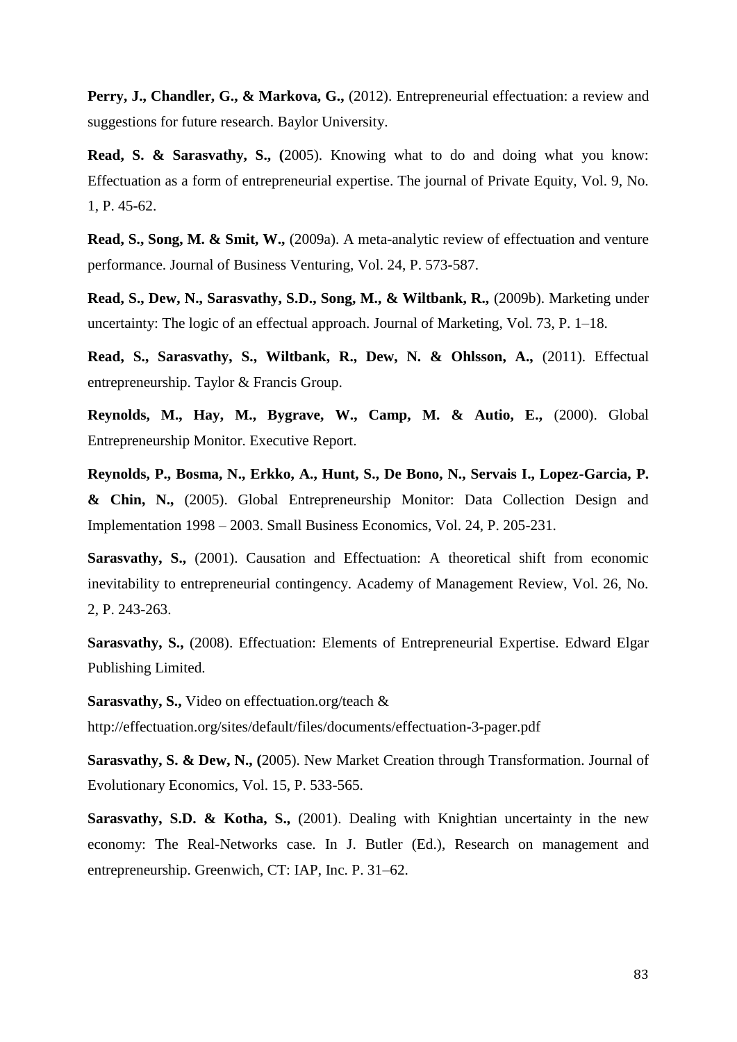**Perry, J., Chandler, G., & Markova, G.,** (2012). Entrepreneurial effectuation: a review and suggestions for future research. Baylor University.

**Read, S. & Sarasvathy, S., (**2005). Knowing what to do and doing what you know: Effectuation as a form of entrepreneurial expertise. The journal of Private Equity, Vol. 9, No. 1, P. 45-62.

**Read, S., Song, M. & Smit, W.,** (2009a). A meta-analytic review of effectuation and venture performance. Journal of Business Venturing, Vol. 24, P. 573-587.

**Read, S., Dew, N., Sarasvathy, S.D., Song, M., & Wiltbank, R.,** (2009b). Marketing under uncertainty: The logic of an effectual approach. Journal of Marketing, Vol. 73, P. 1–18.

**Read, S., Sarasvathy, S., Wiltbank, R., Dew, N. & Ohlsson, A.,** (2011). Effectual entrepreneurship. Taylor & Francis Group.

**Reynolds, M., Hay, M., Bygrave, W., Camp, M. & Autio, E.,** (2000). Global Entrepreneurship Monitor. Executive Report.

**Reynolds, P., Bosma, N., Erkko, A., Hunt, S., De Bono, N., Servais I., Lopez-Garcia, P. & Chin, N.,** (2005). Global Entrepreneurship Monitor: Data Collection Design and Implementation 1998 – 2003. Small Business Economics, Vol. 24, P. 205-231.

**Sarasvathy, S.,** (2001). Causation and Effectuation: A theoretical shift from economic inevitability to entrepreneurial contingency. Academy of Management Review, Vol. 26, No. 2, P. 243-263.

**Sarasvathy, S.,** (2008). Effectuation: Elements of Entrepreneurial Expertise. Edward Elgar Publishing Limited.

**Sarasvathy, S.,** Video on effectuation.org/teach & http://effectuation.org/sites/default/files/documents/effectuation-3-pager.pdf

**Sarasvathy, S. & Dew, N., (**2005). New Market Creation through Transformation. Journal of Evolutionary Economics, Vol. 15, P. 533-565.

**Sarasvathy, S.D. & Kotha, S.,** (2001). Dealing with Knightian uncertainty in the new economy: The Real-Networks case. In J. Butler (Ed.), Research on management and entrepreneurship. Greenwich, CT: IAP, Inc. P. 31–62.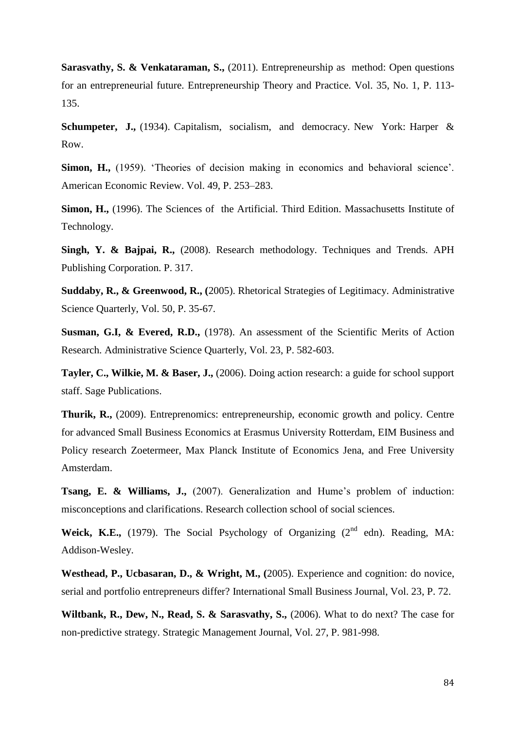**Sarasvathy, S. & Venkataraman, S.,** (2011). Entrepreneurship as method: Open questions for an entrepreneurial future. Entrepreneurship Theory and Practice. Vol. 35, No. 1, P. 113-135.

**Schumpeter, J.,** (1934). Capitalism, socialism, and democracy. New York: Harper & Row.

**Simon, H.,** (1959). 'Theories of decision making in economics and behavioral science'. American Economic Review. Vol. 49, P. 253–283.

**Simon, H.,** (1996). The Sciences of the Artificial. Third Edition. Massachusetts Institute of Technology.

**Singh, Y. & Bajpai, R.,** (2008). Research methodology. Techniques and Trends. APH Publishing Corporation. P. 317.

**Suddaby, R., & Greenwood, R., (**2005). Rhetorical Strategies of Legitimacy. Administrative Science Quarterly, Vol. 50, P. 35-67.

**Susman, G.I, & Evered, R.D.,** (1978). An assessment of the Scientific Merits of Action Research. Administrative Science Quarterly, Vol. 23, P. 582-603.

**Tayler, C., Wilkie, M. & Baser, J.,** (2006). Doing action research: a guide for school support staff. Sage Publications.

**Thurik, R.,** (2009). Entreprenomics: entrepreneurship, economic growth and policy. Centre for advanced Small Business Economics at Erasmus University Rotterdam, EIM Business and Policy research Zoetermeer, Max Planck Institute of Economics Jena, and Free University Amsterdam.

**Tsang, E. & Williams, J.,** (2007). Generalization and Hume's problem of induction: misconceptions and clarifications. Research collection school of social sciences.

**Weick, K.E.,** (1979). The Social Psychology of Organizing (2nd edn). Reading, MA: Addison-Wesley.

**Westhead, P., Ucbasaran, D., & Wright, M., (**2005). Experience and cognition: do novice, serial and portfolio entrepreneurs differ? International Small Business Journal, Vol. 23, P. 72.

**Wiltbank, R., Dew, N., Read, S. & Sarasvathy, S.,** (2006). What to do next? The case for non-predictive strategy. Strategic Management Journal, Vol. 27, P. 981-998.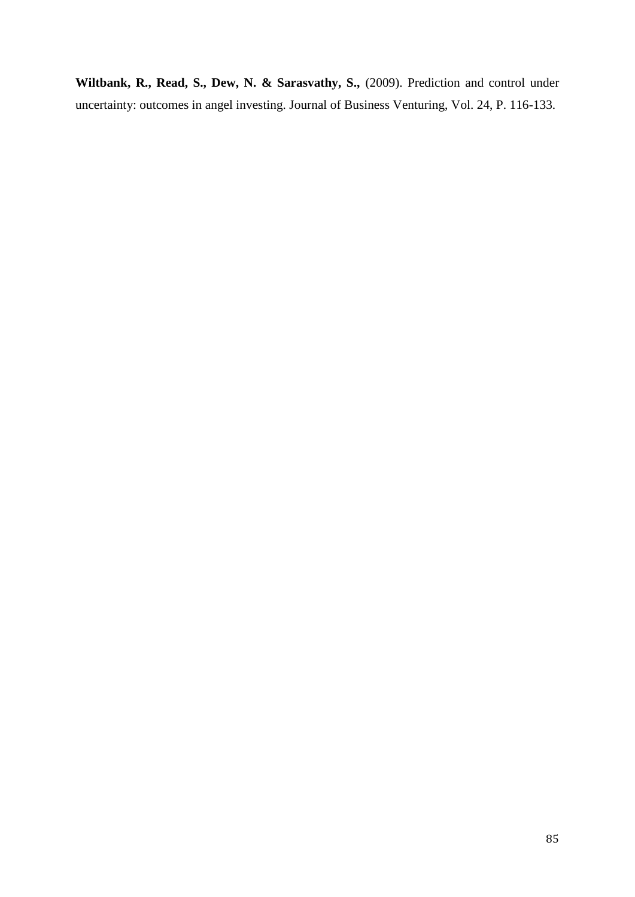**Wiltbank, R., Read, S., Dew, N. & Sarasvathy, S.,** (2009). Prediction and control under uncertainty: outcomes in angel investing. Journal of Business Venturing, Vol. 24, P. 116-133.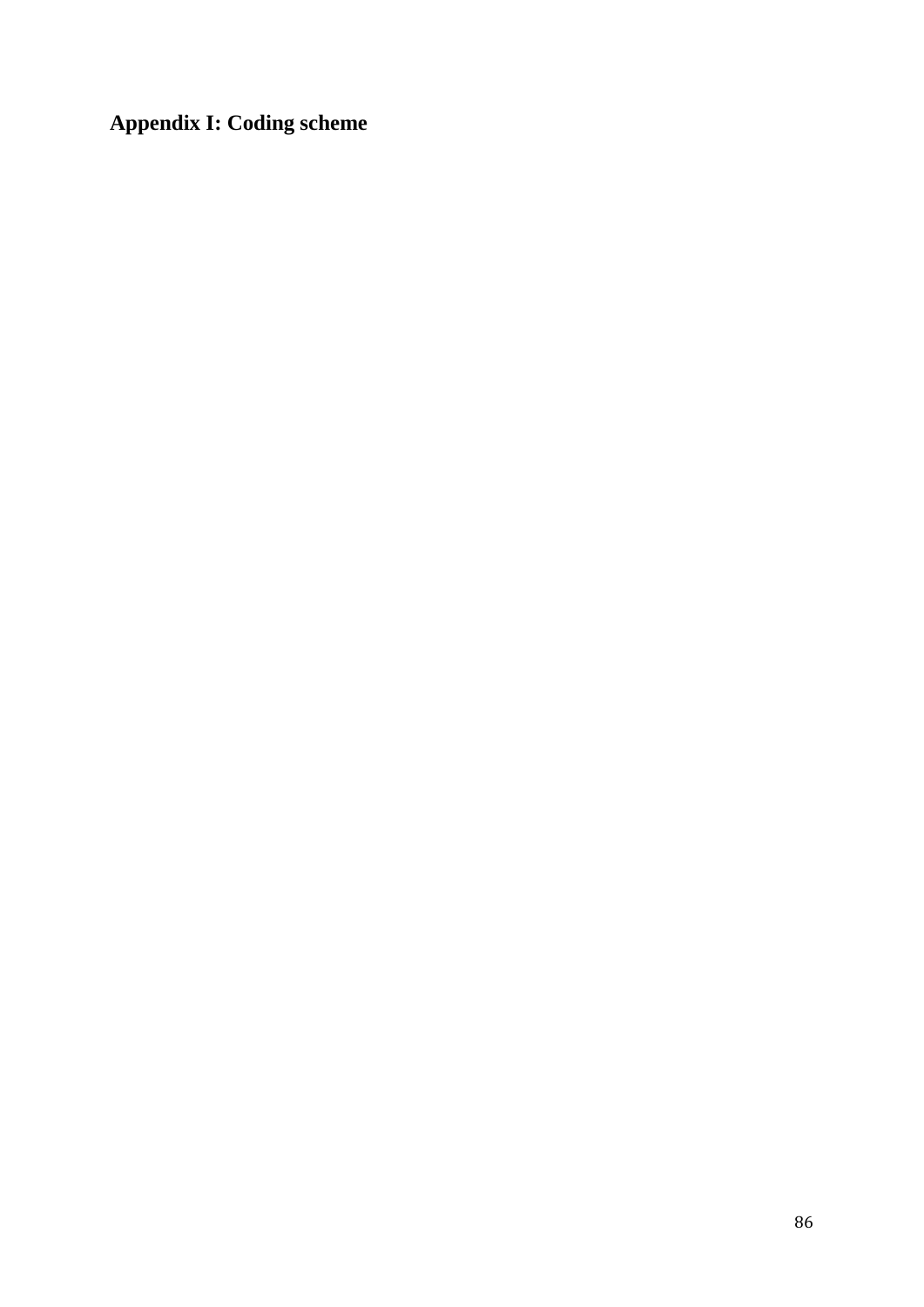## Appendix I: Coding scheme